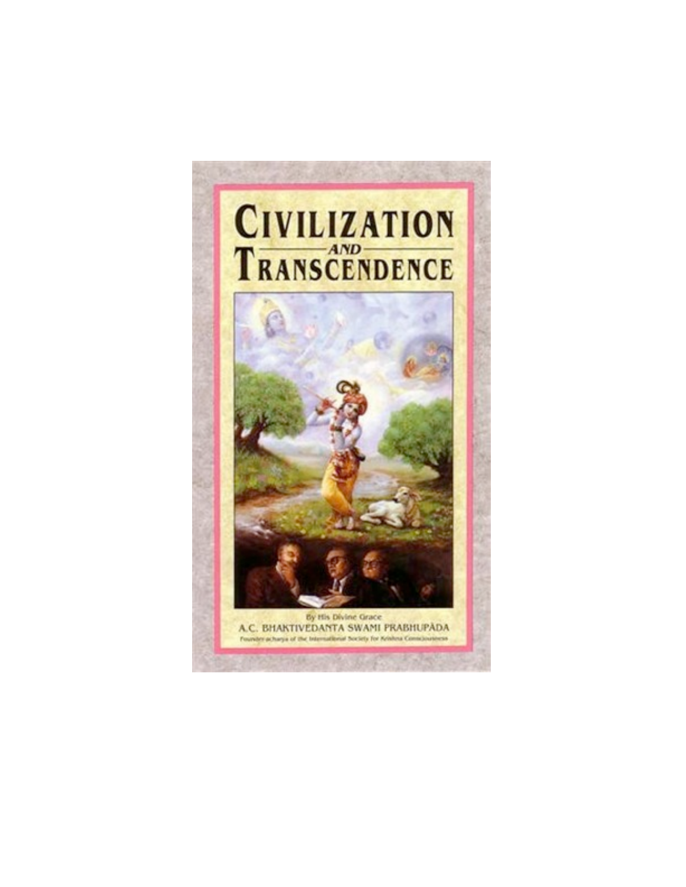# CIVILIZATION AND TRANSCENDENCE

By His Divine Grace

A.C. BHAKTIVEDANTA SWAMI PRABHUPĀDA

Founder-ācārya of the International Society for Krishna Consciousness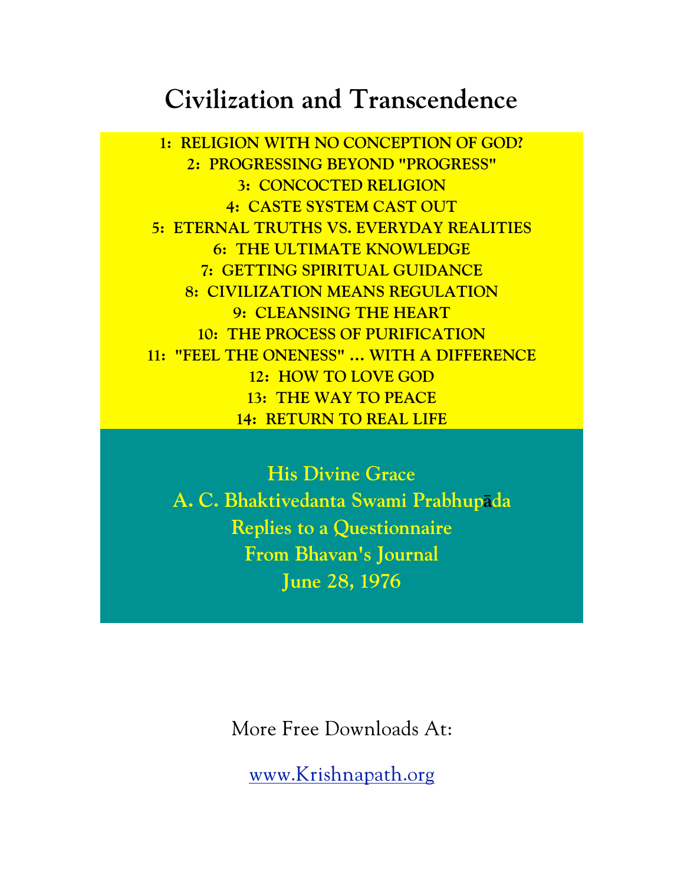# Civilization and Transcendence

1: RELIGION WITH NO CONCEPTION OF GOD?
2: PROGRESSING BEYOND "PROGRESS"
3: CONCOCTED RELIGION
4: CASTE SYSTEM CAST OUT
5: ETERNAL TRUTHS VS. EVERYDAY REALITIES
6: THE ULTIMATE KNOWLEDGE
7: GETTING SPIRITUAL GUIDANCE
8: CIVILIZATION MEANS REGULATION
9: CLEANSING THE HEART
10: THE PROCESS OF PURIFICATION
11: "FEEL THE ONENESS" … WITH A DIFFERENCE
12: HOW TO LOVE GOD
13: THE WAY TO PEACE
14: RETURN TO REAL LIFE

His Divine Grace
A. C. Bhaktivedanta Swami Prabhupāda
Replies to a Questionnaire
From Bhavan's Journal
June 28, 1976

More Free Downloads At:

www.Krishnapath.org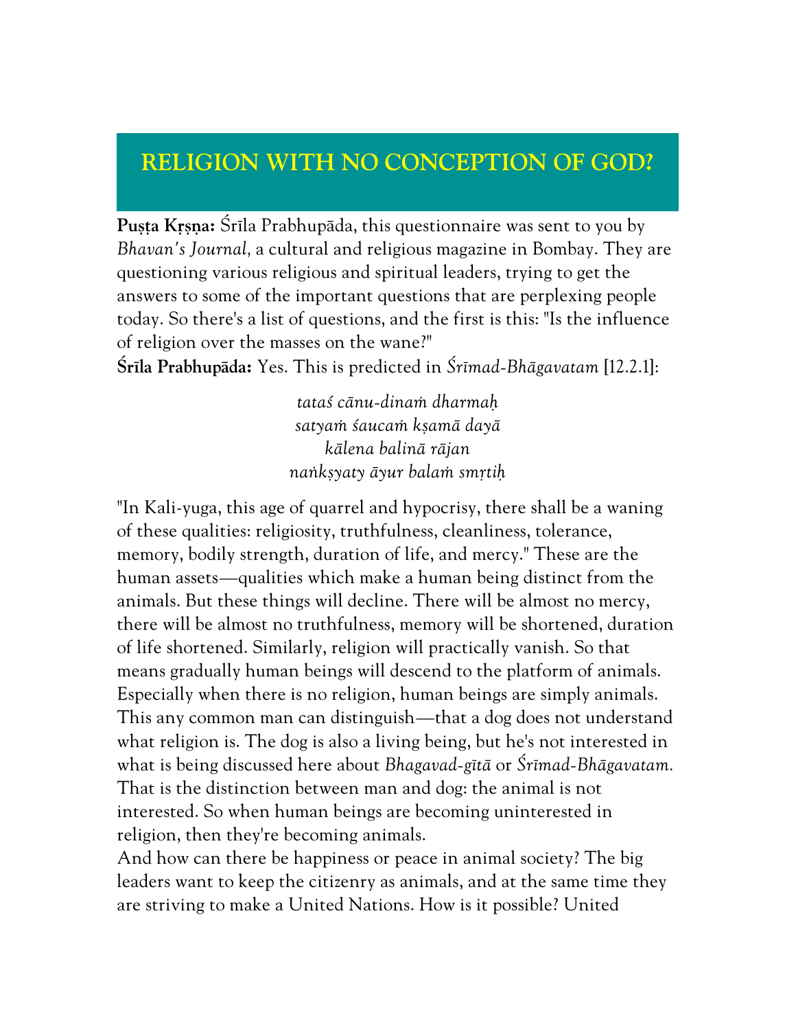# RELIGION WITH NO CONCEPTION OF GOD?

**Puṣṭa Kṛṣṇa:** Śrīla Prabhupāda, this questionnaire was sent to you by *Bhavan's Journal*, a cultural and religious magazine in Bombay. They are questioning various religious and spiritual leaders, trying to get the answers to some of the important questions that are perplexing people today. So there's a list of questions, and the first is this: "Is the influence of religion over the masses on the wane?"

**Śrīla Prabhupāda:** Yes. This is predicted in *Śrīmad-Bhāgavatam* [12.2.1]:

*tataś cānu-dinaṁ dharmaḥ*
*satyaṁ śaucaṁ kṣamā dayā*
*kālena balinā rājan*
*naṅkṣyaty āyur balaṁ smṛtiḥ*

"In Kali-yuga, this age of quarrel and hypocrisy, there shall be a waning of these qualities: religiosity, truthfulness, cleanliness, tolerance, memory, bodily strength, duration of life, and mercy." These are the human assets—qualities which make a human being distinct from the animals. But these things will decline. There will be almost no mercy, there will be almost no truthfulness, memory will be shortened, duration of life shortened. Similarly, religion will practically vanish. So that means gradually human beings will descend to the platform of animals. Especially when there is no religion, human beings are simply animals. This any common man can distinguish—that a dog does not understand what religion is. The dog is also a living being, but he's not interested in what is being discussed here about *Bhagavad-gītā* or *Śrīmad-Bhāgavatam*. That is the distinction between man and dog: the animal is not interested. So when human beings are becoming uninterested in religion, then they're becoming animals.

And how can there be happiness or peace in animal society? The big leaders want to keep the citizenry as animals, and at the same time they are striving to make a United Nations. How is it possible? United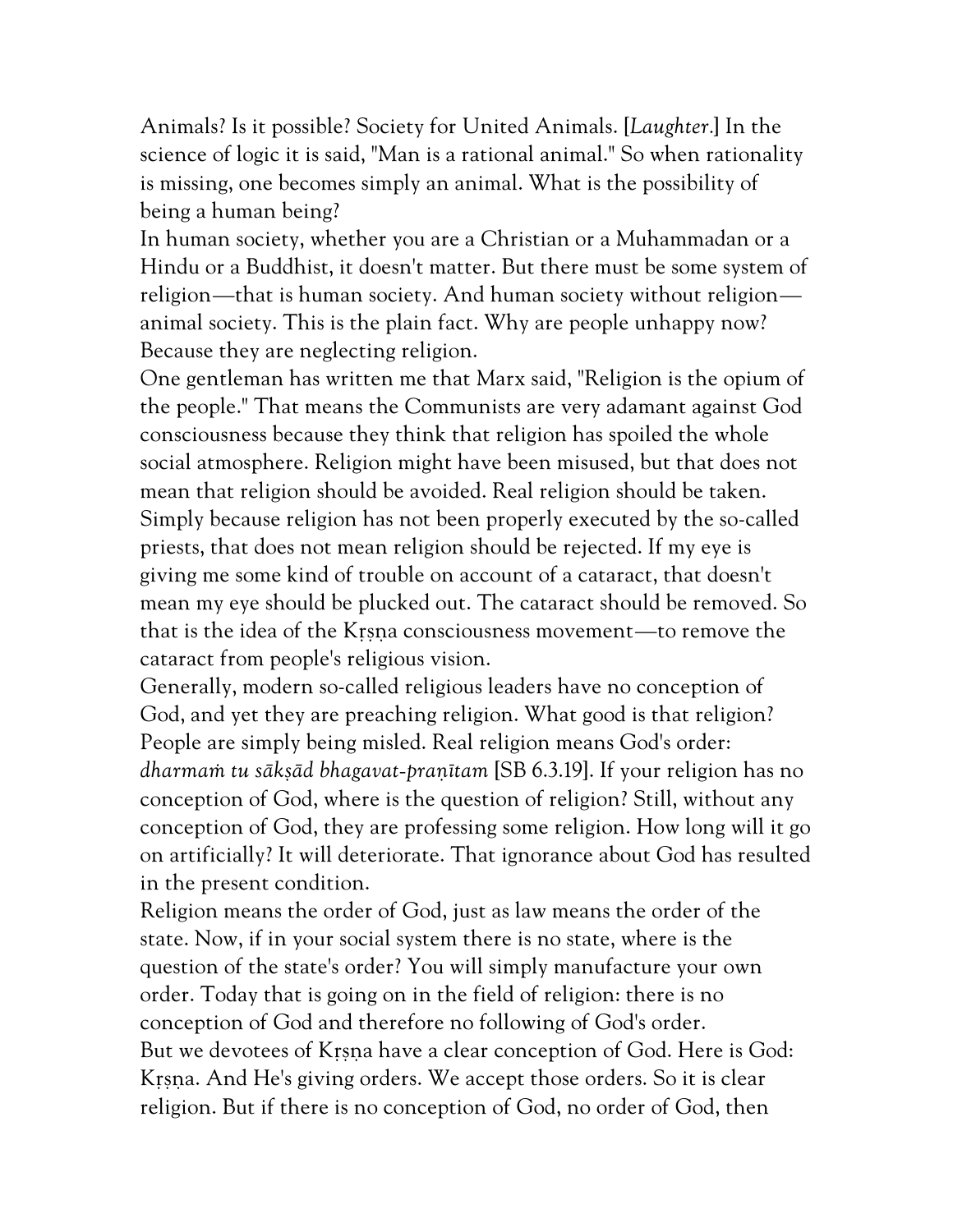Animals? Is it possible? Society for United Animals. [*Laughter.*] In the science of logic it is said, "Man is a rational animal." So when rationality is missing, one becomes simply an animal. What is the possibility of being a human being?

In human society, whether you are a Christian or a Muhammadan or a Hindu or a Buddhist, it doesn't matter. But there must be some system of religion—that is human society. And human society without religion—animal society. This is the plain fact. Why are people unhappy now? Because they are neglecting religion.

One gentleman has written me that Marx said, "Religion is the opium of the people." That means the Communists are very adamant against God consciousness because they think that religion has spoiled the whole social atmosphere. Religion might have been misused, but that does not mean that religion should be avoided. Real religion should be taken. Simply because religion has not been properly executed by the so-called priests, that does not mean religion should be rejected. If my eye is giving me some kind of trouble on account of a cataract, that doesn't mean my eye should be plucked out. The cataract should be removed. So that is the idea of the Kṛṣṇa consciousness movement—to remove the cataract from people's religious vision.

Generally, modern so-called religious leaders have no conception of God, and yet they are preaching religion. What good is that religion? People are simply being misled. Real religion means God's order: *dharmaṁ tu sākṣād bhagavat-praṇītam* [SB 6.3.19]. If your religion has no conception of God, where is the question of religion? Still, without any conception of God, they are professing some religion. How long will it go on artificially? It will deteriorate. That ignorance about God has resulted in the present condition.

Religion means the order of God, just as law means the order of the state. Now, if in your social system there is no state, where is the question of the state's order? You will simply manufacture your own order. Today that is going on in the field of religion: there is no conception of God and therefore no following of God's order.

But we devotees of Kṛṣṇa have a clear conception of God. Here is God: Kṛṣṇa. And He's giving orders. We accept those orders. So it is clear religion. But if there is no conception of God, no order of God, then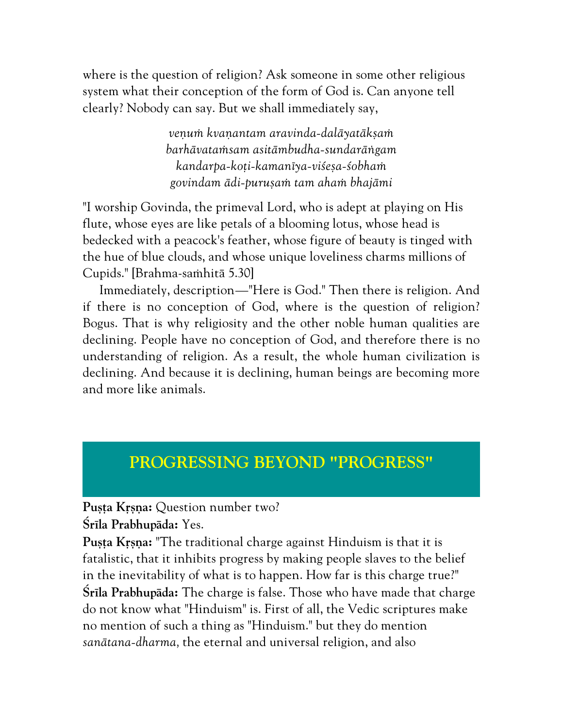where is the question of religion? Ask someone in some other religious system what their conception of the form of God is. Can anyone tell clearly? Nobody can say. But we shall immediately say,

> *veṇuṁ kvaṇantam aravinda-dalāyatākṣaṁ*
> *barhāvataṁsam asitāmbudha-sundarāṅgam*
> *kandarpa-koṭi-kamanīya-viśeṣa-śobhaṁ*
> *govindam ādi-puruṣaṁ tam ahaṁ bhajāmi*

"I worship Govinda, the primeval Lord, who is adept at playing on His flute, whose eyes are like petals of a blooming lotus, whose head is bedecked with a peacock's feather, whose figure of beauty is tinged with the hue of blue clouds, and whose unique loveliness charms millions of Cupids." [Brahma-saṁhitā 5.30]

Immediately, description—"Here is God." Then there is religion. And if there is no conception of God, where is the question of religion? Bogus. That is why religiosity and the other noble human qualities are declining. People have no conception of God, and therefore there is no understanding of religion. As a result, the whole human civilization is declining. And because it is declining, human beings are becoming more and more like animals.

## PROGRESSING BEYOND "PROGRESS"

**Puṣṭa Kṛṣṇa:** Question number two?
**Śrīla Prabhupāda:** Yes.
**Puṣṭa Kṛṣṇa:** "The traditional charge against Hinduism is that it is fatalistic, that it inhibits progress by making people slaves to the belief in the inevitability of what is to happen. How far is this charge true?"
**Śrīla Prabhupāda:** The charge is false. Those who have made that charge do not know what "Hinduism" is. First of all, the Vedic scriptures make no mention of such a thing as "Hinduism." but they do mention *sanātana-dharma,* the eternal and universal religion, and also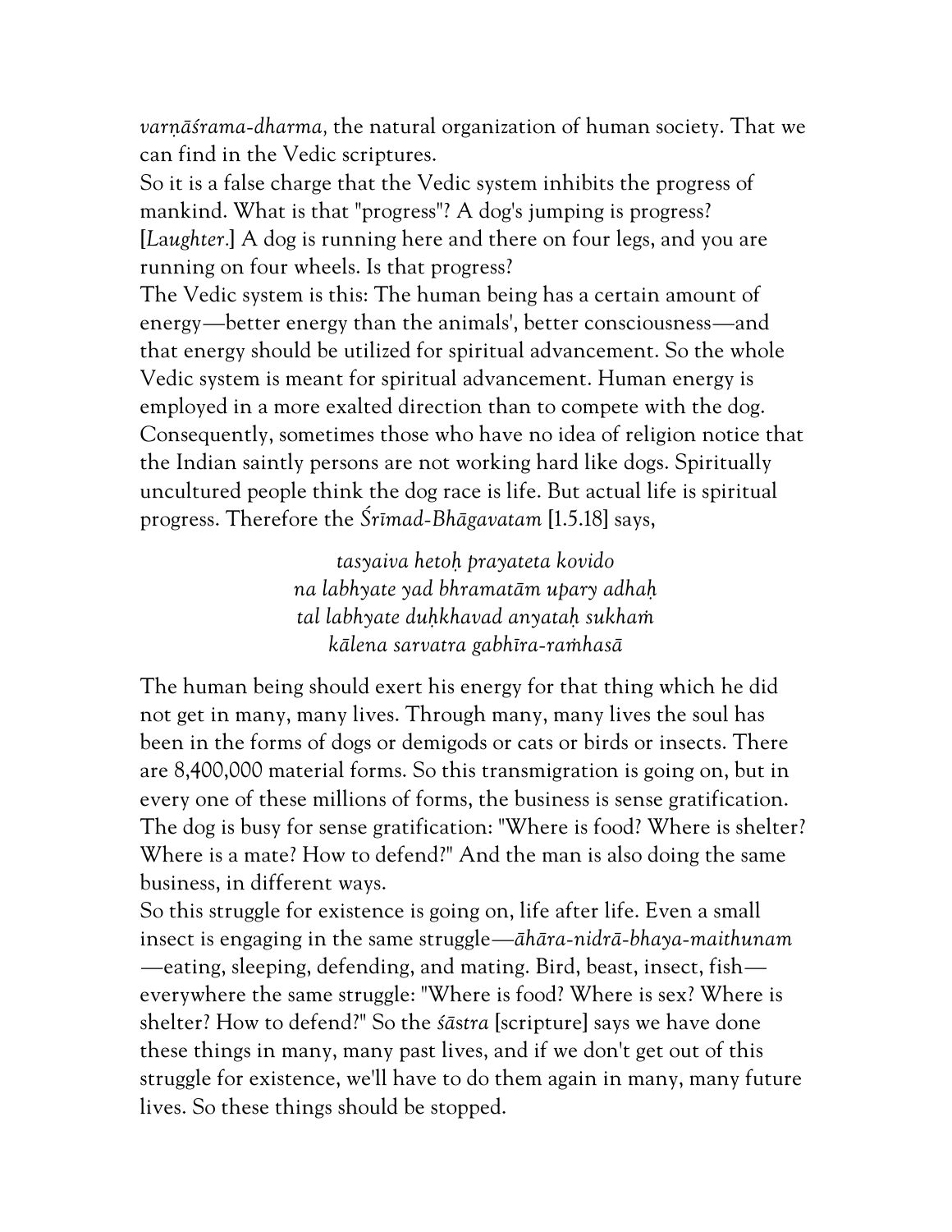*varṇāśrama-dharma,* the natural organization of human society. That we can find in the Vedic scriptures.

So it is a false charge that the Vedic system inhibits the progress of mankind. What is that "progress"? A dog's jumping is progress? [*Laughter.*] A dog is running here and there on four legs, and you are running on four wheels. Is that progress?

The Vedic system is this: The human being has a certain amount of energy—better energy than the animals', better consciousness—and that energy should be utilized for spiritual advancement. So the whole Vedic system is meant for spiritual advancement. Human energy is employed in a more exalted direction than to compete with the dog. Consequently, sometimes those who have no idea of religion notice that the Indian saintly persons are not working hard like dogs. Spiritually uncultured people think the dog race is life. But actual life is spiritual progress. Therefore the *Śrīmad-Bhāgavatam* [1.5.18] says,

> *tasyaiva hetoḥ prayateta kovido*
> *na labhyate yad bhramatām upary adhaḥ*
> *tal labhyate duḥkhavad anyataḥ sukhaṁ*
> *kālena sarvatra gabhīra-raṁhasā*

The human being should exert his energy for that thing which he did not get in many, many lives. Through many, many lives the soul has been in the forms of dogs or demigods or cats or birds or insects. There are 8,400,000 material forms. So this transmigration is going on, but in every one of these millions of forms, the business is sense gratification. The dog is busy for sense gratification: "Where is food? Where is shelter? Where is a mate? How to defend?" And the man is also doing the same business, in different ways.

So this struggle for existence is going on, life after life. Even a small insect is engaging in the same struggle—*āhāra-nidrā-bhaya-maithunam*—eating, sleeping, defending, and mating. Bird, beast, insect, fish—everywhere the same struggle: "Where is food? Where is sex? Where is shelter? How to defend?" So the *śāstra* [scripture] says we have done these things in many, many past lives, and if we don't get out of this struggle for existence, we'll have to do them again in many, many future lives. So these things should be stopped.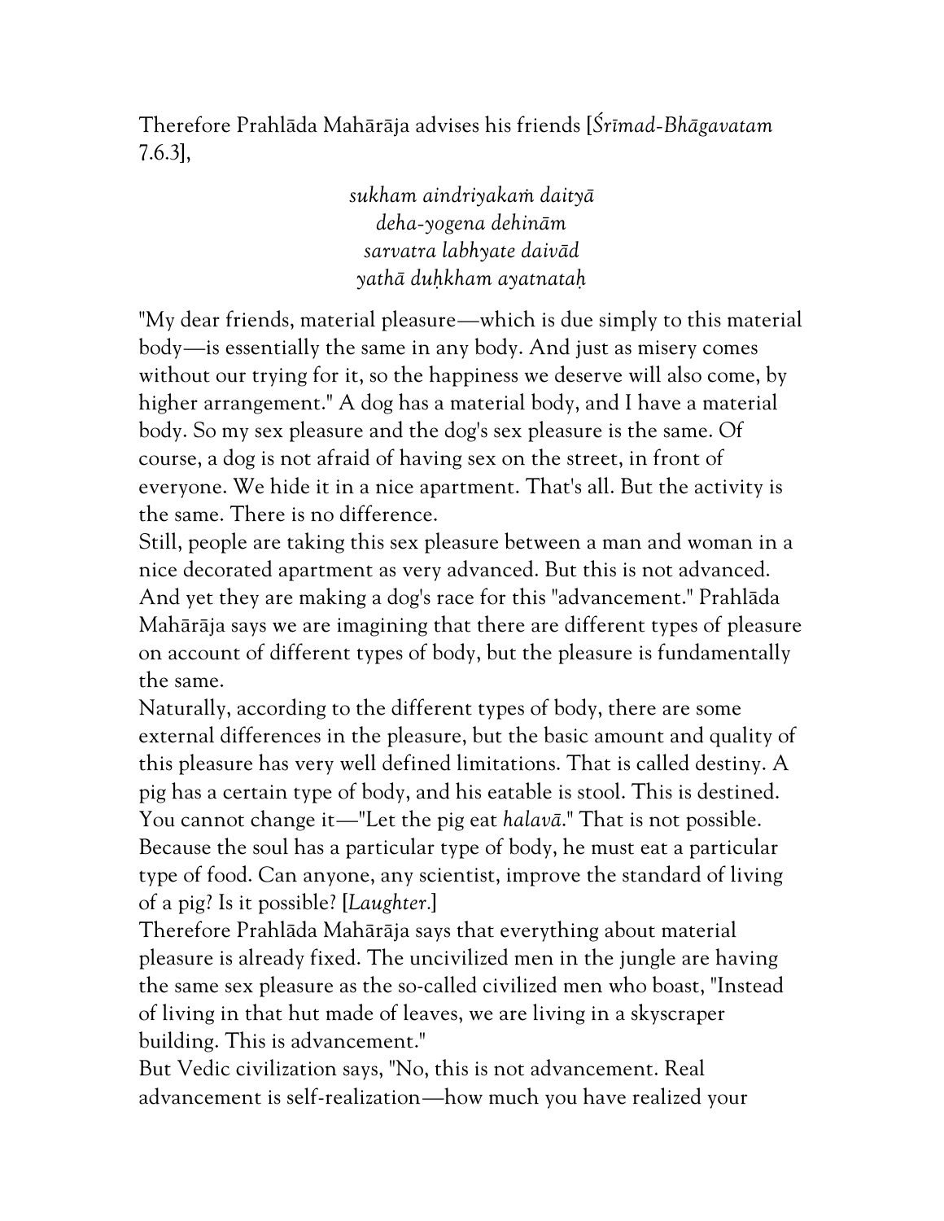Therefore Prahlāda Mahārāja advises his friends [*Śrīmad-Bhāgavatam* 7.6.3],

> *sukham aindriyakaṁ daityā*
> *deha-yogena dehinām*
> *sarvatra labhyate daivād*
> *yathā duḥkham ayatnataḥ*

"My dear friends, material pleasure—which is due simply to this material body—is essentially the same in any body. And just as misery comes without our trying for it, so the happiness we deserve will also come, by higher arrangement." A dog has a material body, and I have a material body. So my sex pleasure and the dog's sex pleasure is the same. Of course, a dog is not afraid of having sex on the street, in front of everyone. We hide it in a nice apartment. That's all. But the activity is the same. There is no difference.

Still, people are taking this sex pleasure between a man and woman in a nice decorated apartment as very advanced. But this is not advanced. And yet they are making a dog's race for this "advancement." Prahlāda Mahārāja says we are imagining that there are different types of pleasure on account of different types of body, but the pleasure is fundamentally the same.

Naturally, according to the different types of body, there are some external differences in the pleasure, but the basic amount and quality of this pleasure has very well defined limitations. That is called destiny. A pig has a certain type of body, and his eatable is stool. This is destined. You cannot change it—"Let the pig eat *halavā*." That is not possible. Because the soul has a particular type of body, he must eat a particular type of food. Can anyone, any scientist, improve the standard of living of a pig? Is it possible? [*Laughter.*]

Therefore Prahlāda Mahārāja says that everything about material pleasure is already fixed. The uncivilized men in the jungle are having the same sex pleasure as the so-called civilized men who boast, "Instead of living in that hut made of leaves, we are living in a skyscraper building. This is advancement."

But Vedic civilization says, "No, this is not advancement. Real advancement is self-realization—how much you have realized your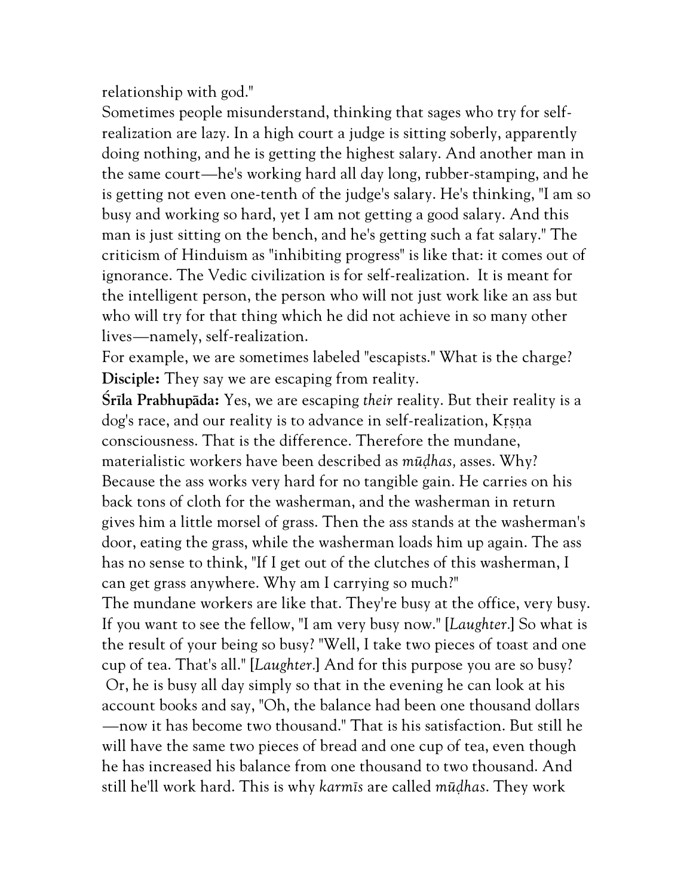relationship with god."

Sometimes people misunderstand, thinking that sages who try for self-realization are lazy. In a high court a judge is sitting soberly, apparently doing nothing, and he is getting the highest salary. And another man in the same court—he's working hard all day long, rubber-stamping, and he is getting not even one-tenth of the judge's salary. He's thinking, "I am so busy and working so hard, yet I am not getting a good salary. And this man is just sitting on the bench, and he's getting such a fat salary." The criticism of Hinduism as "inhibiting progress" is like that: it comes out of ignorance. The Vedic civilization is for self-realization. It is meant for the intelligent person, the person who will not just work like an ass but who will try for that thing which he did not achieve in so many other lives—namely, self-realization.

For example, we are sometimes labeled "escapists." What is the charge?

**Disciple:** They say we are escaping from reality.

**Śrīla Prabhupāda:** Yes, we are escaping *their* reality. But their reality is a dog's race, and our reality is to advance in self-realization, Kṛṣṇa consciousness. That is the difference. Therefore the mundane, materialistic workers have been described as *mūḍhas,* asses. Why? Because the ass works very hard for no tangible gain. He carries on his back tons of cloth for the washerman, and the washerman in return gives him a little morsel of grass. Then the ass stands at the washerman's door, eating the grass, while the washerman loads him up again. The ass has no sense to think, "If I get out of the clutches of this washerman, I can get grass anywhere. Why am I carrying so much?"

The mundane workers are like that. They're busy at the office, very busy. If you want to see the fellow, "I am very busy now." [*Laughter.*] So what is the result of your being so busy? "Well, I take two pieces of toast and one cup of tea. That's all." [*Laughter.*] And for this purpose you are so busy? Or, he is busy all day simply so that in the evening he can look at his account books and say, "Oh, the balance had been one thousand dollars—now it has become two thousand." That is his satisfaction. But still he will have the same two pieces of bread and one cup of tea, even though he has increased his balance from one thousand to two thousand. And still he'll work hard. This is why *karmīs* are called *mūḍhas*. They work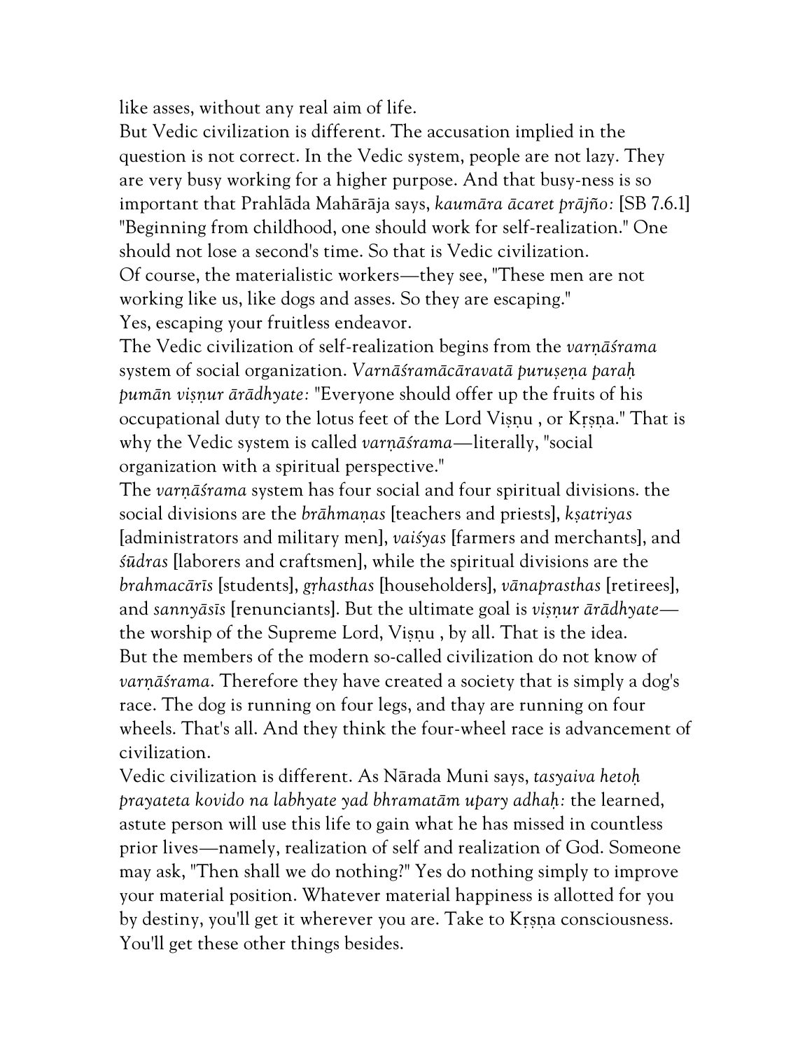like asses, without any real aim of life.

But Vedic civilization is different. The accusation implied in the question is not correct. In the Vedic system, people are not lazy. They are very busy working for a higher purpose. And that busy-ness is so important that Prahlāda Mahārāja says, *kaumāra ācaret prājño:* [SB 7.6.1] "Beginning from childhood, one should work for self-realization." One should not lose a second's time. So that is Vedic civilization.

Of course, the materialistic workers—they see, "These men are not working like us, like dogs and asses. So they are escaping."

Yes, escaping your fruitless endeavor.

The Vedic civilization of self-realization begins from the *varṇāśrama* system of social organization. *Varnāśramācāravatā puruṣeṇa paraḥ pumān viṣṇur ārādhyate:* "Everyone should offer up the fruits of his occupational duty to the lotus feet of the Lord Viṣṇu , or Kṛṣṇa." That is why the Vedic system is called *varṇāśrama*—literally, "social organization with a spiritual perspective."

The *varṇāśrama* system has four social and four spiritual divisions. the social divisions are the *brāhmaṇas* [teachers and priests], *kṣatriyas* [administrators and military men], *vaiśyas* [farmers and merchants], and *śūdras* [laborers and craftsmen], while the spiritual divisions are the *brahmacārīs* [students], *gṛhasthas* [householders], *vānaprasthas* [retirees], and *sannyāsīs* [renunciants]. But the ultimate goal is *viṣṇur ārādhyate*—the worship of the Supreme Lord, Viṣṇu , by all. That is the idea.

But the members of the modern so-called civilization do not know of *varṇāśrama*. Therefore they have created a society that is simply a dog's race. The dog is running on four legs, and thay are running on four wheels. That's all. And they think the four-wheel race is advancement of civilization.

Vedic civilization is different. As Nārada Muni says, *tasyaiva hetoḥ prayateta kovido na labhyate yad bhramatām upary adhaḥ:* the learned, astute person will use this life to gain what he has missed in countless prior lives—namely, realization of self and realization of God. Someone may ask, "Then shall we do nothing?" Yes do nothing simply to improve your material position. Whatever material happiness is allotted for you by destiny, you'll get it wherever you are. Take to Kṛṣṇa consciousness. You'll get these other things besides.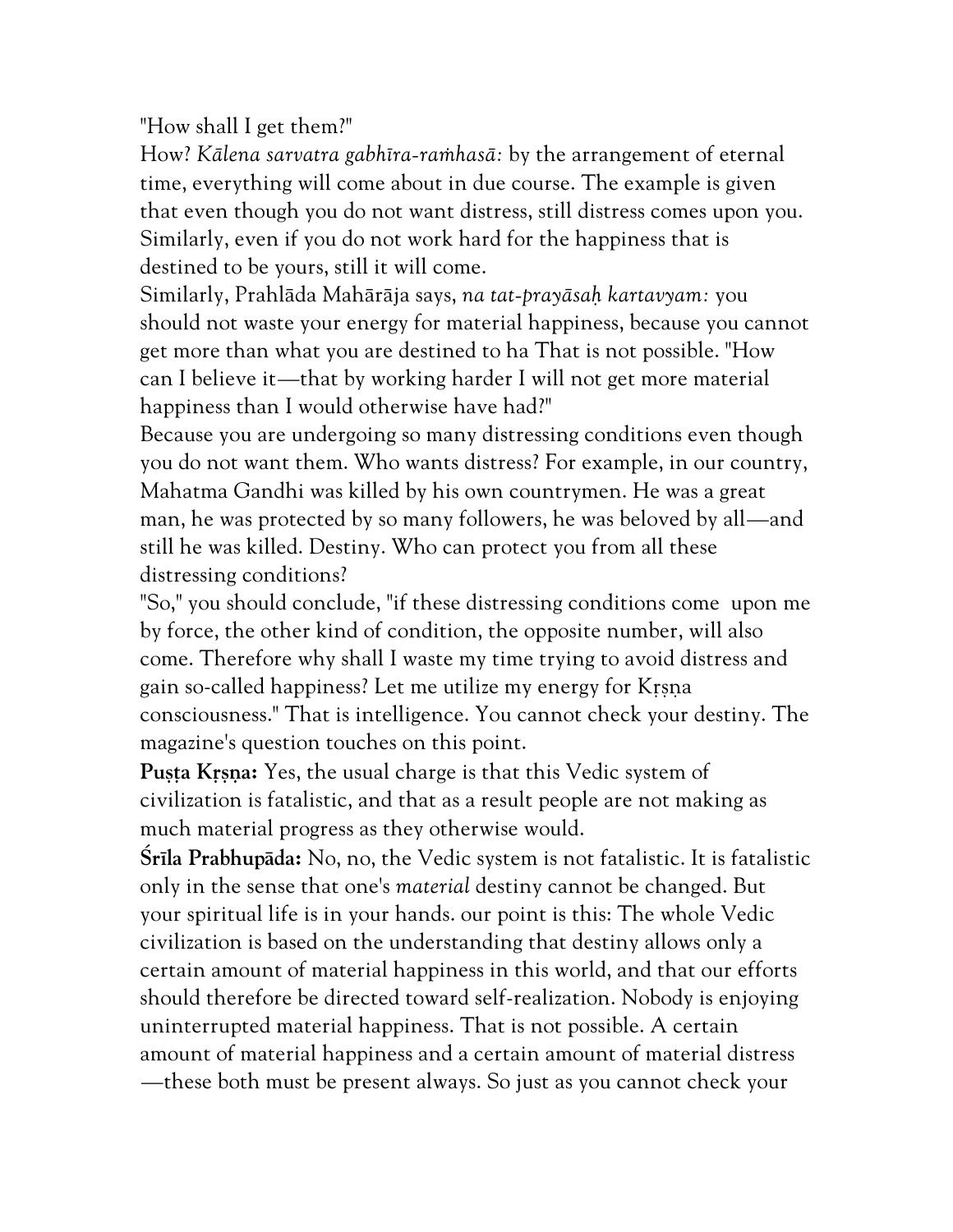"How shall I get them?"

How? *Kālena sarvatra gabhīra-raṁhasā:* by the arrangement of eternal time, everything will come about in due course. The example is given that even though you do not want distress, still distress comes upon you. Similarly, even if you do not work hard for the happiness that is destined to be yours, still it will come.

Similarly, Prahlāda Mahārāja says, *na tat-prayāsaḥ kartavyam:* you should not waste your energy for material happiness, because you cannot get more than what you are destined to ha That is not possible. "How can I believe it—that by working harder I will not get more material happiness than I would otherwise have had?"

Because you are undergoing so many distressing conditions even though you do not want them. Who wants distress? For example, in our country, Mahatma Gandhi was killed by his own countrymen. He was a great man, he was protected by so many followers, he was beloved by all—and still he was killed. Destiny. Who can protect you from all these distressing conditions?

"So," you should conclude, "if these distressing conditions come upon me by force, the other kind of condition, the opposite number, will also come. Therefore why shall I waste my time trying to avoid distress and gain so-called happiness? Let me utilize my energy for Kṛṣṇa consciousness." That is intelligence. You cannot check your destiny. The magazine's question touches on this point.

**Puṣṭa Kṛṣṇa:** Yes, the usual charge is that this Vedic system of civilization is fatalistic, and that as a result people are not making as much material progress as they otherwise would.

**Śrīla Prabhupāda:** No, no, the Vedic system is not fatalistic. It is fatalistic only in the sense that one's *material* destiny cannot be changed. But your spiritual life is in your hands. our point is this: The whole Vedic civilization is based on the understanding that destiny allows only a certain amount of material happiness in this world, and that our efforts should therefore be directed toward self-realization. Nobody is enjoying uninterrupted material happiness. That is not possible. A certain amount of material happiness and a certain amount of material distress—these both must be present always. So just as you cannot check your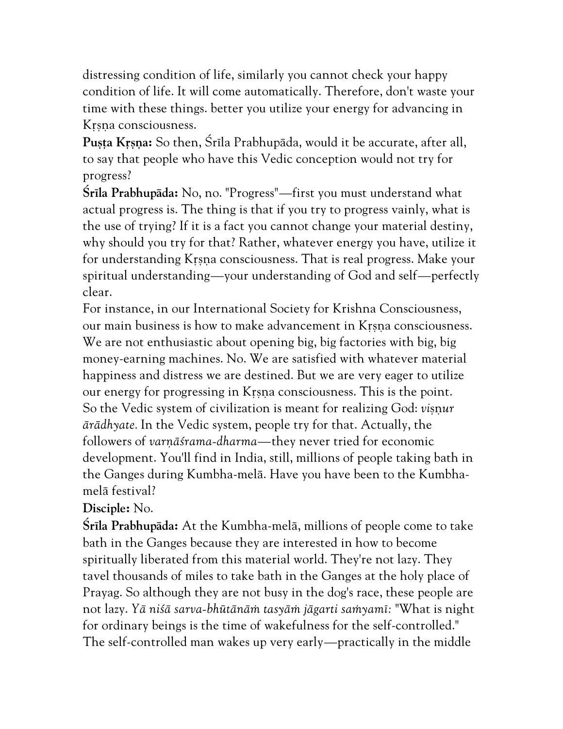distressing condition of life, similarly you cannot check your happy condition of life. It will come automatically. Therefore, don't waste your time with these things. better you utilize your energy for advancing in Kṛṣṇa consciousness.

**Puṣṭa Kṛṣṇa:** So then, Śrīla Prabhupāda, would it be accurate, after all, to say that people who have this Vedic conception would not try for progress?

**Śrīla Prabhupāda:** No, no. "Progress"—first you must understand what actual progress is. The thing is that if you try to progress vainly, what is the use of trying? If it is a fact you cannot change your material destiny, why should you try for that? Rather, whatever energy you have, utilize it for understanding Kṛṣṇa consciousness. That is real progress. Make your spiritual understanding—your understanding of God and self—perfectly clear.

For instance, in our International Society for Krishna Consciousness, our main business is how to make advancement in Kṛṣṇa consciousness. We are not enthusiastic about opening big, big factories with big, big money-earning machines. No. We are satisfied with whatever material happiness and distress we are destined. But we are very eager to utilize our energy for progressing in Kṛṣṇa consciousness. This is the point.

So the Vedic system of civilization is meant for realizing God: *viṣṇur ārādhyate.* In the Vedic system, people try for that. Actually, the followers of *varṇāśrama-dharma*—they never tried for economic development. You'll find in India, still, millions of people taking bath in the Ganges during Kumbha-melā. Have you have been to the Kumbha-melā festival?

**Disciple:** No.

**Śrīla Prabhupāda:** At the Kumbha-melā, millions of people come to take bath in the Ganges because they are interested in how to become spiritually liberated from this material world. They're not lazy. They tavel thousands of miles to take bath in the Ganges at the holy place of Prayag. So although they are not busy in the dog's race, these people are not lazy. *Yā niśā sarva-bhūtānāṁ tasyāṁ jāgarti saṁyamī:* "What is night for ordinary beings is the time of wakefulness for the self-controlled." The self-controlled man wakes up very early—practically in the middle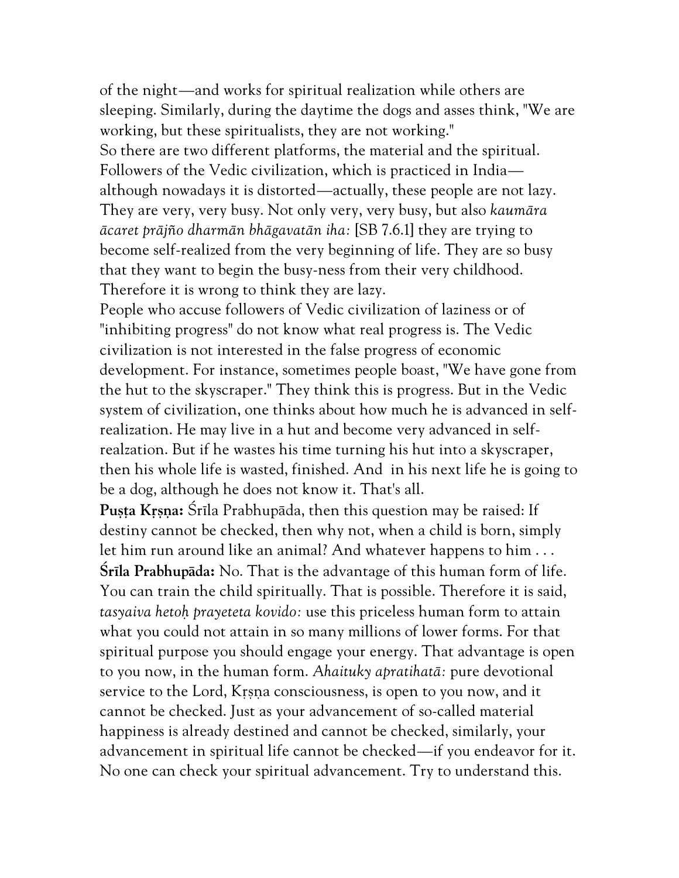of the night—and works for spiritual realization while others are sleeping. Similarly, during the daytime the dogs and asses think, "We are working, but these spiritualists, they are not working."

So there are two different platforms, the material and the spiritual. Followers of the Vedic civilization, which is practiced in India—although nowadays it is distorted—actually, these people are not lazy. They are very, very busy. Not only very, very busy, but also *kaumāra ācaret prājño dharmān bhāgavatān iha:* [SB 7.6.1] they are trying to become self-realized from the very beginning of life. They are so busy that they want to begin the busy-ness from their very childhood. Therefore it is wrong to think they are lazy.

People who accuse followers of Vedic civilization of laziness or of "inhibiting progress" do not know what real progress is. The Vedic civilization is not interested in the false progress of economic development. For instance, sometimes people boast, "We have gone from the hut to the skyscraper." They think this is progress. But in the Vedic system of civilization, one thinks about how much he is advanced in self-realization. He may live in a hut and become very advanced in self-realzation. But if he wastes his time turning his hut into a skyscraper, then his whole life is wasted, finished. And in his next life he is going to be a dog, although he does not know it. That's all.

**Puṣṭa Kṛṣṇa:** Śrīla Prabhupāda, then this question may be raised: If destiny cannot be checked, then why not, when a child is born, simply let him run around like an animal? And whatever happens to him . . .

**Śrīla Prabhupāda:** No. That is the advantage of this human form of life. You can train the child spiritually. That is possible. Therefore it is said, *tasyaiva hetoḥ prayeteta kovido:* use this priceless human form to attain what you could not attain in so many millions of lower forms. For that spiritual purpose you should engage your energy. That advantage is open to you now, in the human form. *Ahaituky apratihatā:* pure devotional service to the Lord, Kṛṣṇa consciousness, is open to you now, and it cannot be checked. Just as your advancement of so-called material happiness is already destined and cannot be checked, similarly, your advancement in spiritual life cannot be checked—if you endeavor for it. No one can check your spiritual advancement. Try to understand this.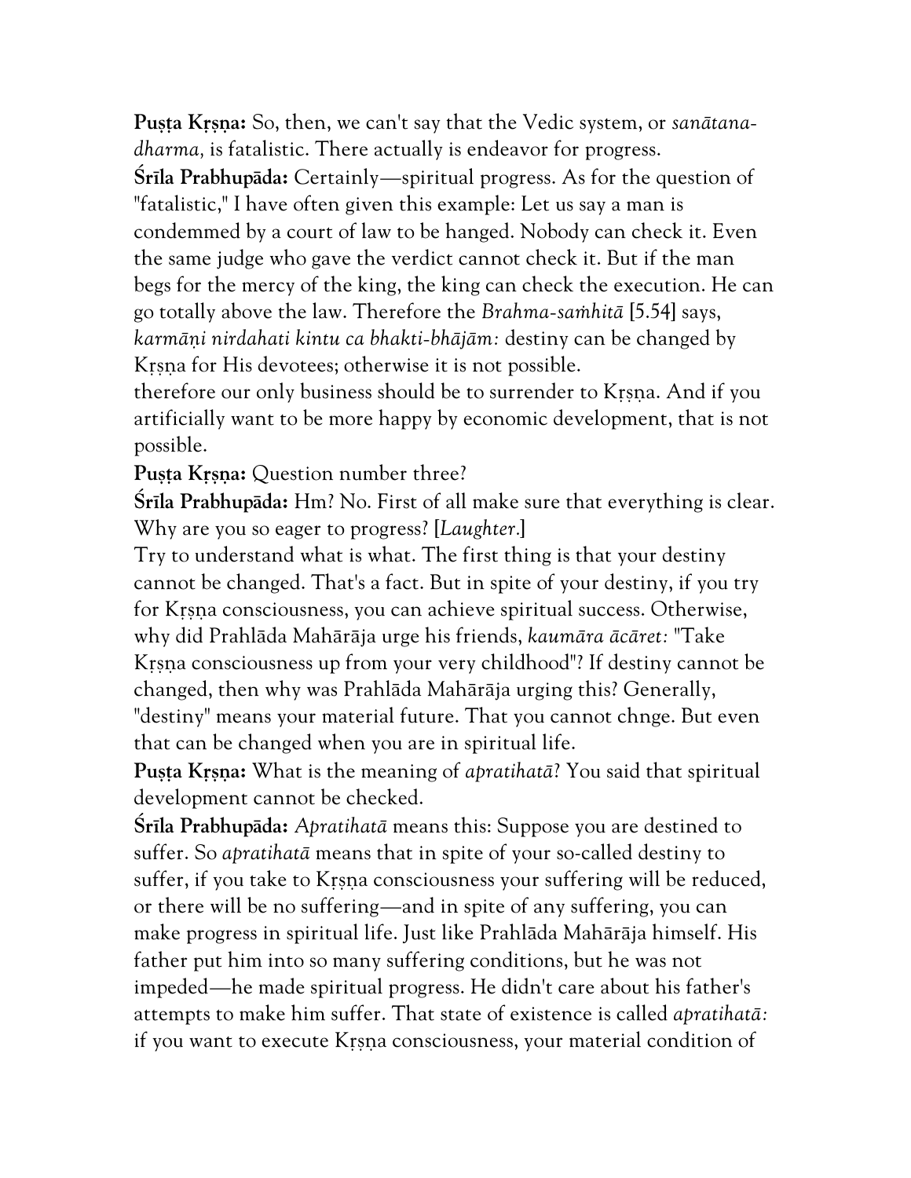**Puṣṭa Kṛṣṇa:** So, then, we can't say that the Vedic system, or *sanātana-dharma,* is fatalistic. There actually is endeavor for progress.

**Śrīla Prabhupāda:** Certainly—spiritual progress. As for the question of "fatalistic," I have often given this example: Let us say a man is condemmed by a court of law to be hanged. Nobody can check it. Even the same judge who gave the verdict cannot check it. But if the man begs for the mercy of the king, the king can check the execution. He can go totally above the law. Therefore the *Brahma-saṁhitā* [5.54] says, *karmāṇi nirdahati kintu ca bhakti-bhājām:* destiny can be changed by Kṛṣṇa for His devotees; otherwise it is not possible.

therefore our only business should be to surrender to Kṛṣṇa. And if you artificially want to be more happy by economic development, that is not possible.

**Puṣṭa Kṛṣṇa:** Question number three?

**Śrīla Prabhupāda:** Hm? No. First of all make sure that everything is clear. Why are you so eager to progress? [*Laughter.*]

Try to understand what is what. The first thing is that your destiny cannot be changed. That's a fact. But in spite of your destiny, if you try for Kṛṣṇa consciousness, you can achieve spiritual success. Otherwise, why did Prahlāda Mahārāja urge his friends, *kaumāra ācāret:* "Take Kṛṣṇa consciousness up from your very childhood"? If destiny cannot be changed, then why was Prahlāda Mahārāja urging this? Generally, "destiny" means your material future. That you cannot chnge. But even that can be changed when you are in spiritual life.

**Puṣṭa Kṛṣṇa:** What is the meaning of *apratihatā*? You said that spiritual development cannot be checked.

**Śrīla Prabhupāda:** *Apratihatā* means this: Suppose you are destined to suffer. So *apratihatā* means that in spite of your so-called destiny to suffer, if you take to Kṛṣṇa consciousness your suffering will be reduced, or there will be no suffering—and in spite of any suffering, you can make progress in spiritual life. Just like Prahlāda Mahārāja himself. His father put him into so many suffering conditions, but he was not impeded—he made spiritual progress. He didn't care about his father's attempts to make him suffer. That state of existence is called *apratihatā:* if you want to execute Kṛṣṇa consciousness, your material condition of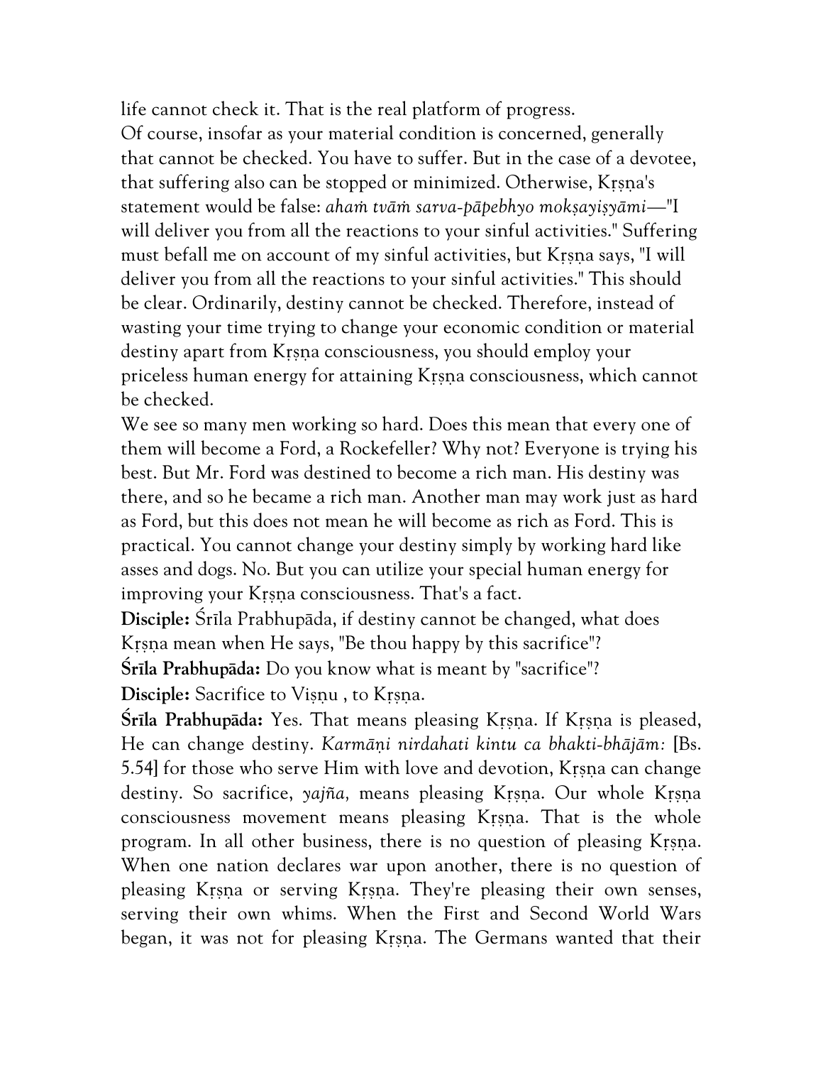life cannot check it. That is the real platform of progress.

Of course, insofar as your material condition is concerned, generally that cannot be checked. You have to suffer. But in the case of a devotee, that suffering also can be stopped or minimized. Otherwise, Kṛṣṇa's statement would be false: *ahaṁ tvāṁ sarva-pāpebhyo mokṣayiṣyāmi*—"I will deliver you from all the reactions to your sinful activities." Suffering must befall me on account of my sinful activities, but Kṛṣṇa says, "I will deliver you from all the reactions to your sinful activities." This should be clear. Ordinarily, destiny cannot be checked. Therefore, instead of wasting your time trying to change your economic condition or material destiny apart from Kṛṣṇa consciousness, you should employ your priceless human energy for attaining Kṛṣṇa consciousness, which cannot be checked.

We see so many men working so hard. Does this mean that every one of them will become a Ford, a Rockefeller? Why not? Everyone is trying his best. But Mr. Ford was destined to become a rich man. His destiny was there, and so he became a rich man. Another man may work just as hard as Ford, but this does not mean he will become as rich as Ford. This is practical. You cannot change your destiny simply by working hard like asses and dogs. No. But you can utilize your special human energy for improving your Kṛṣṇa consciousness. That's a fact.

**Disciple:** Śrīla Prabhupāda, if destiny cannot be changed, what does Kṛṣṇa mean when He says, "Be thou happy by this sacrifice"?

**Śrīla Prabhupāda:** Do you know what is meant by "sacrifice"?

**Disciple:** Sacrifice to Viṣṇu , to Kṛṣṇa.

**Śrīla Prabhupāda:** Yes. That means pleasing Kṛṣṇa. If Kṛṣṇa is pleased, He can change destiny. *Karmāṇi nirdahati kintu ca bhakti-bhājām:* [Bs. 5.54] for those who serve Him with love and devotion, Kṛṣṇa can change destiny. So sacrifice, *yajña,* means pleasing Kṛṣṇa. Our whole Kṛṣṇa consciousness movement means pleasing Kṛṣṇa. That is the whole program. In all other business, there is no question of pleasing Kṛṣṇa. When one nation declares war upon another, there is no question of pleasing Kṛṣṇa or serving Kṛṣṇa. They're pleasing their own senses, serving their own whims. When the First and Second World Wars began, it was not for pleasing Kṛṣṇa. The Germans wanted that their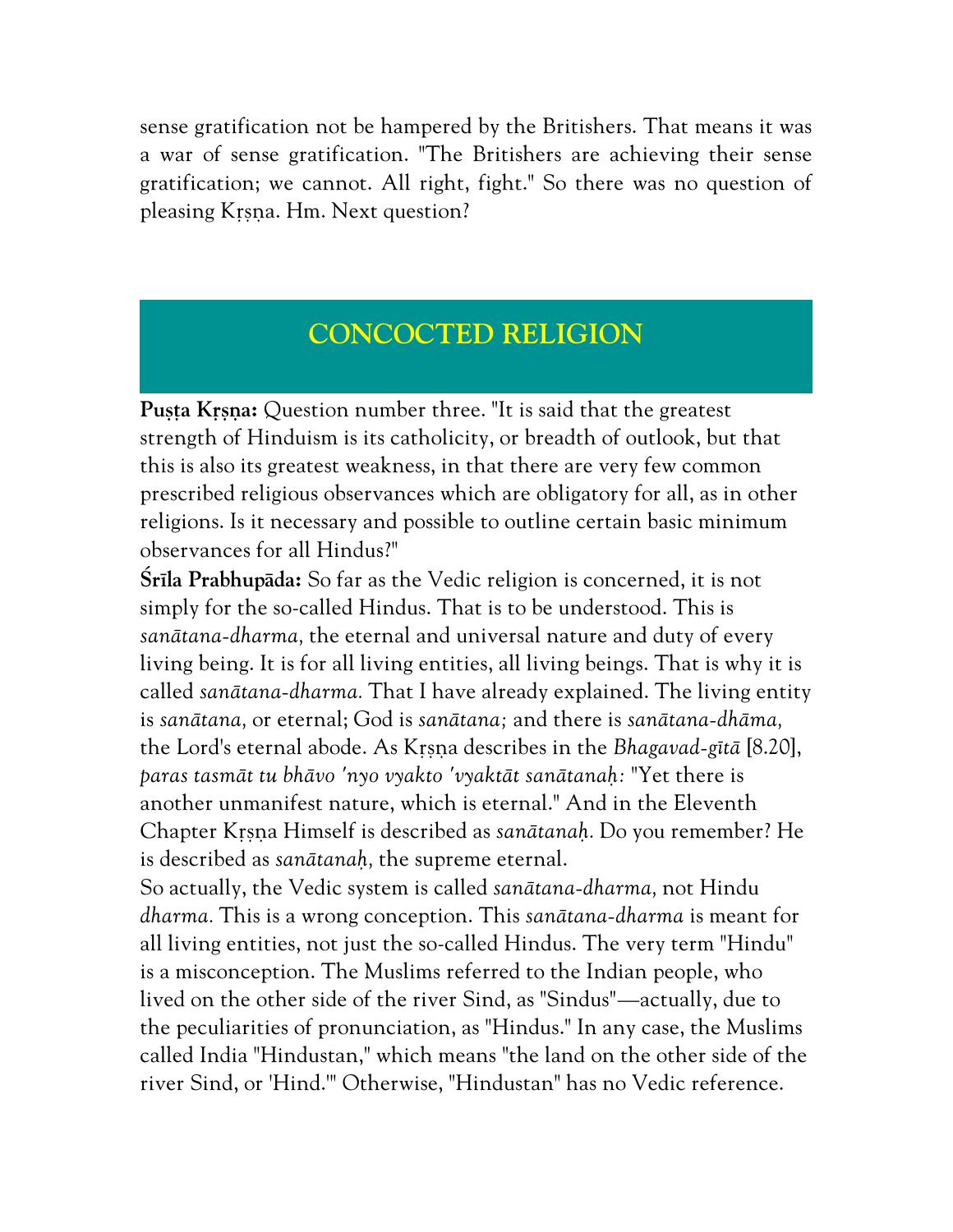sense gratification not be hampered by the Britishers. That means it was a war of sense gratification. "The Britishers are achieving their sense gratification; we cannot. All right, fight." So there was no question of pleasing Kṛṣṇa. Hm. Next question?

## CONCOCTED RELIGION

**Puṣṭa Kṛṣṇa:** Question number three. "It is said that the greatest strength of Hinduism is its catholicity, or breadth of outlook, but that this is also its greatest weakness, in that there are very few common prescribed religious observances which are obligatory for all, as in other religions. Is it necessary and possible to outline certain basic minimum observances for all Hindus?"

**Śrīla Prabhupāda:** So far as the Vedic religion is concerned, it is not simply for the so-called Hindus. That is to be understood. This is *sanātana-dharma,* the eternal and universal nature and duty of every living being. It is for all living entities, all living beings. That is why it is called *sanātana-dharma.* That I have already explained. The living entity is *sanātana,* or eternal; God is *sanātana;* and there is *sanātana-dhāma,* the Lord's eternal abode. As Kṛṣṇa describes in the *Bhagavad-gītā* [8.20], *paras tasmāt tu bhāvo 'nyo vyakto 'vyaktāt sanātanaḥ:* "Yet there is another unmanifest nature, which is eternal." And in the Eleventh Chapter Kṛṣṇa Himself is described as *sanātanaḥ.* Do you remember? He is described as *sanātanaḥ,* the supreme eternal.

So actually, the Vedic system is called *sanātana-dharma,* not Hindu *dharma.* This is a wrong conception. This *sanātana-dharma* is meant for all living entities, not just the so-called Hindus. The very term "Hindu" is a misconception. The Muslims referred to the Indian people, who lived on the other side of the river Sind, as "Sindus"—actually, due to the peculiarities of pronunciation, as "Hindus." In any case, the Muslims called India "Hindustan," which means "the land on the other side of the river Sind, or 'Hind.'" Otherwise, "Hindustan" has no Vedic reference.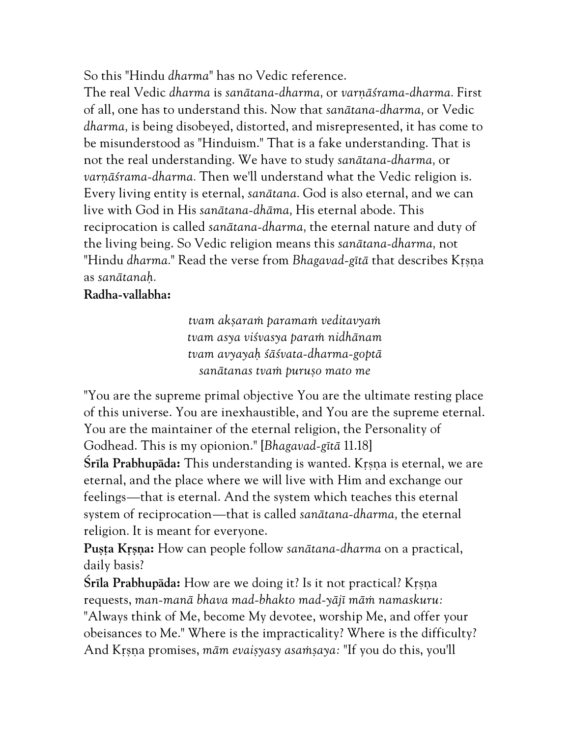So this "Hindu *dharma*" has no Vedic reference.

The real Vedic *dharma* is *sanātana-dharma,* or *varṇāśrama-dharma.* First of all, one has to understand this. Now that *sanātana-dharma,* or Vedic *dharma,* is being disobeyed, distorted, and misrepresented, it has come to be misunderstood as "Hinduism." That is a fake understanding. That is not the real understanding. We have to study *sanātana-dharma,* or *varṇāśrama-dharma.* Then we'll understand what the Vedic religion is. Every living entity is eternal, *sanātana.* God is also eternal, and we can live with God in His *sanātana-dhāma,* His eternal abode. This reciprocation is called *sanātana-dharma,* the eternal nature and duty of the living being. So Vedic religion means this *sanātana-dharma,* not "Hindu *dharma.*" Read the verse from *Bhagavad-gītā* that describes Kṛṣṇa as *sanātanaḥ.*

**Radha-vallabha:**

> *tvam akṣaraṁ paramaṁ veditavyaṁ*
> *tvam asya viśvasya paraṁ nidhānam*
> *tvam avyayaḥ śāśvata-dharma-goptā*
> *sanātanas tvaṁ puruṣo mato me*

"You are the supreme primal objective You are the ultimate resting place of this universe. You are inexhaustible, and You are the supreme eternal. You are the maintainer of the eternal religion, the Personality of Godhead. This is my opionion." [*Bhagavad-gītā* 11.18]

**Śrīla Prabhupāda:** This understanding is wanted. Kṛṣṇa is eternal, we are eternal, and the place where we will live with Him and exchange our feelings—that is eternal. And the system which teaches this eternal system of reciprocation—that is called *sanātana-dharma,* the eternal religion. It is meant for everyone.

**Puṣṭa Kṛṣṇa:** How can people follow *sanātana-dharma* on a practical, daily basis?

**Śrīla Prabhupāda:** How are we doing it? Is it not practical? Kṛṣṇa requests, *man-manā bhava mad-bhakto mad-yājī māṁ namaskuru:* "Always think of Me, become My devotee, worship Me, and offer your obeisances to Me." Where is the impracticality? Where is the difficulty? And Kṛṣṇa promises, *mām evaiṣyasy asaṁṣaya:* "If you do this, you'll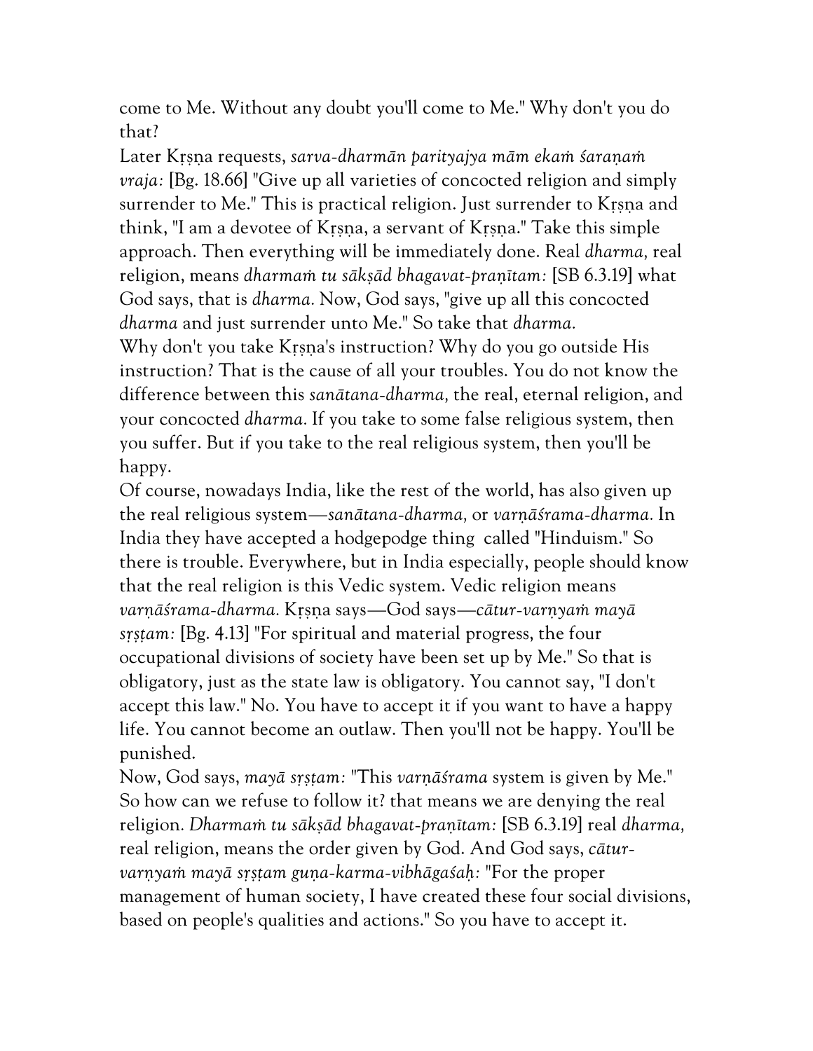come to Me. Without any doubt you'll come to Me." Why don't you do that?

Later Kṛṣṇa requests, *sarva-dharmān parityajya mām ekaṁ śaraṇaṁ vraja:* [Bg. 18.66] "Give up all varieties of concocted religion and simply surrender to Me." This is practical religion. Just surrender to Kṛṣṇa and think, "I am a devotee of Kṛṣṇa, a servant of Kṛṣṇa." Take this simple approach. Then everything will be immediately done. Real *dharma,* real religion, means *dharmaṁ tu sākṣād bhagavat-praṇītam:* [SB 6.3.19] what God says, that is *dharma.* Now, God says, "give up all this concocted *dharma* and just surrender unto Me." So take that *dharma.*

Why don't you take Kṛṣṇa's instruction? Why do you go outside His instruction? That is the cause of all your troubles. You do not know the difference between this *sanātana-dharma,* the real, eternal religion, and your concocted *dharma.* If you take to some false religious system, then you suffer. But if you take to the real religious system, then you'll be happy.

Of course, nowadays India, like the rest of the world, has also given up the real religious system—*sanātana-dharma,* or *varṇāśrama-dharma.* In India they have accepted a hodgepodge thing called "Hinduism." So there is trouble. Everywhere, but in India especially, people should know that the real religion is this Vedic system. Vedic religion means *varṇāśrama-dharma.* Kṛṣṇa says—God says—*cātur-varṇyaṁ mayā sṛṣṭam:* [Bg. 4.13] "For spiritual and material progress, the four occupational divisions of society have been set up by Me." So that is obligatory, just as the state law is obligatory. You cannot say, "I don't accept this law." No. You have to accept it if you want to have a happy life. You cannot become an outlaw. Then you'll not be happy. You'll be punished.

Now, God says, *mayā sṛṣṭam:* "This *varṇāśrama* system is given by Me." So how can we refuse to follow it? that means we are denying the real religion. *Dharmaṁ tu sākṣād bhagavat-praṇītam:* [SB 6.3.19] real *dharma,* real religion, means the order given by God. And God says, *cātur-varṇyaṁ mayā sṛṣṭam guṇa-karma-vibhāgaśaḥ:* "For the proper management of human society, I have created these four social divisions, based on people's qualities and actions." So you have to accept it.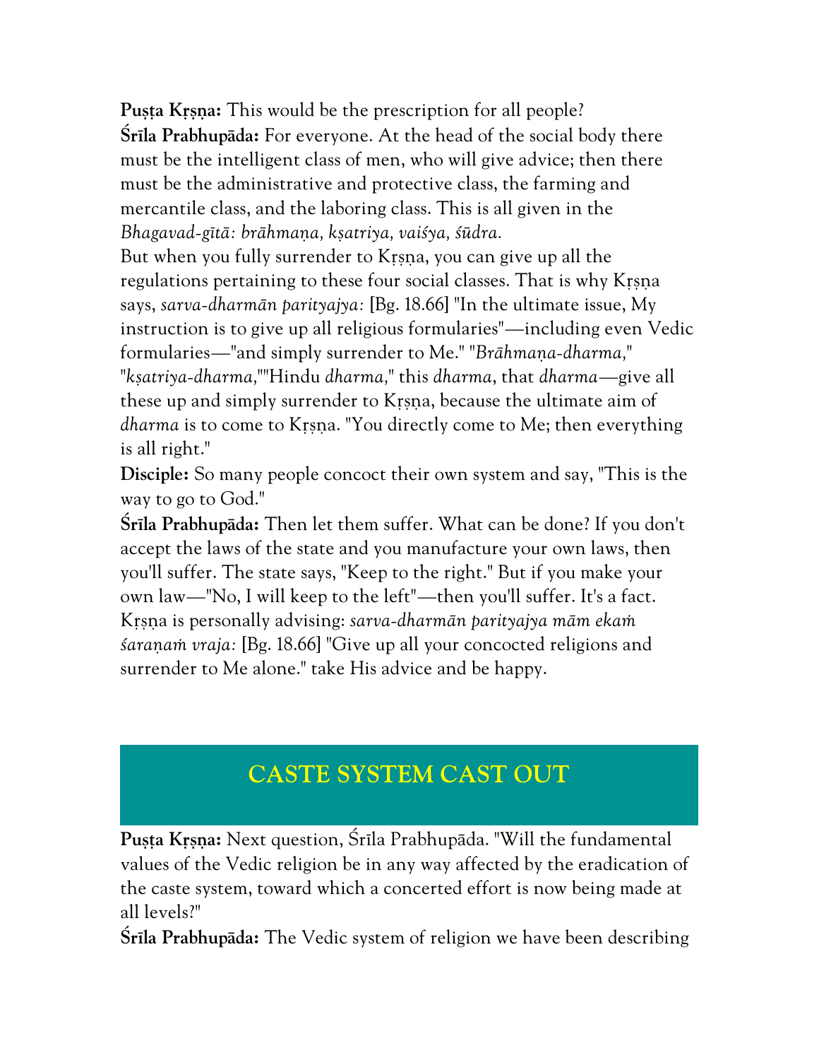**Puṣṭa Kṛṣṇa:** This would be the prescription for all people?
**Śrīla Prabhupāda:** For everyone. At the head of the social body there must be the intelligent class of men, who will give advice; then there must be the administrative and protective class, the farming and mercantile class, and the laboring class. This is all given in the *Bhagavad-gītā: brāhmaṇa, kṣatriya, vaiśya, śūdra.*

But when you fully surrender to Kṛṣṇa, you can give up all the regulations pertaining to these four social classes. That is why Kṛṣṇa says, *sarva-dharmān parityajya:* [Bg. 18.66] "In the ultimate issue, My instruction is to give up all religious formularies"—including even Vedic formularies—"and simply surrender to Me." "*Brāhmaṇa-dharma,*" "*kṣatriya-dharma,*""Hindu *dharma,*" this *dharma*, that *dharma*—give all these up and simply surrender to Kṛṣṇa, because the ultimate aim of *dharma* is to come to Kṛṣṇa. "You directly come to Me; then everything is all right."
**Disciple:** So many people concoct their own system and say, "This is the way to go to God."
**Śrīla Prabhupāda:** Then let them suffer. What can be done? If you don't accept the laws of the state and you manufacture your own laws, then you'll suffer. The state says, "Keep to the right." But if you make your own law—"No, I will keep to the left"—then you'll suffer. It's a fact. Kṛṣṇa is personally advising: *sarva-dharmān parityajya māṁ ekaṁ śaraṇaṁ vraja:* [Bg. 18.66] "Give up all your concocted religions and surrender to Me alone." take His advice and be happy.

## CASTE SYSTEM CAST OUT

**Puṣṭa Kṛṣṇa:** Next question, Śrīla Prabhupāda. "Will the fundamental values of the Vedic religion be in any way affected by the eradication of the caste system, toward which a concerted effort is now being made at all levels?"
**Śrīla Prabhupāda:** The Vedic system of religion we have been describing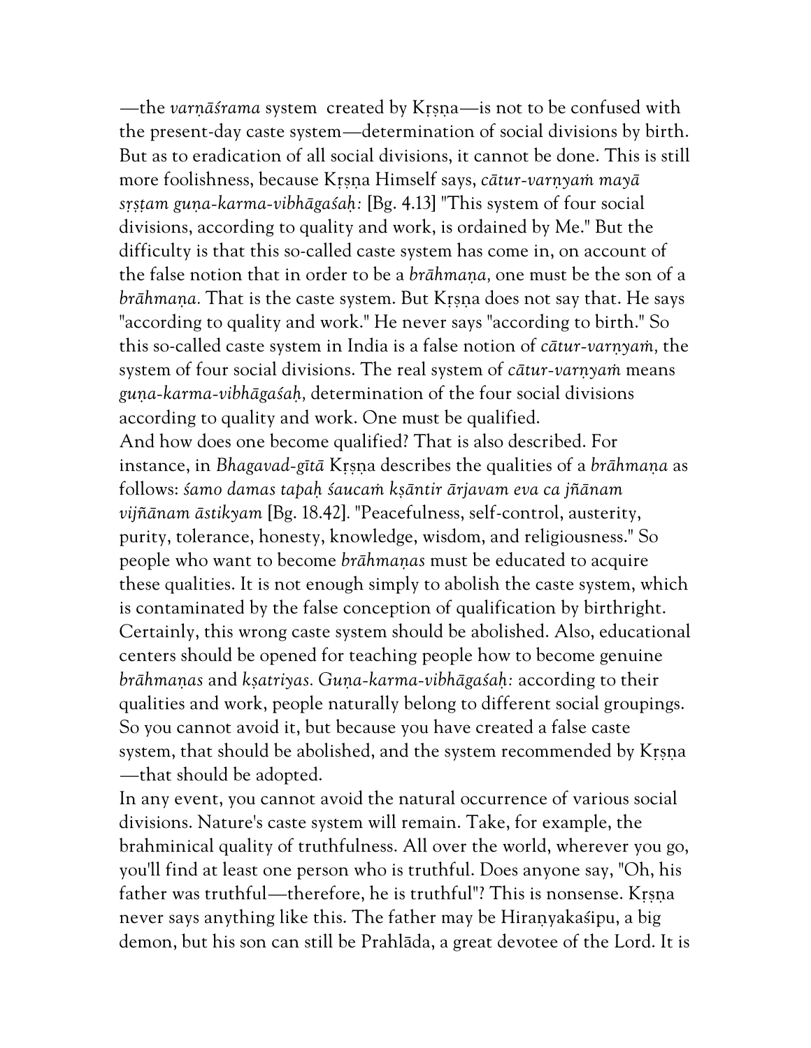—the *varṇāśrama* system created by Kṛṣṇa—is not to be confused with the present-day caste system—determination of social divisions by birth. But as to eradication of all social divisions, it cannot be done. This is still more foolishness, because Kṛṣṇa Himself says, *cātur-varṇyaṁ mayā sṛṣṭam guṇa-karma-vibhāgaśaḥ:* [Bg. 4.13] "This system of four social divisions, according to quality and work, is ordained by Me." But the difficulty is that this so-called caste system has come in, on account of the false notion that in order to be a *brāhmaṇa,* one must be the son of a *brāhmaṇa.* That is the caste system. But Kṛṣṇa does not say that. He says "according to quality and work." He never says "according to birth." So this so-called caste system in India is a false notion of *cātur-varṇyaṁ,* the system of four social divisions. The real system of *cātur-varṇyaṁ* means *guṇa-karma-vibhāgaśaḥ,* determination of the four social divisions according to quality and work. One must be qualified.

And how does one become qualified? That is also described. For instance, in *Bhagavad-gītā* Kṛṣṇa describes the qualities of a *brāhmaṇa* as follows: *śamo damas tapaḥ śaucaṁ kṣāntir ārjavam eva ca jñānam vijñānam āstikyam* [Bg. 18.42]. "Peacefulness, self-control, austerity, purity, tolerance, honesty, knowledge, wisdom, and religiousness." So people who want to become *brāhmaṇas* must be educated to acquire these qualities. It is not enough simply to abolish the caste system, which is contaminated by the false conception of qualification by birthright. Certainly, this wrong caste system should be abolished. Also, educational centers should be opened for teaching people how to become genuine *brāhmaṇas* and *kṣatriyas. Guṇa-karma-vibhāgaśaḥ:* according to their qualities and work, people naturally belong to different social groupings. So you cannot avoid it, but because you have created a false caste system, that should be abolished, and the system recommended by Kṛṣṇa—that should be adopted.

In any event, you cannot avoid the natural occurrence of various social divisions. Nature's caste system will remain. Take, for example, the brahminical quality of truthfulness. All over the world, wherever you go, you'll find at least one person who is truthful. Does anyone say, "Oh, his father was truthful—therefore, he is truthful"? This is nonsense. Kṛṣṇa never says anything like this. The father may be Hiraṇyakaśipu, a big demon, but his son can still be Prahlāda, a great devotee of the Lord. It is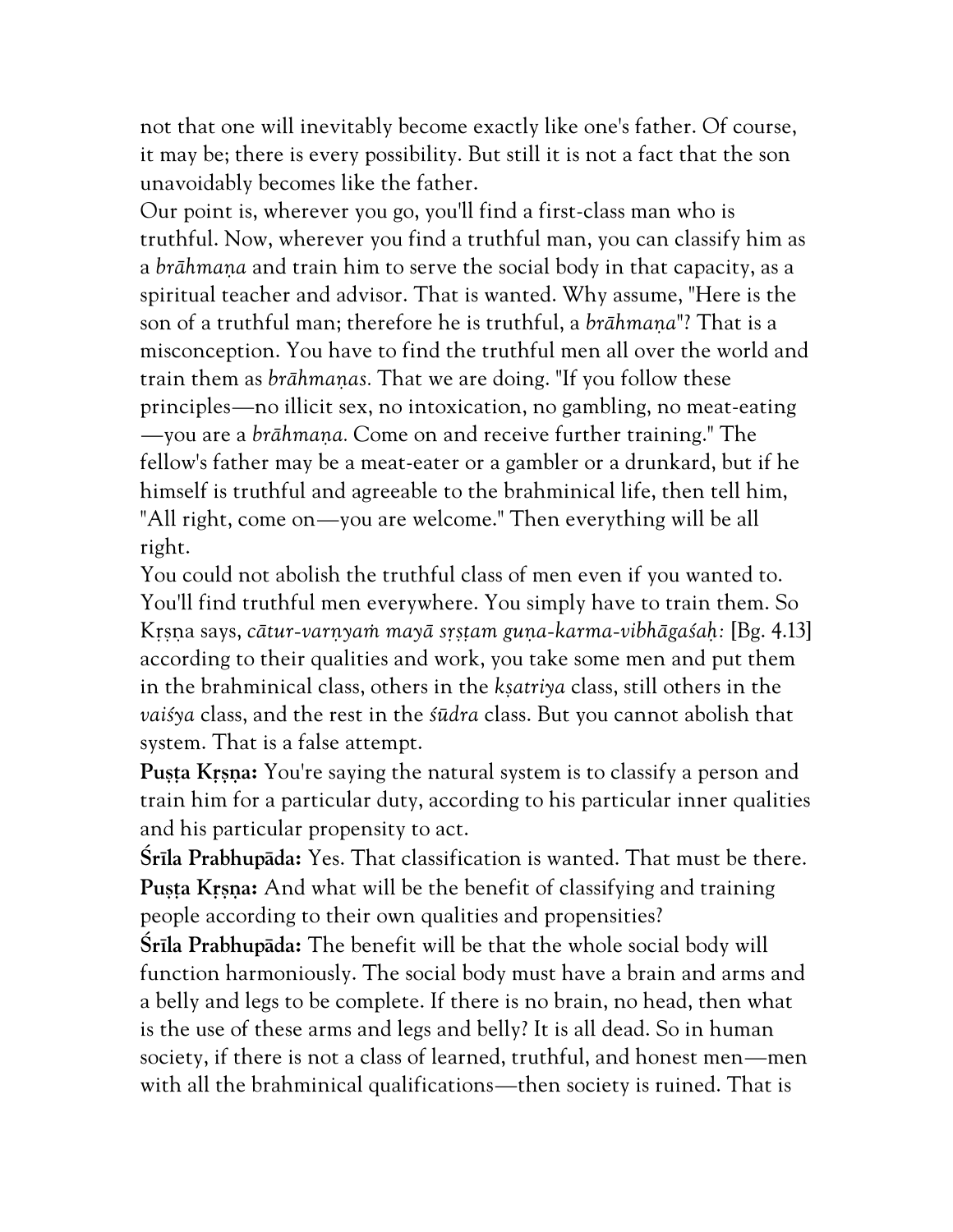not that one will inevitably become exactly like one's father. Of course, it may be; there is every possibility. But still it is not a fact that the son unavoidably becomes like the father.

Our point is, wherever you go, you'll find a first-class man who is truthful. Now, wherever you find a truthful man, you can classify him as a *brāhmaṇa* and train him to serve the social body in that capacity, as a spiritual teacher and advisor. That is wanted. Why assume, "Here is the son of a truthful man; therefore he is truthful, a *brāhmaṇa*"? That is a misconception. You have to find the truthful men all over the world and train them as *brāhmaṇas.* That we are doing. "If you follow these principles—no illicit sex, no intoxication, no gambling, no meat-eating—you are a *brāhmaṇa.* Come on and receive further training." The fellow's father may be a meat-eater or a gambler or a drunkard, but if he himself is truthful and agreeable to the brahminical life, then tell him, "All right, come on—you are welcome." Then everything will be all right.

You could not abolish the truthful class of men even if you wanted to. You'll find truthful men everywhere. You simply have to train them. So Kṛṣṇa says, *cātur-varṇyaṁ mayā sṛṣṭam guṇa-karma-vibhāgaśaḥ:* [Bg. 4.13] according to their qualities and work, you take some men and put them in the brahminical class, others in the *kṣatriya* class, still others in the *vaiśya* class, and the rest in the *śūdra* class. But you cannot abolish that system. That is a false attempt.

**Puṣṭa Kṛṣṇa:** You're saying the natural system is to classify a person and train him for a particular duty, according to his particular inner qualities and his particular propensity to act.

**Śrīla Prabhupāda:** Yes. That classification is wanted. That must be there.

**Puṣṭa Kṛṣṇa:** And what will be the benefit of classifying and training people according to their own qualities and propensities?

**Śrīla Prabhupāda:** The benefit will be that the whole social body will function harmoniously. The social body must have a brain and arms and a belly and legs to be complete. If there is no brain, no head, then what is the use of these arms and legs and belly? It is all dead. So in human society, if there is not a class of learned, truthful, and honest men—men with all the brahminical qualifications—then society is ruined. That is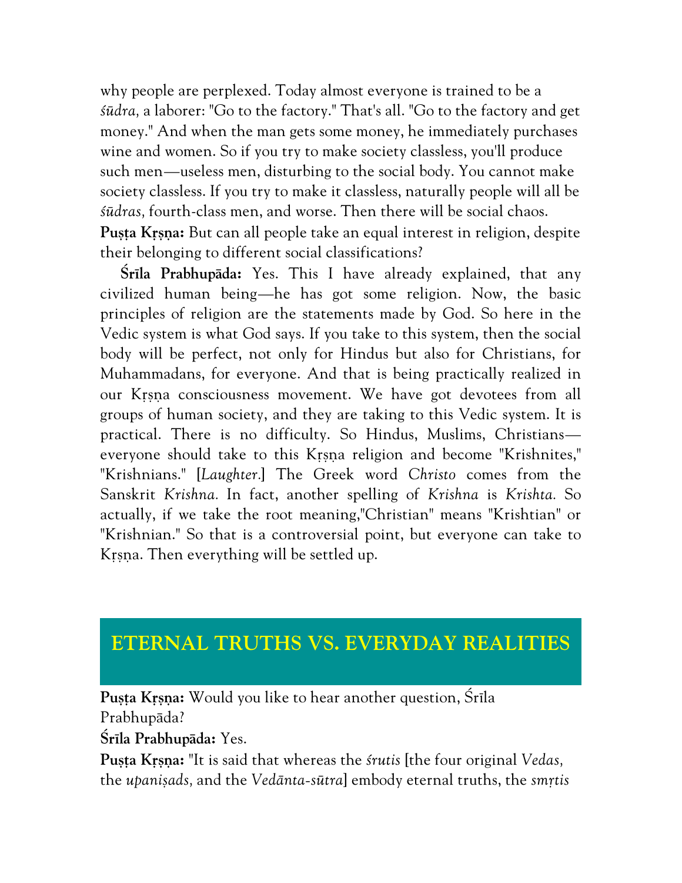why people are perplexed. Today almost everyone is trained to be a *śūdra,* a laborer: "Go to the factory." That's all. "Go to the factory and get money." And when the man gets some money, he immediately purchases wine and women. So if you try to make society classless, you'll produce such men—useless men, disturbing to the social body. You cannot make society classless. If you try to make it classless, naturally people will all be *śūdras,* fourth-class men, and worse. Then there will be social chaos.

**Puṣṭa Kṛṣṇa:** But can all people take an equal interest in religion, despite their belonging to different social classifications?

**Śrīla Prabhupāda:** Yes. This I have already explained, that any civilized human being—he has got some religion. Now, the basic principles of religion are the statements made by God. So here in the Vedic system is what God says. If you take to this system, then the social body will be perfect, not only for Hindus but also for Christians, for Muhammadans, for everyone. And that is being practically realized in our Kṛṣṇa consciousness movement. We have got devotees from all groups of human society, and they are taking to this Vedic system. It is practical. There is no difficulty. So Hindus, Muslims, Christians—everyone should take to this Kṛṣṇa religion and become "Krishnites," "Krishnians." [*Laughter.*] The Greek word *Christo* comes from the Sanskrit *Krishna.* In fact, another spelling of *Krishna* is *Krishta.* So actually, if we take the root meaning,"Christian" means "Krishtian" or "Krishnian." So that is a controversial point, but everyone can take to Kṛṣṇa. Then everything will be settled up.

## ETERNAL TRUTHS VS. EVERYDAY REALITIES

**Puṣṭa Kṛṣṇa:** Would you like to hear another question, Śrīla Prabhupāda?

**Śrīla Prabhupāda:** Yes.

**Puṣṭa Kṛṣṇa:** "It is said that whereas the *śrutis* [the four original *Vedas,* the *upaniṣads,* and the *Vedānta-sūtra*] embody eternal truths, the *smṛtis*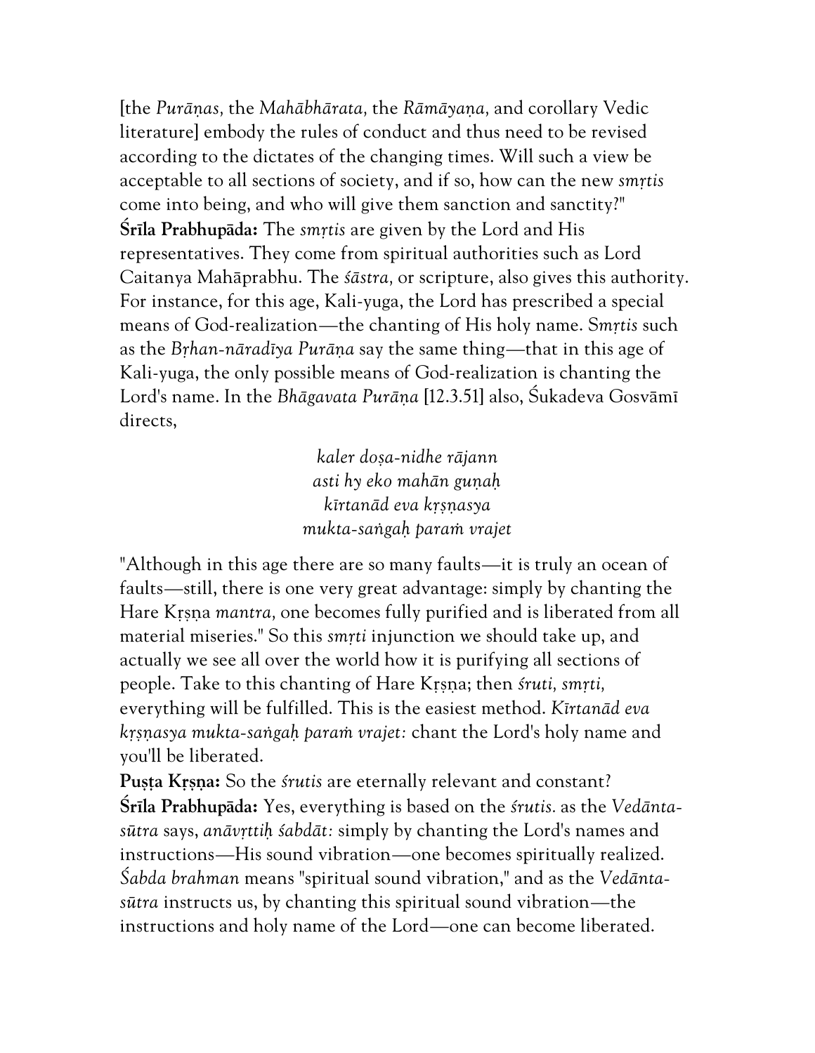[the *Purāṇas*, the *Mahābhārata*, the *Rāmāyaṇa*, and corollary Vedic literature] embody the rules of conduct and thus need to be revised according to the dictates of the changing times. Will such a view be acceptable to all sections of society, and if so, how can the new *smṛtis* come into being, and who will give them sanction and sanctity?"

**Śrīla Prabhupāda:** The *smṛtis* are given by the Lord and His representatives. They come from spiritual authorities such as Lord Caitanya Mahāprabhu. The *śāstra,* or scripture, also gives this authority. For instance, for this age, Kali-yuga, the Lord has prescribed a special means of God-realization—the chanting of His holy name. *Smṛtis* such as the *Bṛhan-nāradīya Purāṇa* say the same thing—that in this age of Kali-yuga, the only possible means of God-realization is chanting the Lord's name. In the *Bhāgavata Purāṇa* [12.3.51] also, Śukadeva Gosvāmī directs,

*kaler doṣa-nidhe rājann*
*asti hy eko mahān guṇaḥ*
*kīrtanād eva kṛṣṇasya*
*mukta-saṅgaḥ paraṁ vrajet*

"Although in this age there are so many faults—it is truly an ocean of faults—still, there is one very great advantage: simply by chanting the Hare Kṛṣṇa *mantra,* one becomes fully purified and is liberated from all material miseries." So this *smṛti* injunction we should take up, and actually we see all over the world how it is purifying all sections of people. Take to this chanting of Hare Kṛṣṇa; then *śruti, smṛti,* everything will be fulfilled. This is the easiest method. *Kīrtanād eva kṛṣṇasya mukta-saṅgaḥ paraṁ vrajet:* chant the Lord's holy name and you'll be liberated.

**Puṣṭa Kṛṣṇa:** So the *śrutis* are eternally relevant and constant?

**Śrīla Prabhupāda:** Yes, everything is based on the *śrutis.* as the *Vedānta-sūtra* says, *anāvṛttiḥ śabdāt:* simply by chanting the Lord's names and instructions—His sound vibration—one becomes spiritually realized. *Śabda brahman* means "spiritual sound vibration," and as the *Vedānta-sūtra* instructs us, by chanting this spiritual sound vibration—the instructions and holy name of the Lord—one can become liberated.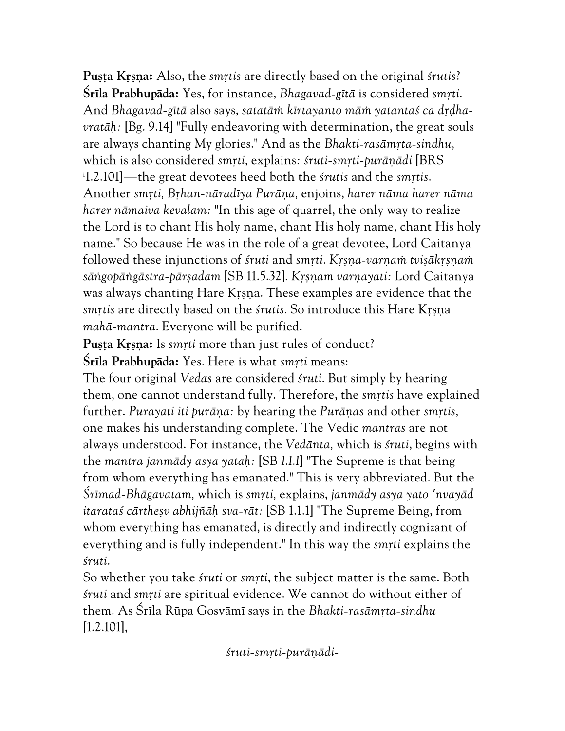**Puṣṭa Kṛṣṇa:** Also, the *smṛtis* are directly based on the original *śrutis*?

**Śrīla Prabhupāda:** Yes, for instance, *Bhagavad-gītā* is considered *smṛti.* And *Bhagavad-gītā* also says, *satataṁ kīrtayanto māṁ yatantaś ca dṛḍha-vratāḥ:* [Bg. 9.14] "Fully endeavoring with determination, the great souls are always chanting My glories." And as the *Bhakti-rasāmṛta-sindhu,* which is also considered *smṛti,* explains*: śruti-smṛti-purāṇādi* [BRS 1.2.101]—the great devotees heed both the *śrutis* and the *smṛtis*. Another *smṛti, Bṛhan-nāradīya Purāṇa,* enjoins, *harer nāma harer nāma harer nāmaiva kevalam:* "In this age of quarrel, the only way to realize the Lord is to chant His holy name, chant His holy name, chant His holy name." So because He was in the role of a great devotee, Lord Caitanya followed these injunctions of *śruti* and *smṛti. Kṛṣṇa-varṇaṁ tviṣākṛṣṇaṁ sāṅgopāṅgāstra-pārṣadam* [SB 11.5.32]. *Kṛṣṇam varṇayati:* Lord Caitanya was always chanting Hare Kṛṣṇa. These examples are evidence that the *smṛtis* are directly based on the *śrutis*. So introduce this Hare Kṛṣṇa *mahā-mantra.* Everyone will be purified.

**Puṣṭa Kṛṣṇa:** Is *smṛti* more than just rules of conduct?

**Śrīla Prabhupāda:** Yes. Here is what *smṛti* means:

The four original *Vedas* are considered *śruti.* But simply by hearing them, one cannot understand fully. Therefore, the *smṛtis* have explained further. *Purayati iti purāṇa:* by hearing the *Purāṇas* and other *smṛtis,* one makes his understanding complete. The Vedic *mantras* are not always understood. For instance, the *Vedānta,* which is *śruti*, begins with the *mantra janmādy asya yataḥ:* [SB *1.1.1*] "The Supreme is that being from whom everything has emanated." This is very abbreviated. But the *Śrīmad-Bhāgavatam,* which is *smṛti,* explains, *janmādy asya yato 'nvayād itarataś cārtheṣv abhijñāḥ sva-rāṭ:* [SB 1.1.1] "The Supreme Being, from whom everything has emanated, is directly and indirectly cognizant of everything and is fully independent." In this way the *smṛti* explains the *śruti*.

So whether you take *śruti* or *smṛti*, the subject matter is the same. Both *śruti* and *smṛti* are spiritual evidence. We cannot do without either of them. As Śrīla Rūpa Gosvāmī says in the *Bhakti-rasāmṛta-sindhu* [1.2.101],

*śruti-smṛti-purāṇādi-*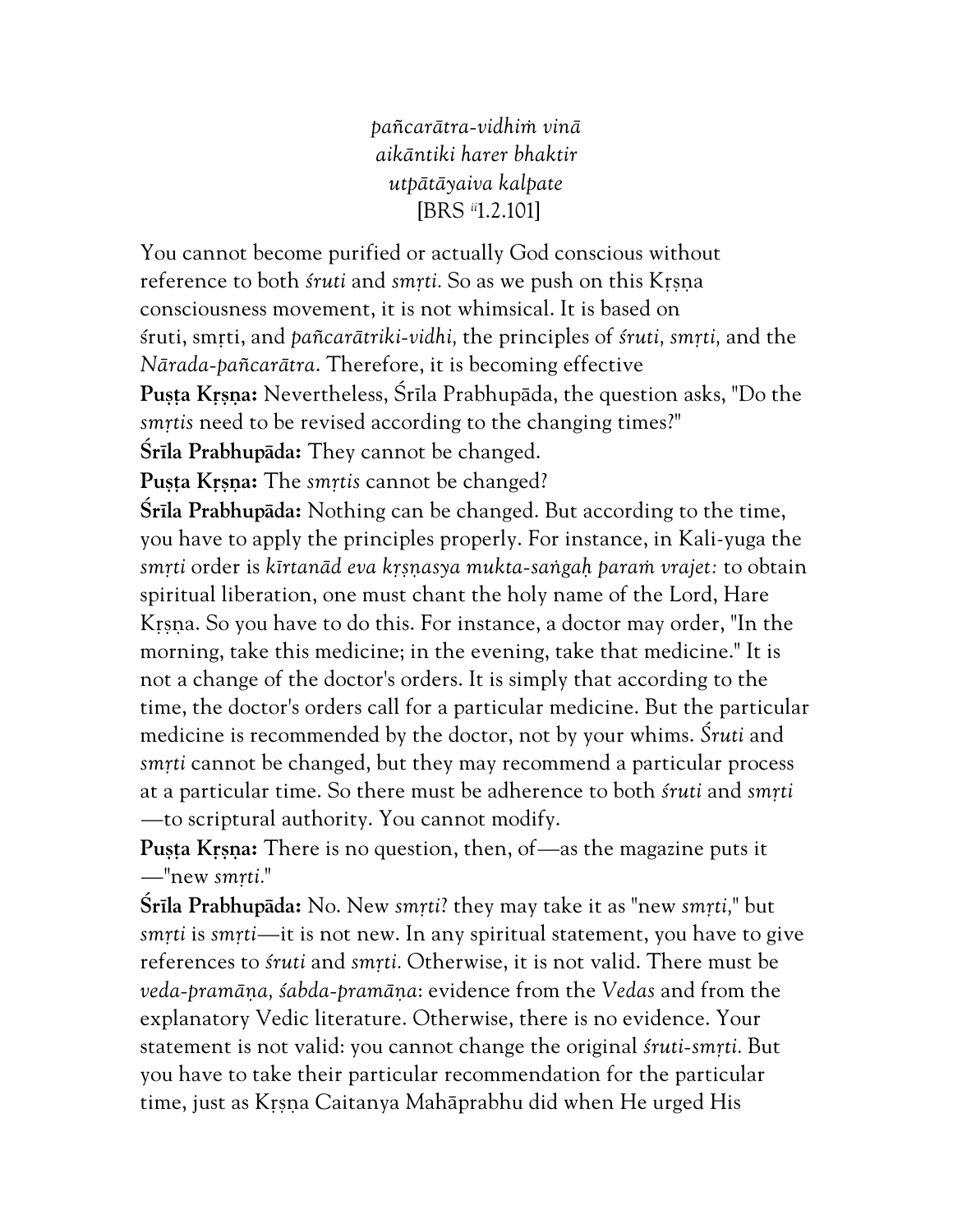*pañcarātra-vidhiṁ vinā*
*aikāntiki harer bhaktir*
*utpātāyaiva kalpate*
[BRS [ii]1.2.101]

You cannot become purified or actually God conscious without reference to both *śruti* and *smṛti.* So as we push on this Kṛṣṇa consciousness movement, it is not whimsical. It is based on śruti, smṛti, and *pañcarātriki-vidhi,* the principles of *śruti, smṛti,* and the *Nārada-pañcarātra.* Therefore, it is becoming effective

**Puṣṭa Kṛṣṇa:** Nevertheless, Śrīla Prabhupāda, the question asks, "Do the *smṛtis* need to be revised according to the changing times?"

**Śrīla Prabhupāda:** They cannot be changed.

**Puṣṭa Kṛṣṇa:** The *smṛtis* cannot be changed?

**Śrīla Prabhupāda:** Nothing can be changed. But according to the time, you have to apply the principles properly. For instance, in Kali-yuga the *smṛti* order is *kīrtanād eva kṛṣṇasya mukta-saṅgaḥ paraṁ vrajet:* to obtain spiritual liberation, one must chant the holy name of the Lord, Hare Kṛṣṇa. So you have to do this. For instance, a doctor may order, "In the morning, take this medicine; in the evening, take that medicine." It is not a change of the doctor's orders. It is simply that according to the time, the doctor's orders call for a particular medicine. But the particular medicine is recommended by the doctor, not by your whims. *Śruti* and *smṛti* cannot be changed, but they may recommend a particular process at a particular time. So there must be adherence to both *śruti* and *smṛti* —to scriptural authority. You cannot modify.

**Puṣṭa Kṛṣṇa:** There is no question, then, of—as the magazine puts it —"new *smṛti.*"

**Śrīla Prabhupāda:** No. New *smṛti*? they may take it as "new *smṛti,*" but *smṛti* is *smṛti*—it is not new. In any spiritual statement, you have to give references to *śruti* and *smṛti.* Otherwise, it is not valid. There must be *veda-pramāṇa, śabda-pramāṇa*: evidence from the *Vedas* and from the explanatory Vedic literature. Otherwise, there is no evidence. Your statement is not valid: you cannot change the original *śruti-smṛti.* But you have to take their particular recommendation for the particular time, just as Kṛṣṇa Caitanya Mahāprabhu did when He urged His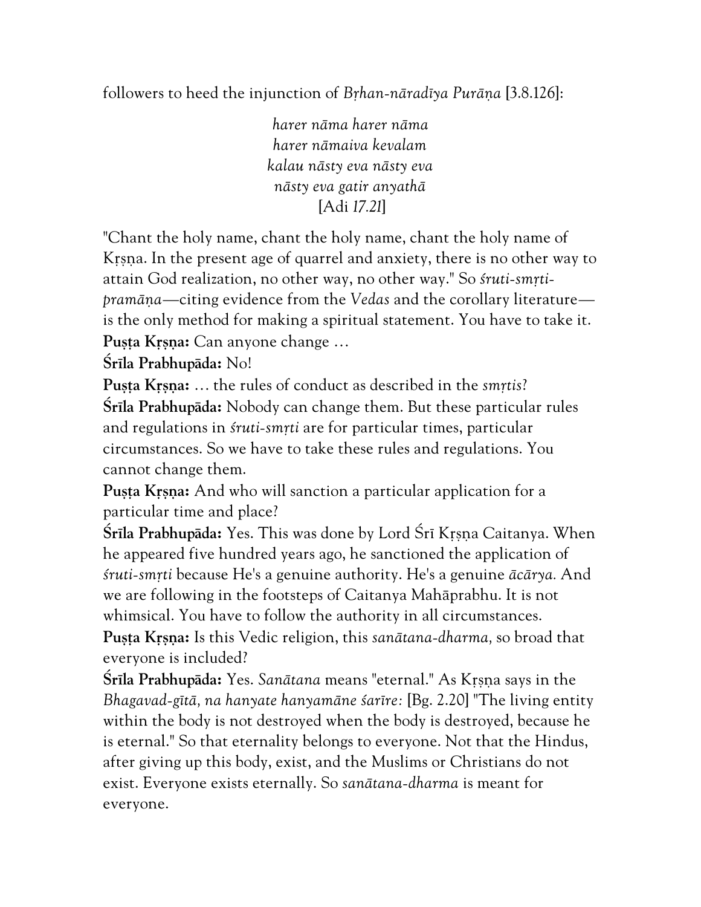followers to heed the injunction of *Bṛhan-nāradīya Purāṇa* [3.8.126]:

*harer nāma harer nāma*
*harer nāmaiva kevalam*
*kalau nāsty eva nāsty eva*
*nāsty eva gatir anyathā*
[Adi *17.21*]

"Chant the holy name, chant the holy name, chant the holy name of Kṛṣṇa. In the present age of quarrel and anxiety, there is no other way to attain God realization, no other way, no other way." So *śruti-smṛti-pramāṇa*—citing evidence from the *Vedas* and the corollary literature—is the only method for making a spiritual statement. You have to take it.

**Puṣṭa Kṛṣṇa:** Can anyone change …

**Śrīla Prabhupāda:** No!

**Puṣṭa Kṛṣṇa:** … the rules of conduct as described in the *smṛtis*?

**Śrīla Prabhupāda:** Nobody can change them. But these particular rules and regulations in *śruti-smṛti* are for particular times, particular circumstances. So we have to take these rules and regulations. You cannot change them.

**Puṣṭa Kṛṣṇa:** And who will sanction a particular application for a particular time and place?

**Śrīla Prabhupāda:** Yes. This was done by Lord Śrī Kṛṣṇa Caitanya. When he appeared five hundred years ago, he sanctioned the application of *śruti-smṛti* because He's a genuine authority. He's a genuine *ācārya.* And we are following in the footsteps of Caitanya Mahāprabhu. It is not whimsical. You have to follow the authority in all circumstances.

**Puṣṭa Kṛṣṇa:** Is this Vedic religion, this *sanātana-dharma,* so broad that everyone is included?

**Śrīla Prabhupāda:** Yes. *Sanātana* means "eternal." As Kṛṣṇa says in the *Bhagavad-gītā, na hanyate hanyamāne śarīre:* [Bg. 2.20] "The living entity within the body is not destroyed when the body is destroyed, because he is eternal." So that eternality belongs to everyone. Not that the Hindus, after giving up this body, exist, and the Muslims or Christians do not exist. Everyone exists eternally. So *sanātana-dharma* is meant for everyone.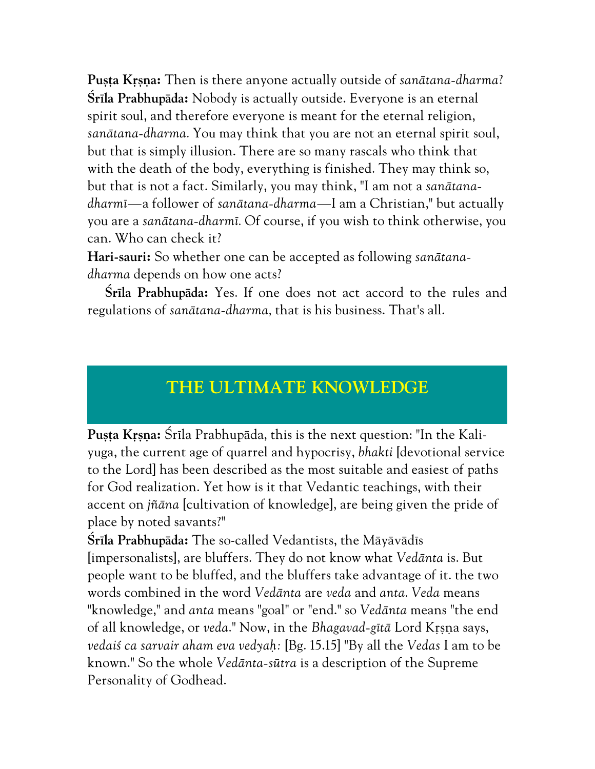**Puṣṭa Kṛṣṇa:** Then is there anyone actually outside of *sanātana-dharma*?

**Śrīla Prabhupāda:** Nobody is actually outside. Everyone is an eternal spirit soul, and therefore everyone is meant for the eternal religion, *sanātana-dharma.* You may think that you are not an eternal spirit soul, but that is simply illusion. There are so many rascals who think that with the death of the body, everything is finished. They may think so, but that is not a fact. Similarly, you may think, "I am not a *sanātana-dharmī*—a follower of *sanātana-dharma*—I am a Christian," but actually you are a *sanātana-dharmī.* Of course, if you wish to think otherwise, you can. Who can check it?

**Hari-sauri:** So whether one can be accepted as following *sanātana-dharma* depends on how one acts?

**Śrīla Prabhupāda:** Yes. If one does not act accord to the rules and regulations of *sanātana-dharma,* that is his business. That's all.

## THE ULTIMATE KNOWLEDGE

**Puṣṭa Kṛṣṇa:** Śrīla Prabhupāda, this is the next question: "In the Kali-yuga, the current age of quarrel and hypocrisy, *bhakti* [devotional service to the Lord] has been described as the most suitable and easiest of paths for God realization. Yet how is it that Vedantic teachings, with their accent on *jñāna* [cultivation of knowledge], are being given the pride of place by noted savants?"

**Śrīla Prabhupāda:** The so-called Vedantists, the Māyāvādīs [impersonalists], are bluffers. They do not know what *Vedānta* is. But people want to be bluffed, and the bluffers take advantage of it. the two words combined in the word *Vedānta* are *veda* and *anta. Veda* means "knowledge," and *anta* means "goal" or "end." so *Vedānta* means "the end of all knowledge, or *veda*." Now, in the *Bhagavad-gītā* Lord Kṛṣṇa says, *vedaiś ca sarvair aham eva vedyaḥ:* [Bg. 15.15] "By all the *Vedas* I am to be known." So the whole *Vedānta-sūtra* is a description of the Supreme Personality of Godhead.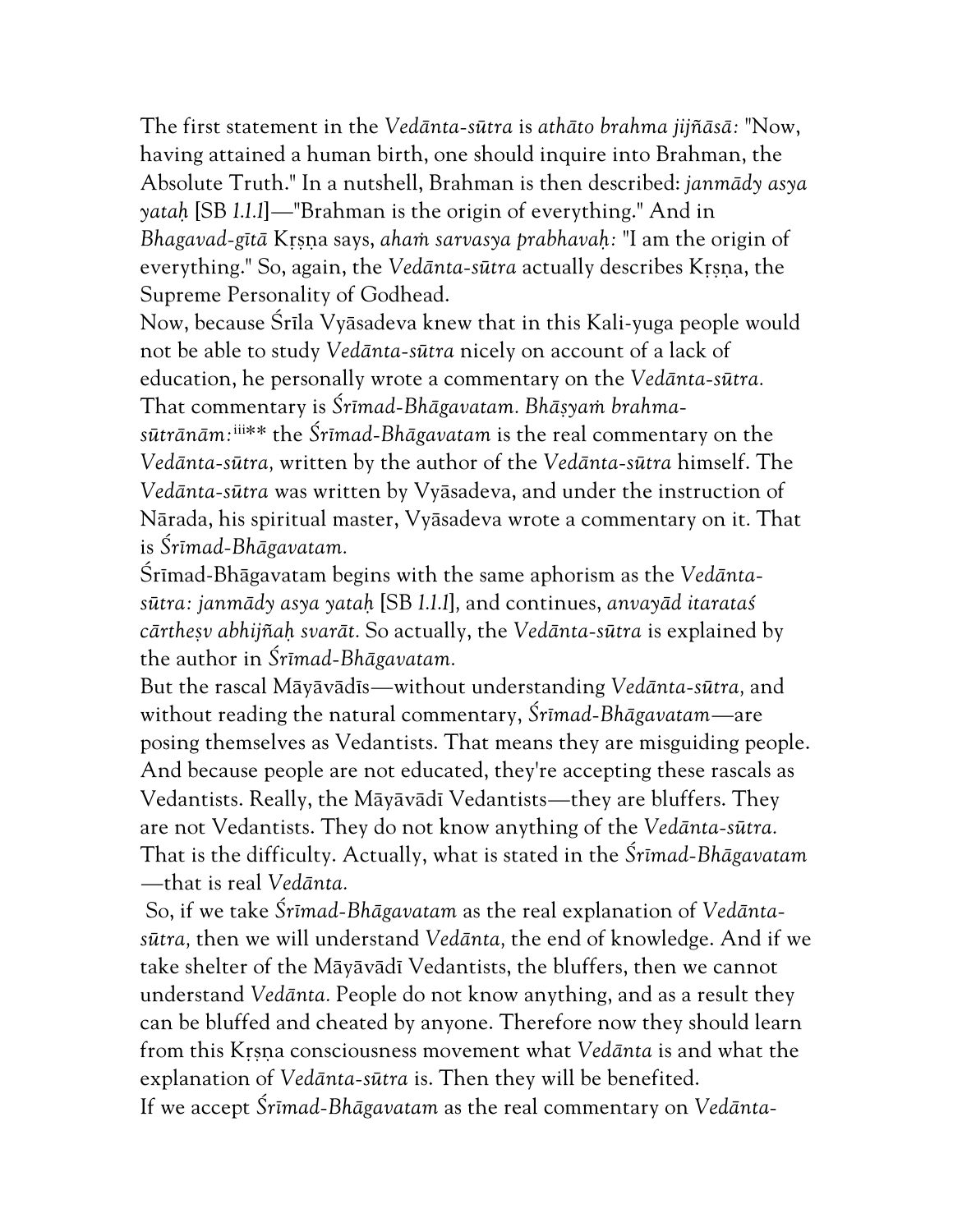The first statement in the *Vedānta-sūtra* is *athāto brahma jijñāsā:* "Now, having attained a human birth, one should inquire into Brahman, the Absolute Truth." In a nutshell, Brahman is then described: *janmādy asya yataḥ* [SB *1.1.1*]—"Brahman is the origin of everything." And in *Bhagavad-gītā* Kṛṣṇa says, *ahaṁ sarvasya prabhavaḥ:* "I am the origin of everything." So, again, the *Vedānta-sūtra* actually describes Kṛṣṇa, the Supreme Personality of Godhead.

Now, because Śrīla Vyāsadeva knew that in this Kali-yuga people would not be able to study *Vedānta-sūtra* nicely on account of a lack of education, he personally wrote a commentary on the *Vedānta-sūtra.* That commentary is *Śrīmad-Bhāgavatam. Bhāṣyaṁ brahma-sūtrānām:*[iii]** the *Śrīmad-Bhāgavatam* is the real commentary on the *Vedānta-sūtra,* written by the author of the *Vedānta-sūtra* himself. The *Vedānta-sūtra* was written by Vyāsadeva, and under the instruction of Nārada, his spiritual master, Vyāsadeva wrote a commentary on it. That is *Śrīmad-Bhāgavatam.*

Śrīmad-Bhāgavatam begins with the same aphorism as the *Vedānta-sūtra: janmādy asya yataḥ* [SB *1.1.1*], and continues, *anvayād itarataś cārtheṣv abhijñaḥ svarāt.* So actually, the *Vedānta-sūtra* is explained by the author in *Śrīmad-Bhāgavatam.*

But the rascal Māyāvādīs—without understanding *Vedānta-sūtra,* and without reading the natural commentary, *Śrīmad-Bhāgavatam*—are posing themselves as Vedantists. That means they are misguiding people. And because people are not educated, they're accepting these rascals as Vedantists. Really, the Māyāvādī Vedantists—they are bluffers. They are not Vedantists. They do not know anything of the *Vedānta-sūtra.* That is the difficulty. Actually, what is stated in the *Śrīmad-Bhāgavatam* —that is real *Vedānta.*

So, if we take *Śrīmad-Bhāgavatam* as the real explanation of *Vedānta-sūtra,* then we will understand *Vedānta,* the end of knowledge. And if we take shelter of the Māyāvādī Vedantists, the bluffers, then we cannot understand *Vedānta.* People do not know anything, and as a result they can be bluffed and cheated by anyone. Therefore now they should learn from this Kṛṣṇa consciousness movement what *Vedānta* is and what the explanation of *Vedānta-sūtra* is. Then they will be benefited.

If we accept *Śrīmad-Bhāgavatam* as the real commentary on *Vedānta-*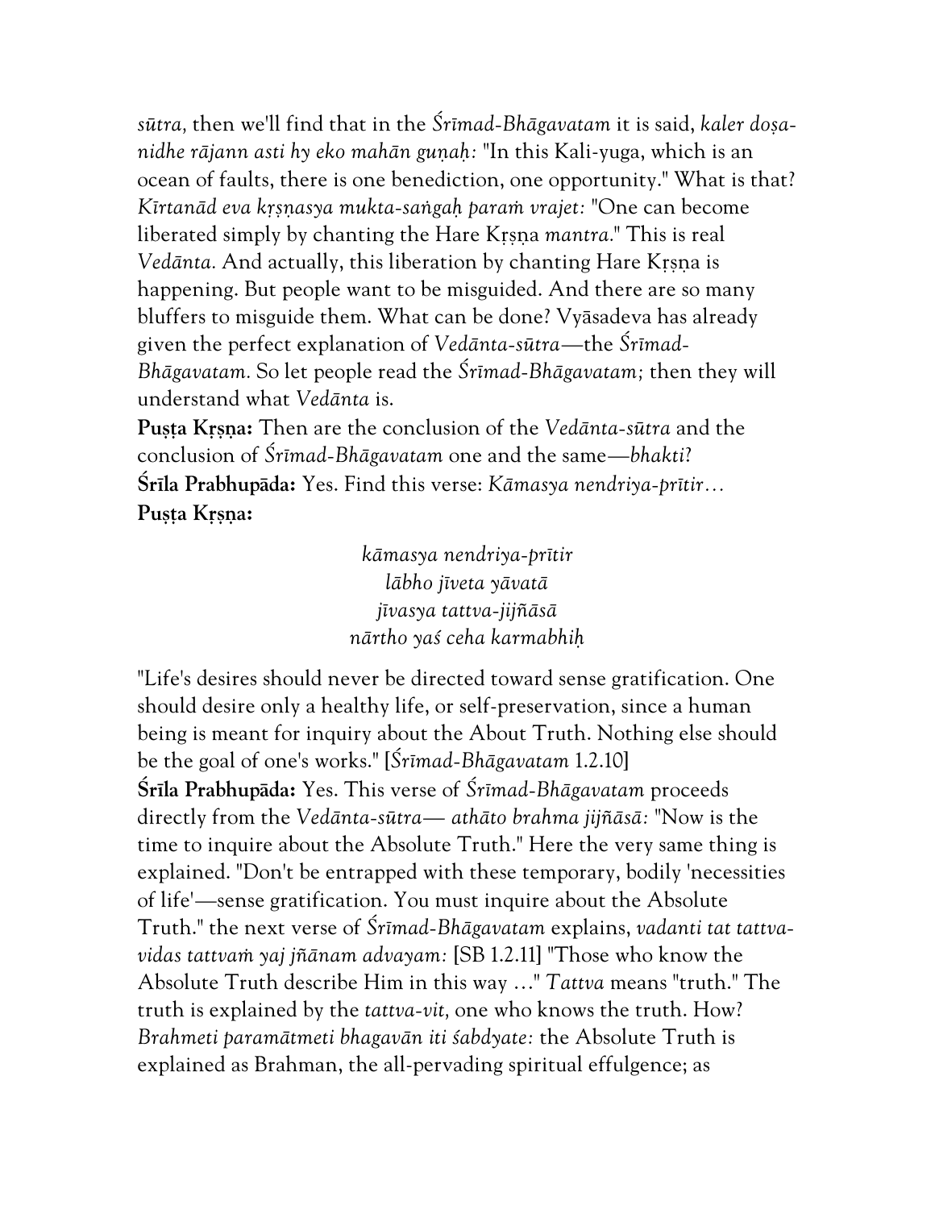*sūtra,* then we'll find that in the *Śrīmad-Bhāgavatam* it is said, *kaler doṣa-nidhe rājann asti hy eko mahān guṇaḥ:* "In this Kali-yuga, which is an ocean of faults, there is one benediction, one opportunity." What is that? *Kīrtanād eva kṛṣṇasya mukta-saṅgaḥ paraṁ vrajet:* "One can become liberated simply by chanting the Hare Kṛṣṇa *mantra.*" This is real *Vedānta.* And actually, this liberation by chanting Hare Kṛṣṇa is happening. But people want to be misguided. And there are so many bluffers to misguide them. What can be done? Vyāsadeva has already given the perfect explanation of *Vedānta-sūtra*—the *Śrīmad-Bhāgavatam.* So let people read the *Śrīmad-Bhāgavatam;* then they will understand what *Vedānta* is.

**Puṣṭa Kṛṣṇa:** Then are the conclusion of the *Vedānta-sūtra* and the conclusion of *Śrīmad-Bhāgavatam* one and the same—*bhakti*?

**Śrīla Prabhupāda:** Yes. Find this verse: *Kāmasya nendriya-prītir…*

**Puṣṭa Kṛṣṇa:**

*kāmasya nendriya-prītir*
*lābho jīveta yāvatā*
*jīvasya tattva-jijñāsā*
*nārtho yaś ceha karmabhiḥ*

"Life's desires should never be directed toward sense gratification. One should desire only a healthy life, or self-preservation, since a human being is meant for inquiry about the About Truth. Nothing else should be the goal of one's works." [*Śrīmad-Bhāgavatam* 1.2.10]

**Śrīla Prabhupāda:** Yes. This verse of *Śrīmad-Bhāgavatam* proceeds directly from the *Vedānta-sūtra*— *athāto brahma jijñāsā:* "Now is the time to inquire about the Absolute Truth." Here the very same thing is explained. "Don't be entrapped with these temporary, bodily 'necessities of life'—sense gratification. You must inquire about the Absolute Truth." the next verse of *Śrīmad-Bhāgavatam* explains, *vadanti tat tattva-vidas tattvaṁ yaj jñānam advayam:* [SB 1.2.11] "Those who know the Absolute Truth describe Him in this way …" *Tattva* means "truth." The truth is explained by the *tattva-vit,* one who knows the truth. How? *Brahmeti paramātmeti bhagavān iti śabdyate:* the Absolute Truth is explained as Brahman, the all-pervading spiritual effulgence; as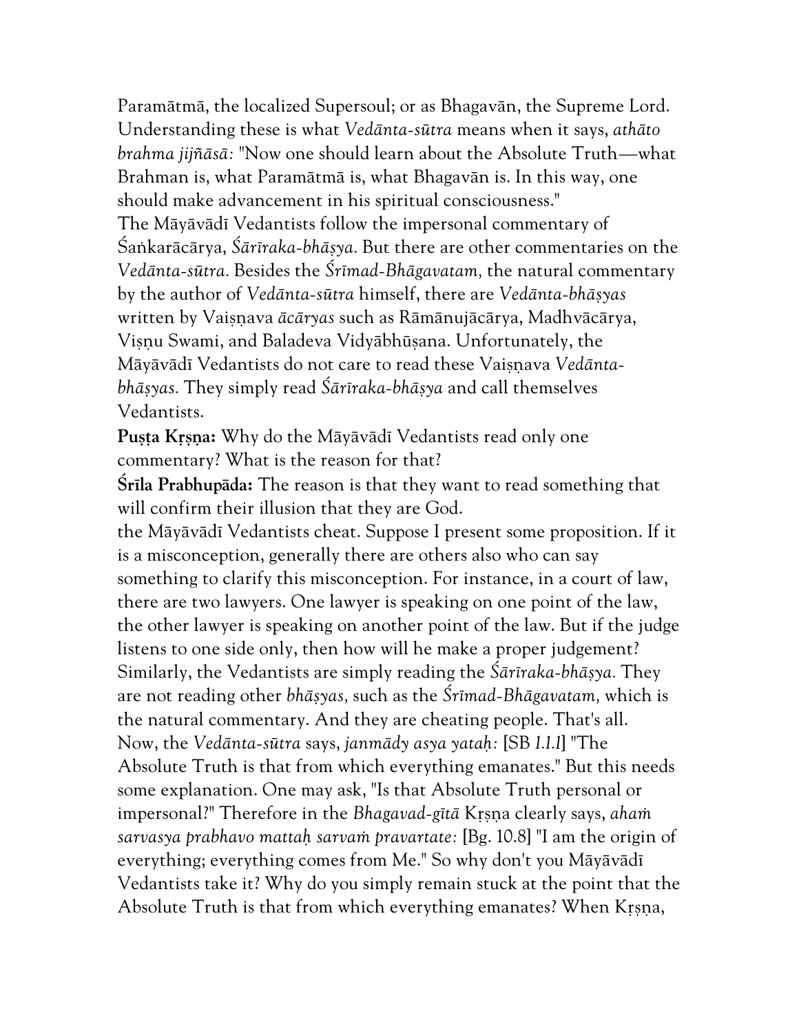Paramātmā, the localized Supersoul; or as Bhagavān, the Supreme Lord. Understanding these is what *Vedānta-sūtra* means when it says, *athāto brahma jijñāsā:* "Now one should learn about the Absolute Truth—what Brahman is, what Paramātmā is, what Bhagavān is. In this way, one should make advancement in his spiritual consciousness."

The Māyāvādī Vedantists follow the impersonal commentary of Śaṅkarācārya, *Śārīraka-bhāṣya.* But there are other commentaries on the *Vedānta-sūtra.* Besides the *Śrīmad-Bhāgavatam,* the natural commentary by the author of *Vedānta-sūtra* himself, there are *Vedānta-bhāṣyas* written by Vaiṣṇava *ācāryas* such as Rāmānujācārya, Madhvācārya, Viṣṇu Swami, and Baladeva Vidyābhūṣana. Unfortunately, the Māyāvādī Vedantists do not care to read these Vaiṣṇava *Vedānta-bhāṣyas.* They simply read *Śārīraka-bhāṣya* and call themselves Vedantists.

**Puṣṭa Kṛṣṇa:** Why do the Māyāvādī Vedantists read only one commentary? What is the reason for that?

**Śrīla Prabhupāda:** The reason is that they want to read something that will confirm their illusion that they are God.

the Māyāvādī Vedantists cheat. Suppose I present some proposition. If it is a misconception, generally there are others also who can say something to clarify this misconception. For instance, in a court of law, there are two lawyers. One lawyer is speaking on one point of the law, the other lawyer is speaking on another point of the law. But if the judge listens to one side only, then how will he make a proper judgement? Similarly, the Vedantists are simply reading the *Śārīraka-bhāṣya.* They are not reading other *bhāṣyas,* such as the *Śrīmad-Bhāgavatam,* which is the natural commentary. And they are cheating people. That's all.

Now, the *Vedānta-sūtra* says, *janmādy asya yataḥ:* [SB *1.1.1*] "The Absolute Truth is that from which everything emanates." But this needs some explanation. One may ask, "Is that Absolute Truth personal or impersonal?" Therefore in the *Bhagavad-gītā* Kṛṣṇa clearly says, *ahaṁ sarvasya prabhavo mattaḥ sarvaṁ pravartate:* [Bg. 10.8] "I am the origin of everything; everything comes from Me." So why don't you Māyāvādī Vedantists take it? Why do you simply remain stuck at the point that the Absolute Truth is that from which everything emanates? When Kṛṣṇa,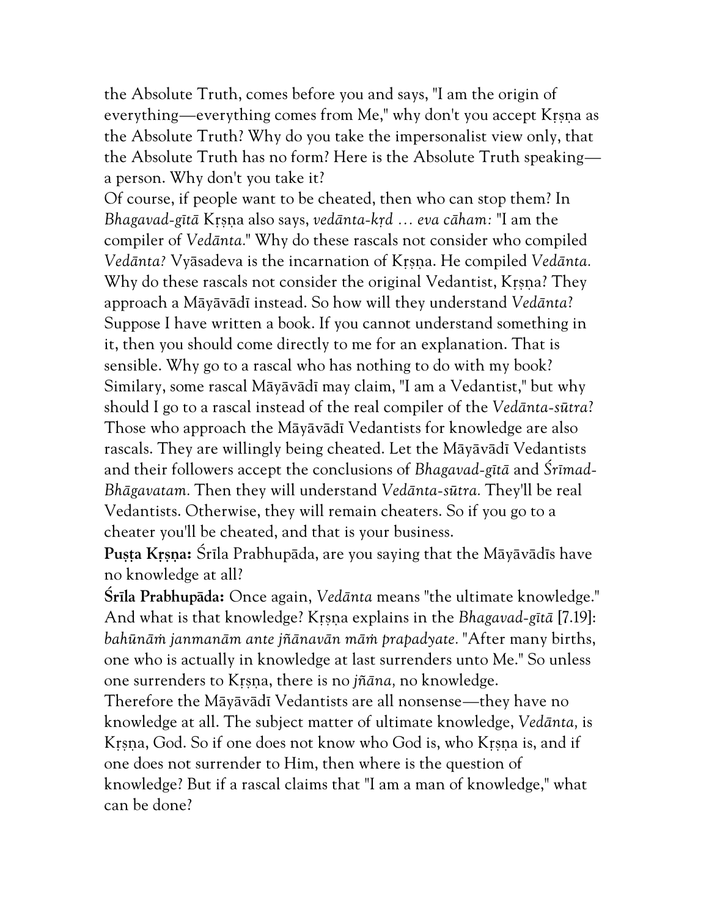the Absolute Truth, comes before you and says, "I am the origin of everything—everything comes from Me," why don't you accept Kṛṣṇa as the Absolute Truth? Why do you take the impersonalist view only, that the Absolute Truth has no form? Here is the Absolute Truth speaking—a person. Why don't you take it?

Of course, if people want to be cheated, then who can stop them? In *Bhagavad-gītā* Kṛṣṇa also says, *vedānta-kṛd … eva cāham:* "I am the compiler of *Vedānta*." Why do these rascals not consider who compiled *Vedānta?* Vyāsadeva is the incarnation of Kṛṣṇa. He compiled *Vedānta.* Why do these rascals not consider the original Vedantist, Kṛṣṇa? They approach a Māyāvādī instead. So how will they understand *Vedānta*? Suppose I have written a book. If you cannot understand something in it, then you should come directly to me for an explanation. That is sensible. Why go to a rascal who has nothing to do with my book? Similary, some rascal Māyāvādī may claim, "I am a Vedantist," but why should I go to a rascal instead of the real compiler of the *Vedānta-sūtra*? Those who approach the Māyāvādī Vedantists for knowledge are also rascals. They are willingly being cheated. Let the Māyāvādī Vedantists and their followers accept the conclusions of *Bhagavad-gītā* and *Śrīmad-Bhāgavatam.* Then they will understand *Vedānta-sūtra.* They'll be real Vedantists. Otherwise, they will remain cheaters. So if you go to a cheater you'll be cheated, and that is your business.

**Puṣṭa Kṛṣṇa:** Śrīla Prabhupāda, are you saying that the Māyāvādīs have no knowledge at all?

**Śrīla Prabhupāda:** Once again, *Vedānta* means "the ultimate knowledge." And what is that knowledge? Kṛṣṇa explains in the *Bhagavad-gītā* [7.19]: *bahūnāṁ janmanām ante jñānavān māṁ prapadyate.* "After many births, one who is actually in knowledge at last surrenders unto Me." So unless one surrenders to Kṛṣṇa, there is no *jñāna,* no knowledge.

Therefore the Māyāvādī Vedantists are all nonsense—they have no knowledge at all. The subject matter of ultimate knowledge, *Vedānta,* is Kṛṣṇa, God. So if one does not know who God is, who Kṛṣṇa is, and if one does not surrender to Him, then where is the question of knowledge? But if a rascal claims that "I am a man of knowledge," what can be done?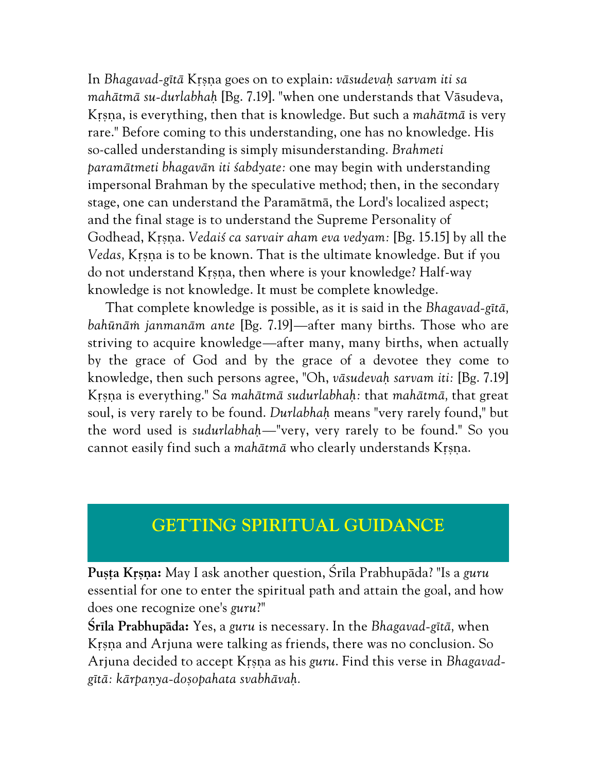In *Bhagavad-gītā* Kṛṣṇa goes on to explain: *vāsudevaḥ sarvam iti sa mahātmā su-durlabhaḥ* [Bg. 7.19]. "when one understands that Vāsudeva, Kṛṣṇa, is everything, then that is knowledge. But such a *mahātmā* is very rare." Before coming to this understanding, one has no knowledge. His so-called understanding is simply misunderstanding. *Brahmeti paramātmeti bhagavān iti śabdyate:* one may begin with understanding impersonal Brahman by the speculative method; then, in the secondary stage, one can understand the Paramātmā, the Lord's localized aspect; and the final stage is to understand the Supreme Personality of Godhead, Kṛṣṇa. *Vedaiś ca sarvair aham eva vedyam:* [Bg. 15.15] by all the *Vedas,* Kṛṣṇa is to be known. That is the ultimate knowledge. But if you do not understand Kṛṣṇa, then where is your knowledge? Half-way knowledge is not knowledge. It must be complete knowledge.

That complete knowledge is possible, as it is said in the *Bhagavad-gītā, bahūnāṁ janmanām ante* [Bg. 7.19]—after many births. Those who are striving to acquire knowledge—after many, many births, when actually by the grace of God and by the grace of a devotee they come to knowledge, then such persons agree, "Oh, *vāsudevaḥ sarvam iti:* [Bg. 7.19] Kṛṣṇa is everything." S*a mahātmā sudurlabhaḥ:* that *mahātmā,* that great soul, is very rarely to be found. *Durlabhaḥ* means "very rarely found," but the word used is *sudurlabhaḥ*—"very, very rarely to be found." So you cannot easily find such a *mahātmā* who clearly understands Kṛṣṇa.

## GETTING SPIRITUAL GUIDANCE

**Puṣṭa Kṛṣṇa:** May I ask another question, Śrīla Prabhupāda? "Is a *guru* essential for one to enter the spiritual path and attain the goal, and how does one recognize one's *guru*?"

**Śrīla Prabhupāda:** Yes, a *guru* is necessary. In the *Bhagavad-gītā,* when Kṛṣṇa and Arjuna were talking as friends, there was no conclusion. So Arjuna decided to accept Kṛṣṇa as his *guru*. Find this verse in *Bhagavad-gītā: kārpaṇya-doṣopahata svabhāvaḥ.*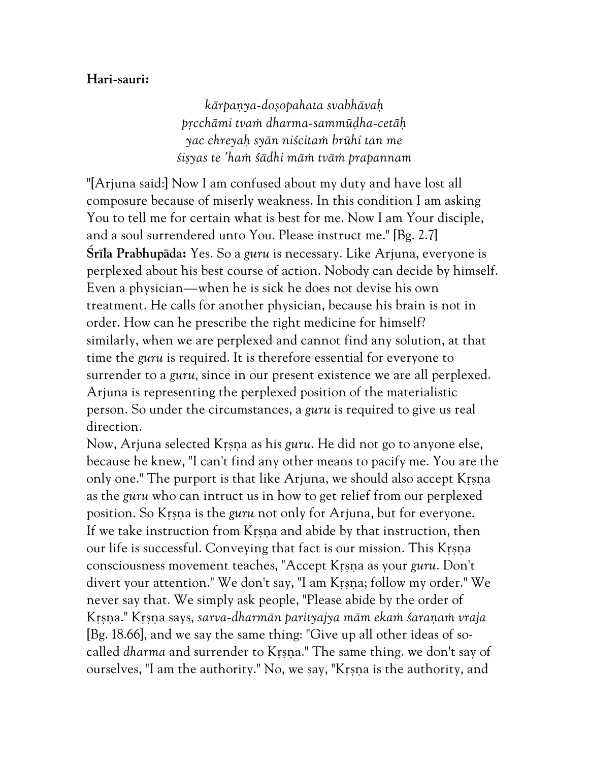**Hari-sauri:**

> *kārpaṇya-doṣopahata svabhāvaḥ*
> *pṛcchāmi tvaṁ dharma-sammūḍha-cetāḥ*
> *yac chreyaḥ syān niścitaṁ brūhi tan me*
> *śiṣyas te 'haṁ śādhi māṁ tvāṁ prapannam*

"[Arjuna said:] Now I am confused about my duty and have lost all composure because of miserly weakness. In this condition I am asking You to tell me for certain what is best for me. Now I am Your disciple, and a soul surrendered unto You. Please instruct me." [Bg. 2.7]

**Śrīla Prabhupāda:** Yes. So a *guru* is necessary. Like Arjuna, everyone is perplexed about his best course of action. Nobody can decide by himself. Even a physician—when he is sick he does not devise his own treatment. He calls for another physician, because his brain is not in order. How can he prescribe the right medicine for himself? similarly, when we are perplexed and cannot find any solution, at that time the *guru* is required. It is therefore essential for everyone to surrender to a *guru*, since in our present existence we are all perplexed. Arjuna is representing the perplexed position of the materialistic person. So under the circumstances, a *guru* is required to give us real direction.

Now, Arjuna selected Kṛṣṇa as his *guru*. He did not go to anyone else, because he knew, "I can't find any other means to pacify me. You are the only one." The purport is that like Arjuna, we should also accept Kṛṣṇa as the *guru* who can intruct us in how to get relief from our perplexed position. So Kṛṣṇa is the *guru* not only for Arjuna, but for everyone. If we take instruction from Kṛṣṇa and abide by that instruction, then our life is successful. Conveying that fact is our mission. This Kṛṣṇa consciousness movement teaches, "Accept Kṛṣṇa as your *guru*. Don't divert your attention." We don't say, "I am Kṛṣṇa; follow my order." We never say that. We simply ask people, "Please abide by the order of Kṛṣṇa." Kṛṣṇa says, *sarva-dharmān parityajya mām ekaṁ śaraṇaṁ vraja* [Bg. 18.66], and we say the same thing: "Give up all other ideas of so-called *dharma* and surrender to Kṛṣṇa." The same thing. we don't say of ourselves, "I am the authority." No, we say, "Kṛṣṇa is the authority, and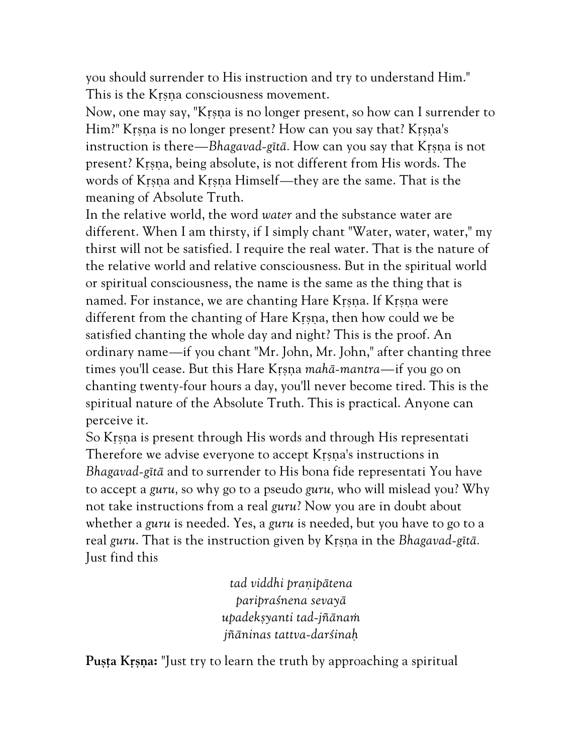you should surrender to His instruction and try to understand Him." This is the Kṛṣṇa consciousness movement.

Now, one may say, "Kṛṣṇa is no longer present, so how can I surrender to Him?" Kṛṣṇa is no longer present? How can you say that? Kṛṣṇa's instruction is there—*Bhagavad-gītā*. How can you say that Kṛṣṇa is not present? Kṛṣṇa, being absolute, is not different from His words. The words of Kṛṣṇa and Kṛṣṇa Himself—they are the same. That is the meaning of Absolute Truth.

In the relative world, the word *water* and the substance water are different. When I am thirsty, if I simply chant "Water, water, water," my thirst will not be satisfied. I require the real water. That is the nature of the relative world and relative consciousness. But in the spiritual world or spiritual consciousness, the name is the same as the thing that is named. For instance, we are chanting Hare Kṛṣṇa. If Kṛṣṇa were different from the chanting of Hare Kṛṣṇa, then how could we be satisfied chanting the whole day and night? This is the proof. An ordinary name—if you chant "Mr. John, Mr. John," after chanting three times you'll cease. But this Hare Kṛṣṇa *mahā-mantra*—if you go on chanting twenty-four hours a day, you'll never become tired. This is the spiritual nature of the Absolute Truth. This is practical. Anyone can perceive it.

So Kṛṣṇa is present through His words and through His representati Therefore we advise everyone to accept Kṛṣṇa's instructions in *Bhagavad-gītā* and to surrender to His bona fide representati You have to accept a *guru,* so why go to a pseudo *guru,* who will mislead you? Why not take instructions from a real *guru*? Now you are in doubt about whether a *guru* is needed. Yes, a *guru* is needed, but you have to go to a real *guru*. That is the instruction given by Kṛṣṇa in the *Bhagavad-gītā*. Just find this

*tad viddhi praṇipātena*
*paripraśnena sevayā*
*upadekṣyanti tad-jñānaṁ*
*jñāninas tattva-darśinaḥ*

**Puṣṭa Kṛṣṇa:** "Just try to learn the truth by approaching a spiritual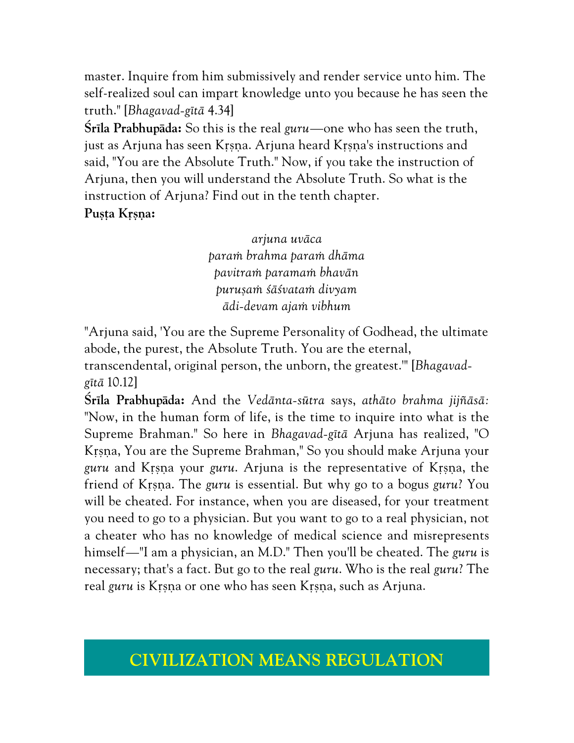master. Inquire from him submissively and render service unto him. The self-realized soul can impart knowledge unto you because he has seen the truth." [*Bhagavad-gītā* 4.34]

**Śrīla Prabhupāda:** So this is the real *guru*—one who has seen the truth, just as Arjuna has seen Kṛṣṇa. Arjuna heard Kṛṣṇa's instructions and said, "You are the Absolute Truth." Now, if you take the instruction of Arjuna, then you will understand the Absolute Truth. So what is the instruction of Arjuna? Find out in the tenth chapter.

**Puṣṭa Kṛṣṇa:**

*arjuna uvāca*
*paraṁ brahma paraṁ dhāma*
*pavitraṁ paramaṁ bhavān*
*puruṣaṁ śāśvataṁ divyam*
*ādi-devam ajaṁ vibhum*

"Arjuna said, 'You are the Supreme Personality of Godhead, the ultimate abode, the purest, the Absolute Truth. You are the eternal, transcendental, original person, the unborn, the greatest.'" [*Bhagavad-gītā* 10.12]

**Śrīla Prabhupāda:** And the *Vedānta-sūtra* says, *athāto brahma jijñāsā:* "Now, in the human form of life, is the time to inquire into what is the Supreme Brahman." So here in *Bhagavad-gītā* Arjuna has realized, "O Kṛṣṇa, You are the Supreme Brahman," So you should make Arjuna your *guru* and Kṛṣṇa your *guru*. Arjuna is the representative of Kṛṣṇa, the friend of Kṛṣṇa. The *guru* is essential. But why go to a bogus *guru*? You will be cheated. For instance, when you are diseased, for your treatment you need to go to a physician. But you want to go to a real physician, not a cheater who has no knowledge of medical science and misrepresents himself—"I am a physician, an M.D." Then you'll be cheated. The *guru* is necessary; that's a fact. But go to the real *guru*. Who is the real *guru*? The real *guru* is Kṛṣṇa or one who has seen Kṛṣṇa, such as Arjuna.

## CIVILIZATION MEANS REGULATION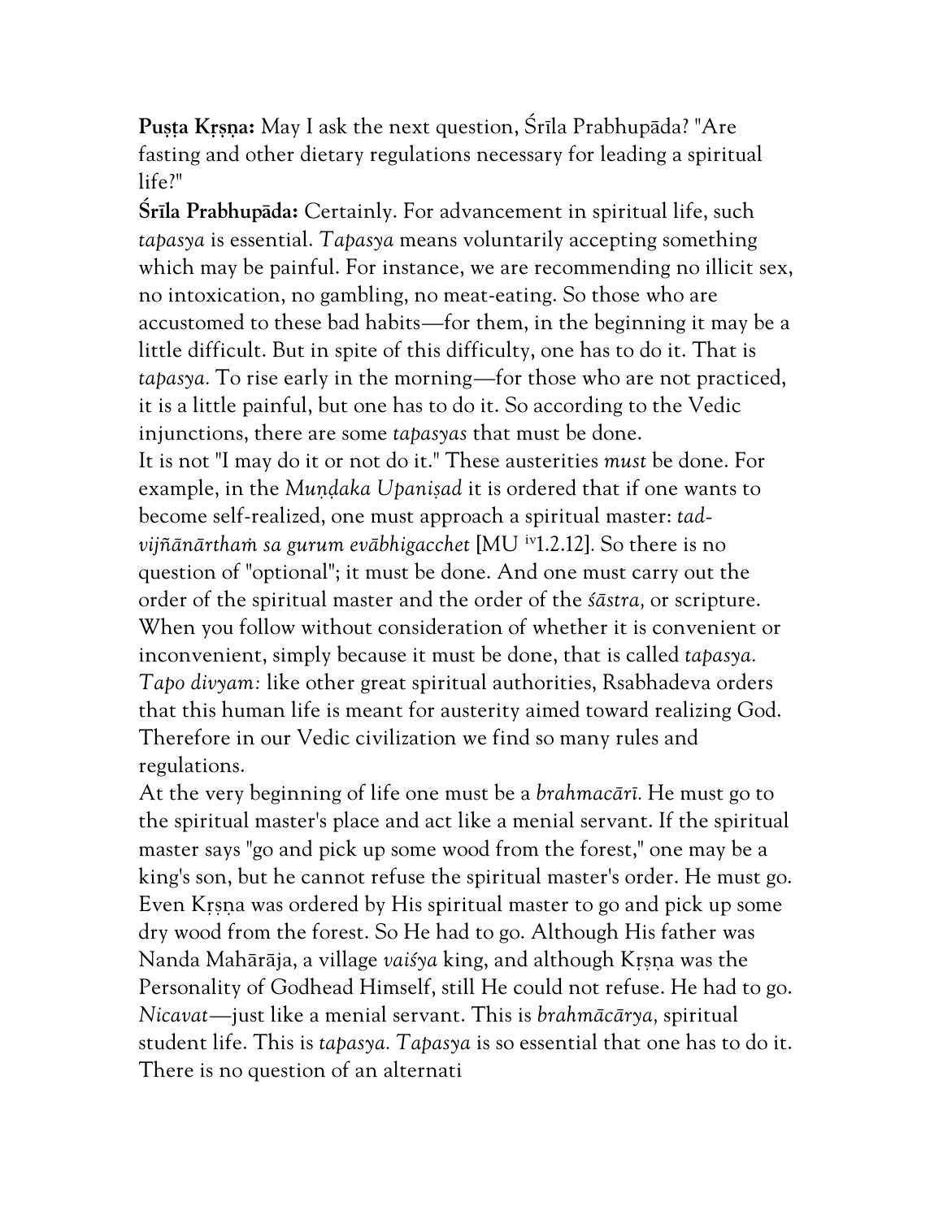**Puṣṭa Kṛṣṇa:** May I ask the next question, Śrīla Prabhupāda? "Are fasting and other dietary regulations necessary for leading a spiritual life?"

**Śrīla Prabhupāda:** Certainly. For advancement in spiritual life, such *tapasya* is essential. *Tapasya* means voluntarily accepting something which may be painful. For instance, we are recommending no illicit sex, no intoxication, no gambling, no meat-eating. So those who are accustomed to these bad habits—for them, in the beginning it may be a little difficult. But in spite of this difficulty, one has to do it. That is *tapasya.* To rise early in the morning—for those who are not practiced, it is a little painful, but one has to do it. So according to the Vedic injunctions, there are some *tapasyas* that must be done.

It is not "I may do it or not do it." These austerities *must* be done. For example, in the *Muṇḍaka Upaniṣad* it is ordered that if one wants to become self-realized, one must approach a spiritual master: *tad-vijñānārthaṁ sa gurum evābhigacchet* [MU iv1.2.12]. So there is no question of "optional"; it must be done. And one must carry out the order of the spiritual master and the order of the *śāstra,* or scripture. When you follow without consideration of whether it is convenient or inconvenient, simply because it must be done, that is called *tapasya. Tapo divyam:* like other great spiritual authorities, Rsabhadeva orders that this human life is meant for austerity aimed toward realizing God. Therefore in our Vedic civilization we find so many rules and regulations.

At the very beginning of life one must be a *brahmacārī.* He must go to the spiritual master's place and act like a menial servant. If the spiritual master says "go and pick up some wood from the forest," one may be a king's son, but he cannot refuse the spiritual master's order. He must go. Even Kṛṣṇa was ordered by His spiritual master to go and pick up some dry wood from the forest. So He had to go. Although His father was Nanda Mahārāja, a village *vaiśya* king, and although Kṛṣṇa was the Personality of Godhead Himself, still He could not refuse. He had to go. *Nicavat*—just like a menial servant. This is *brahmācārya,* spiritual student life. This is *tapasya. Tapasya* is so essential that one has to do it. There is no question of an alternati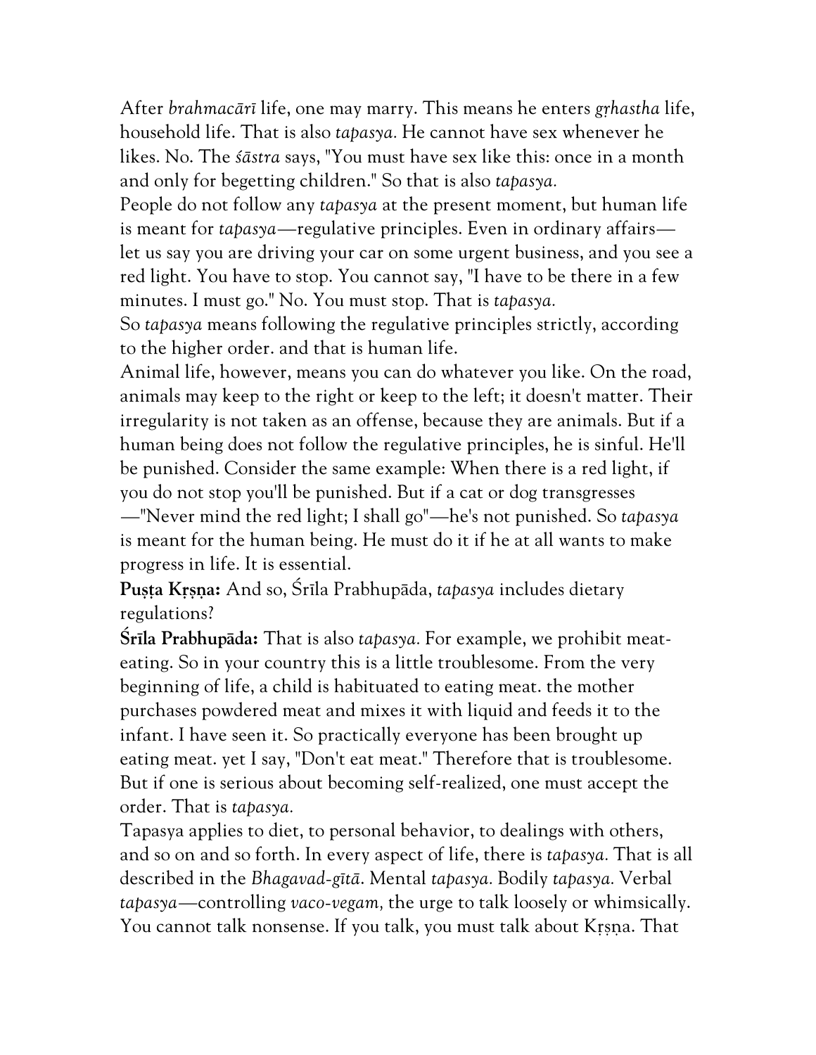After *brahmacārī* life, one may marry. This means he enters *gṛhastha* life, household life. That is also *tapasya.* He cannot have sex whenever he likes. No. The *śāstra* says, "You must have sex like this: once in a month and only for begetting children." So that is also *tapasya.*

People do not follow any *tapasya* at the present moment, but human life is meant for *tapasya*—regulative principles. Even in ordinary affairs—let us say you are driving your car on some urgent business, and you see a red light. You have to stop. You cannot say, "I have to be there in a few minutes. I must go." No. You must stop. That is *tapasya.*

So *tapasya* means following the regulative principles strictly, according to the higher order. and that is human life.

Animal life, however, means you can do whatever you like. On the road, animals may keep to the right or keep to the left; it doesn't matter. Their irregularity is not taken as an offense, because they are animals. But if a human being does not follow the regulative principles, he is sinful. He'll be punished. Consider the same example: When there is a red light, if you do not stop you'll be punished. But if a cat or dog transgresses—"Never mind the red light; I shall go"—he's not punished. So *tapasya* is meant for the human being. He must do it if he at all wants to make progress in life. It is essential.

**Puṣṭa Kṛṣṇa:** And so, Śrīla Prabhupāda, *tapasya* includes dietary regulations?

**Śrīla Prabhupāda:** That is also *tapasya.* For example, we prohibit meat-eating. So in your country this is a little troublesome. From the very beginning of life, a child is habituated to eating meat. the mother purchases powdered meat and mixes it with liquid and feeds it to the infant. I have seen it. So practically everyone has been brought up eating meat. yet I say, "Don't eat meat." Therefore that is troublesome. But if one is serious about becoming self-realized, one must accept the order. That is *tapasya.*

Tapasya applies to diet, to personal behavior, to dealings with others, and so on and so forth. In every aspect of life, there is *tapasya.* That is all described in the *Bhagavad-gītā*. Mental *tapasya.* Bodily *tapasya.* Verbal *tapasya*—controlling *vaco-vegam,* the urge to talk loosely or whimsically. You cannot talk nonsense. If you talk, you must talk about Kṛṣṇa. That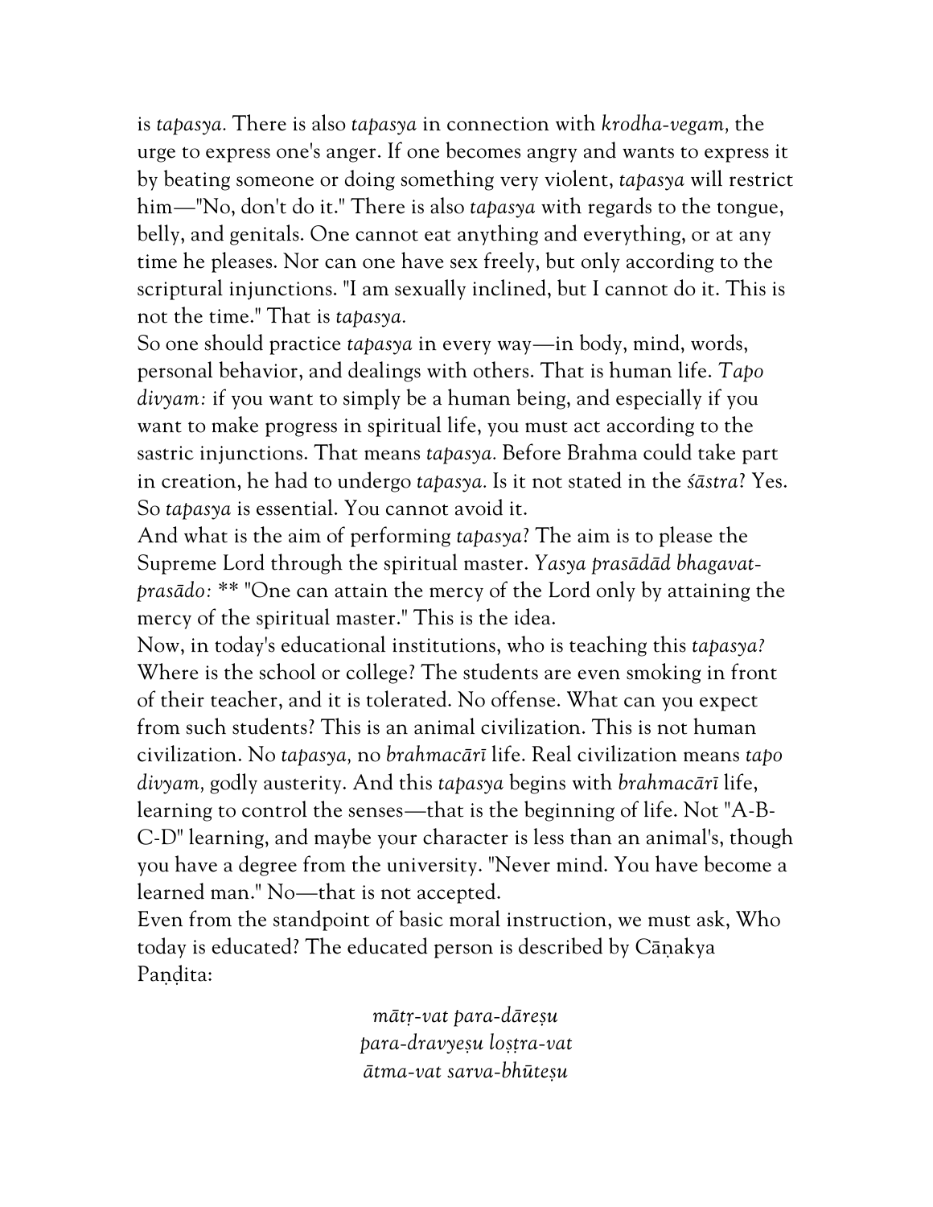is *tapasya.* There is also *tapasya* in connection with *krodha-vegam,* the urge to express one's anger. If one becomes angry and wants to express it by beating someone or doing something very violent, *tapasya* will restrict him—"No, don't do it." There is also *tapasya* with regards to the tongue, belly, and genitals. One cannot eat anything and everything, or at any time he pleases. Nor can one have sex freely, but only according to the scriptural injunctions. "I am sexually inclined, but I cannot do it. This is not the time." That is *tapasya.*

So one should practice *tapasya* in every way—in body, mind, words, personal behavior, and dealings with others. That is human life. *Tapo divyam:* if you want to simply be a human being, and especially if you want to make progress in spiritual life, you must act according to the sastric injunctions. That means *tapasya.* Before Brahma could take part in creation, he had to undergo *tapasya.* Is it not stated in the *śāstra*? Yes. So *tapasya* is essential. You cannot avoid it.

And what is the aim of performing *tapasya*? The aim is to please the Supreme Lord through the spiritual master. *Yasya prasādād bhagavat-prasādo:* ** "One can attain the mercy of the Lord only by attaining the mercy of the spiritual master." This is the idea.

Now, in today's educational institutions, who is teaching this *tapasya?* Where is the school or college? The students are even smoking in front of their teacher, and it is tolerated. No offense. What can you expect from such students? This is an animal civilization. This is not human civilization. No *tapasya,* no *brahmacārī* life. Real civilization means *tapo divyam,* godly austerity. And this *tapasya* begins with *brahmacārī* life, learning to control the senses—that is the beginning of life. Not "A-B-C-D" learning, and maybe your character is less than an animal's, though you have a degree from the university. "Never mind. You have become a learned man." No—that is not accepted.

Even from the standpoint of basic moral instruction, we must ask, Who today is educated? The educated person is described by Cāṇakya Paṇḍita:

*mātṛ-vat para-dāreṣu*
*para-dravyeṣu loṣṭra-vat*
*ātma-vat sarva-bhūteṣu*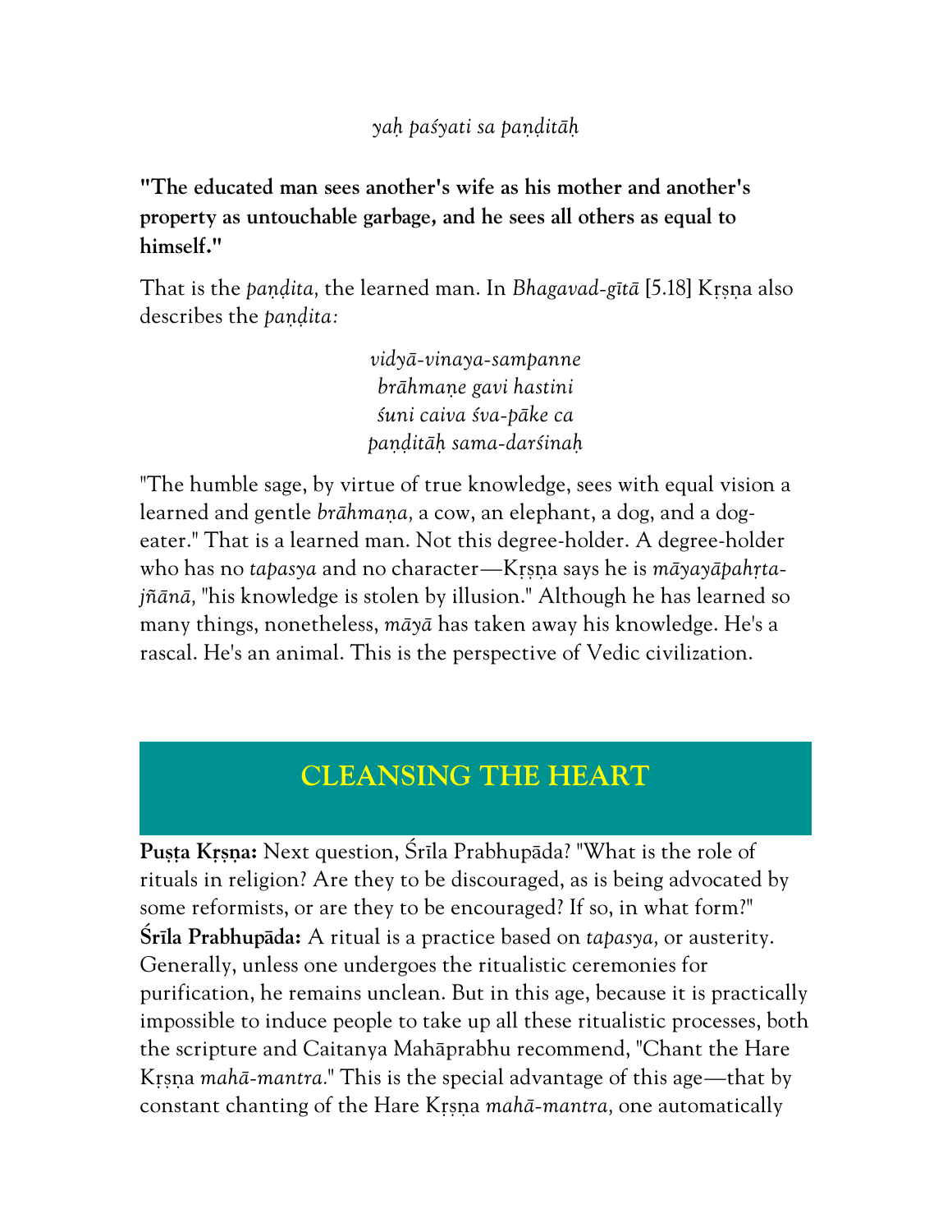*yaḥ paśyati sa paṇḍitāḥ*

**"The educated man sees another's wife as his mother and another's property as untouchable garbage, and he sees all others as equal to himself."**

That is the *paṇḍita,* the learned man. In *Bhagavad-gītā* [5.18] Kṛṣṇa also describes the *paṇḍita:*

*vidyā-vinaya-sampanne*
*brāhmaṇe gavi hastini*
*śuni caiva śva-pāke ca*
*paṇḍitāḥ sama-darśinaḥ*

"The humble sage, by virtue of true knowledge, sees with equal vision a learned and gentle *brāhmaṇa,* a cow, an elephant, a dog, and a dog-eater." That is a learned man. Not this degree-holder. A degree-holder who has no *tapasya* and no character—Kṛṣṇa says he is *māyayāpahṛta-jñānā,* "his knowledge is stolen by illusion." Although he has learned so many things, nonetheless, *māyā* has taken away his knowledge. He's a rascal. He's an animal. This is the perspective of Vedic civilization.

## CLEANSING THE HEART

**Puṣṭa Kṛṣṇa:** Next question, Śrīla Prabhupāda? "What is the role of rituals in religion? Are they to be discouraged, as is being advocated by some reformists, or are they to be encouraged? If so, in what form?"

**Śrīla Prabhupāda:** A ritual is a practice based on *tapasya,* or austerity. Generally, unless one undergoes the ritualistic ceremonies for purification, he remains unclean. But in this age, because it is practically impossible to induce people to take up all these ritualistic processes, both the scripture and Caitanya Mahāprabhu recommend, "Chant the Hare Kṛṣṇa *mahā-mantra.*" This is the special advantage of this age—that by constant chanting of the Hare Kṛṣṇa *mahā-mantra,* one automatically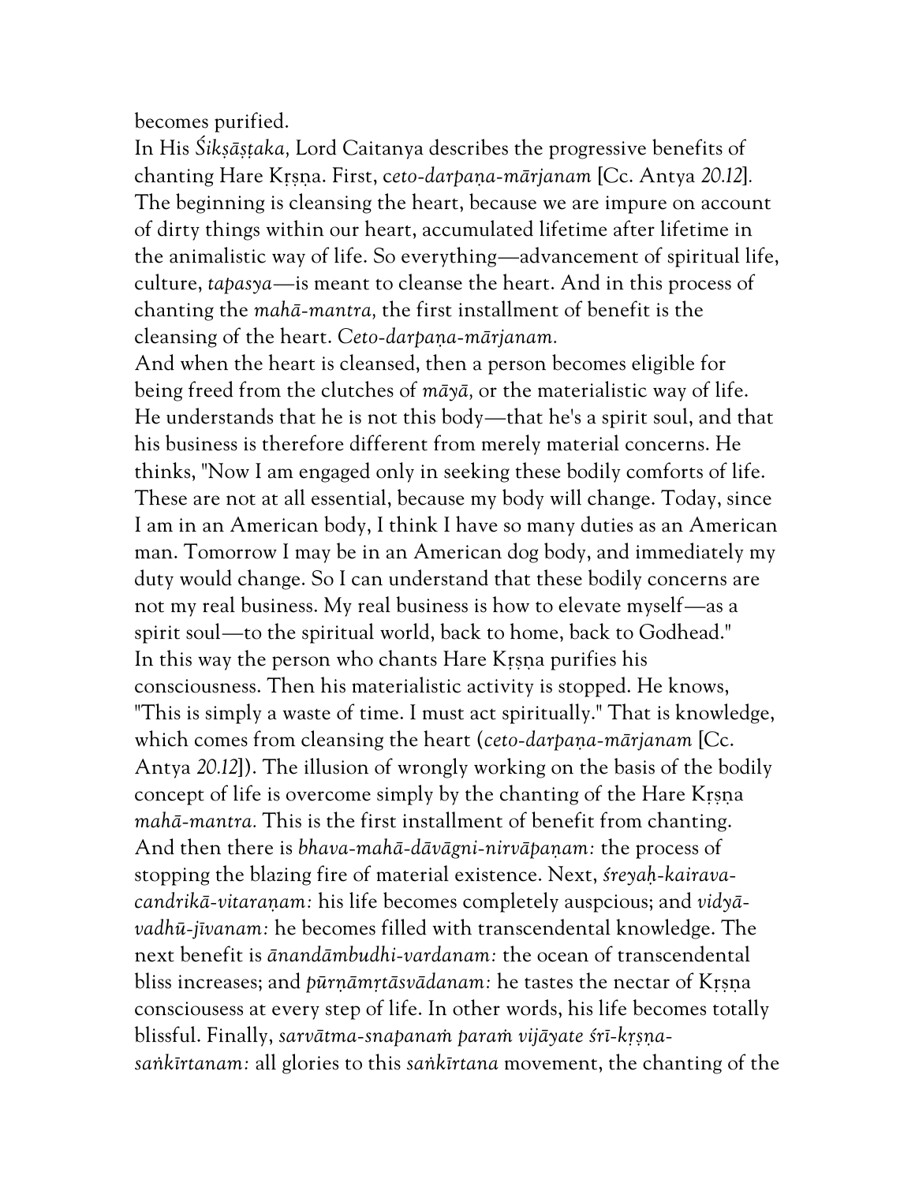becomes purified.

In His *Śikṣāṣṭaka,* Lord Caitanya describes the progressive benefits of chanting Hare Kṛṣṇa. First, *ceto-darpaṇa-mārjanam* [Cc. Antya *20.12*]. The beginning is cleansing the heart, because we are impure on account of dirty things within our heart, accumulated lifetime after lifetime in the animalistic way of life. So everything—advancement of spiritual life, culture, *tapasya*—is meant to cleanse the heart. And in this process of chanting the *mahā-mantra,* the first installment of benefit is the cleansing of the heart. *Ceto-darpaṇa-mārjanam.*

And when the heart is cleansed, then a person becomes eligible for being freed from the clutches of *māyā,* or the materialistic way of life. He understands that he is not this body—that he's a spirit soul, and that his business is therefore different from merely material concerns. He thinks, "Now I am engaged only in seeking these bodily comforts of life. These are not at all essential, because my body will change. Today, since I am in an American body, I think I have so many duties as an American man. Tomorrow I may be in an American dog body, and immediately my duty would change. So I can understand that these bodily concerns are not my real business. My real business is how to elevate myself—as a spirit soul—to the spiritual world, back to home, back to Godhead."

In this way the person who chants Hare Kṛṣṇa purifies his consciousness. Then his materialistic activity is stopped. He knows, "This is simply a waste of time. I must act spiritually." That is knowledge, which comes from cleansing the heart (*ceto-darpaṇa-mārjanam* [Cc. Antya *20.12*]). The illusion of wrongly working on the basis of the bodily concept of life is overcome simply by the chanting of the Hare Kṛṣṇa *mahā-mantra.* This is the first installment of benefit from chanting.

And then there is *bhava-mahā-dāvāgni-nirvāpaṇam:* the process of stopping the blazing fire of material existence. Next, *śreyaḥ-kairava-candrikā-vitaraṇam:* his life becomes completely auspcious; and *vidyā-vadhū-jīvanam:* he becomes filled with transcendental knowledge. The next benefit is *ānandāmbudhi-vardanam:* the ocean of transcendental bliss increases; and *pūrṇāmṛtāsvādanam:* he tastes the nectar of Kṛṣṇa consciousess at every step of life. In other words, his life becomes totally blissful. Finally, *sarvātma-snapanaṁ paraṁ vijāyate śrī-kṛṣṇa-saṅkīrtanam:* all glories to this *saṅkīrtana* movement, the chanting of the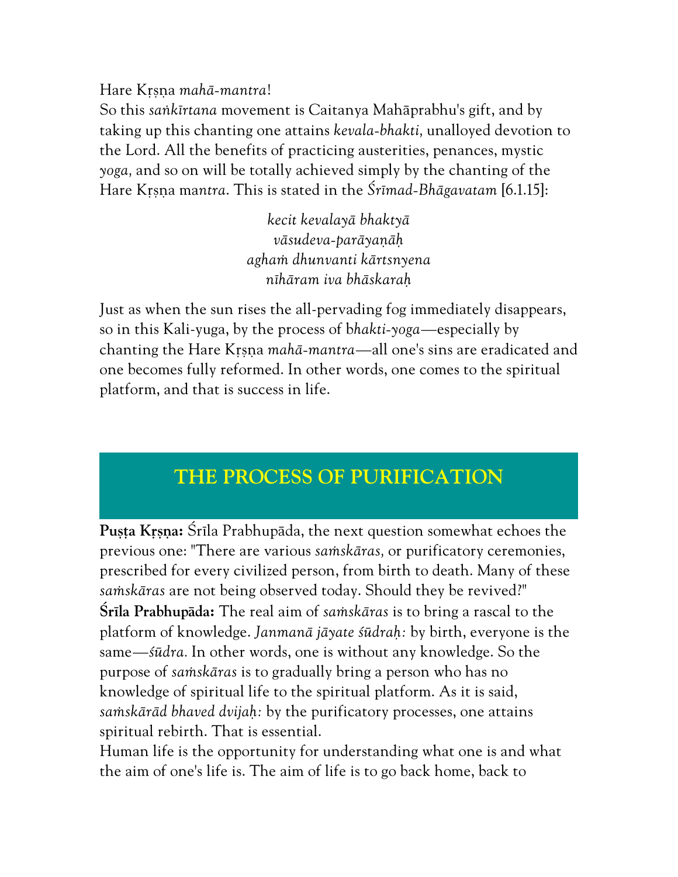Hare Kṛṣṇa *mahā-mantra*!

So this *saṅkīrtana* movement is Caitanya Mahāprabhu's gift, and by taking up this chanting one attains *kevala-bhakti,* unalloyed devotion to the Lord. All the benefits of practicing austerities, penances, mystic *yoga,* and so on will be totally achieved simply by the chanting of the Hare Kṛṣṇa ma*ntra*. This is stated in the *Śrīmad-Bhāgavatam* [6.1.15]:

> *kecit kevalayā bhaktyā*
> *vāsudeva-parāyaṇāḥ*
> *aghaṁ dhunvanti kārtsnyena*
> *nīhāram iva bhāskaraḥ*

Just as when the sun rises the all-pervading fog immediately disappears, so in this Kali-yuga, by the process of b*hakti-yoga*—especially by chanting the Hare Kṛṣṇa *mahā-mantra*—all one's sins are eradicated and one becomes fully reformed. In other words, one comes to the spiritual platform, and that is success in life.

## THE PROCESS OF PURIFICATION

**Puṣṭa Kṛṣṇa:** Śrīla Prabhupāda, the next question somewhat echoes the previous one: "There are various *saṁskāras,* or purificatory ceremonies, prescribed for every civilized person, from birth to death. Many of these *saṁskāras* are not being observed today. Should they be revived?"

**Śrīla Prabhupāda:** The real aim of *saṁskāras* is to bring a rascal to the platform of knowledge. *Janmanā jāyate śūdraḥ:* by birth, everyone is the same—*śūdra.* In other words, one is without any knowledge. So the purpose of *saṁskāras* is to gradually bring a person who has no knowledge of spiritual life to the spiritual platform. As it is said, *saṁskārād bhaved dvijaḥ:* by the purificatory processes, one attains spiritual rebirth. That is essential.

Human life is the opportunity for understanding what one is and what the aim of one's life is. The aim of life is to go back home, back to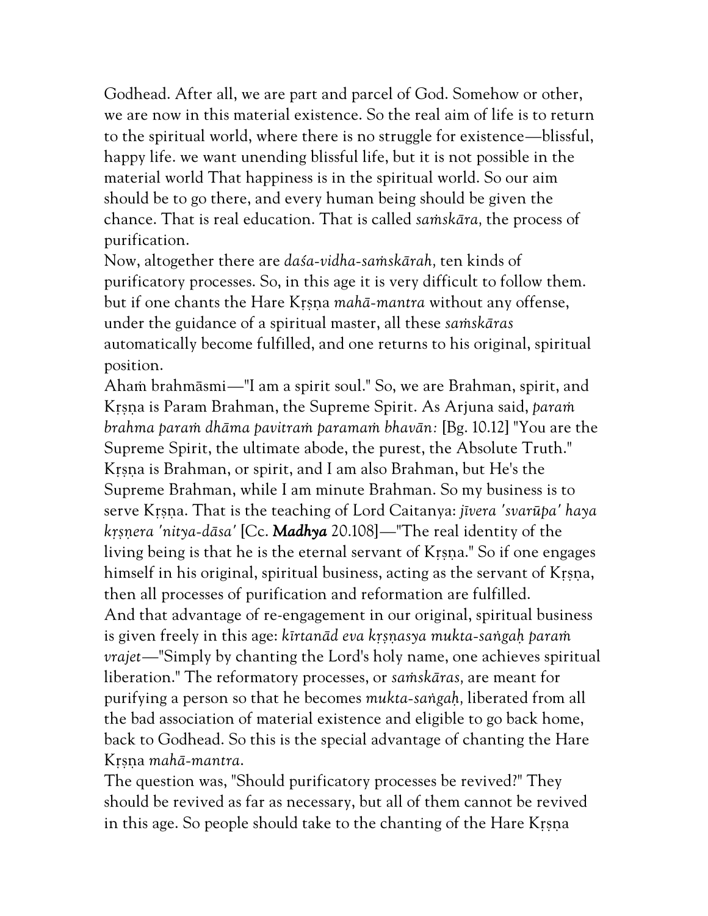Godhead. After all, we are part and parcel of God. Somehow or other, we are now in this material existence. So the real aim of life is to return to the spiritual world, where there is no struggle for existence—blissful, happy life. we want unending blissful life, but it is not possible in the material world That happiness is in the spiritual world. So our aim should be to go there, and every human being should be given the chance. That is real education. That is called *saṁskāra,* the process of purification.

Now, altogether there are *daśa-vidha-saṁskārah,* ten kinds of purificatory processes. So, in this age it is very difficult to follow them. but if one chants the Hare Kṛṣṇa *mahā-mantra* without any offense, under the guidance of a spiritual master, all these *saṁskāras* automatically become fulfilled, and one returns to his original, spiritual position.

Ahaṁ brahmāsmi—"I am a spirit soul." So, we are Brahman, spirit, and Kṛṣṇa is Param Brahman, the Supreme Spirit. As Arjuna said, *paraṁ brahma paraṁ dhāma pavitraṁ paramaṁ bhavān:* [Bg. 10.12] "You are the Supreme Spirit, the ultimate abode, the purest, the Absolute Truth." Kṛṣṇa is Brahman, or spirit, and I am also Brahman, but He's the Supreme Brahman, while I am minute Brahman. So my business is to serve Kṛṣṇa. That is the teaching of Lord Caitanya: *jīvera 'svarūpa' haya kṛṣṇera 'nitya-dāsa'* [Cc. ***Madhya*** 20.108]—"The real identity of the living being is that he is the eternal servant of Kṛṣṇa." So if one engages himself in his original, spiritual business, acting as the servant of Kṛṣṇa, then all processes of purification and reformation are fulfilled.

And that advantage of re-engagement in our original, spiritual business is given freely in this age: *kīrtanād eva kṛṣṇasya mukta-saṅgaḥ paraṁ vrajet*—"Simply by chanting the Lord's holy name, one achieves spiritual liberation." The reformatory processes, or *saṁskāras,* are meant for purifying a person so that he becomes *mukta-saṅgaḥ,* liberated from all the bad association of material existence and eligible to go back home, back to Godhead. So this is the special advantage of chanting the Hare Kṛṣṇa *mahā-mantra.*

The question was, "Should purificatory processes be revived?" They should be revived as far as necessary, but all of them cannot be revived in this age. So people should take to the chanting of the Hare Kṛṣṇa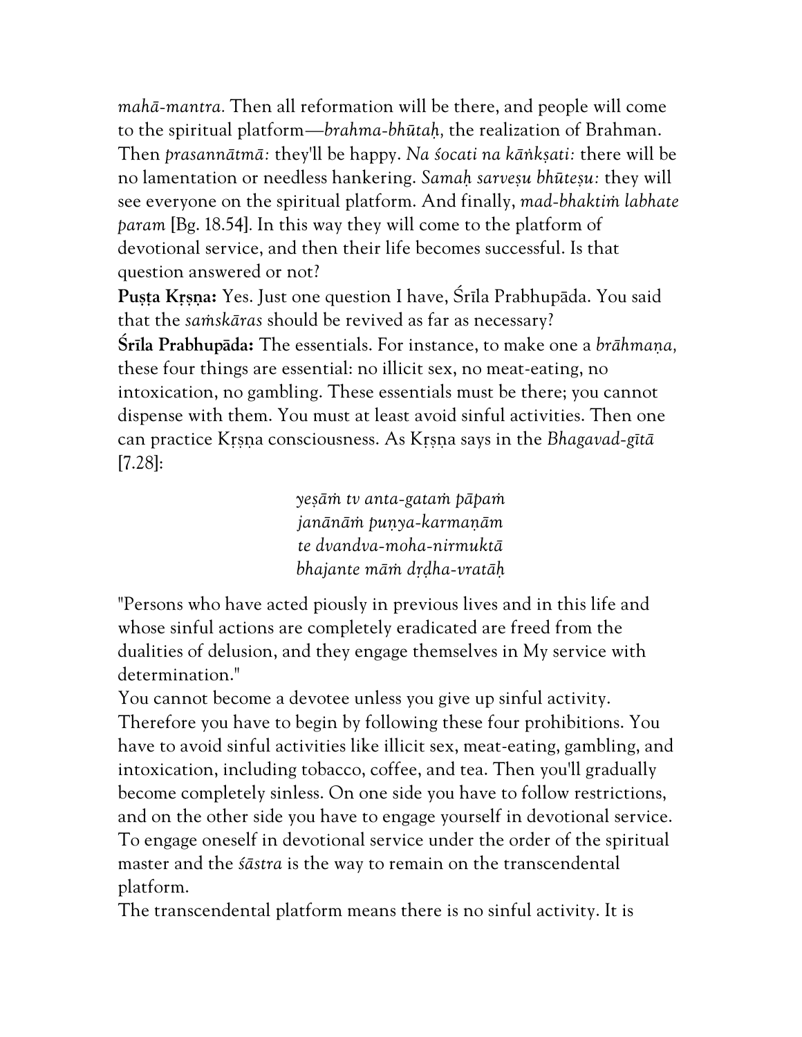*mahā-mantra.* Then all reformation will be there, and people will come to the spiritual platform—*brahma-bhūtaḥ,* the realization of Brahman. Then *prasannātmā:* they'll be happy. *Na śocati na kāṅkṣati:* there will be no lamentation or needless hankering. *Samaḥ sarveṣu bhūteṣu:* they will see everyone on the spiritual platform. And finally, *mad-bhaktiṁ labhate param* [Bg. 18.54]. In this way they will come to the platform of devotional service, and then their life becomes successful. Is that question answered or not?

**Puṣṭa Kṛṣṇa:** Yes. Just one question I have, Śrīla Prabhupāda. You said that the *saṁskāras* should be revived as far as necessary?

**Śrīla Prabhupāda:** The essentials. For instance, to make one a *brāhmaṇa,* these four things are essential: no illicit sex, no meat-eating, no intoxication, no gambling. These essentials must be there; you cannot dispense with them. You must at least avoid sinful activities. Then one can practice Kṛṣṇa consciousness. As Kṛṣṇa says in the *Bhagavad-gītā* [7.28]:

> *yeṣāṁ tv anta-gataṁ pāpaṁ*
> *janānāṁ puṇya-karmaṇām*
> *te dvandva-moha-nirmuktā*
> *bhajante māṁ dṛḍha-vratāḥ*

"Persons who have acted piously in previous lives and in this life and whose sinful actions are completely eradicated are freed from the dualities of delusion, and they engage themselves in My service with determination."

You cannot become a devotee unless you give up sinful activity. Therefore you have to begin by following these four prohibitions. You have to avoid sinful activities like illicit sex, meat-eating, gambling, and intoxication, including tobacco, coffee, and tea. Then you'll gradually become completely sinless. On one side you have to follow restrictions, and on the other side you have to engage yourself in devotional service. To engage oneself in devotional service under the order of the spiritual master and the *śāstra* is the way to remain on the transcendental platform.

The transcendental platform means there is no sinful activity. It is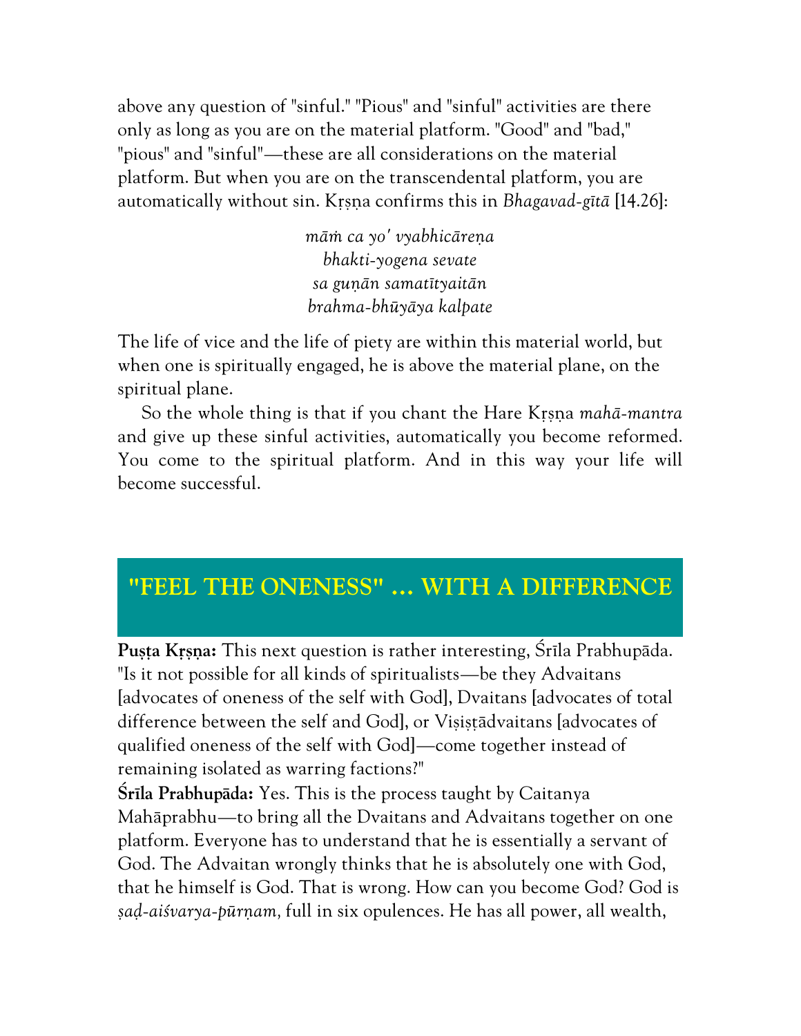above any question of "sinful." "Pious" and "sinful" activities are there only as long as you are on the material platform. "Good" and "bad," "pious" and "sinful"—these are all considerations on the material platform. But when you are on the transcendental platform, you are automatically without sin. Kṛṣṇa confirms this in *Bhagavad-gītā* [14.26]:

*māṁ ca yo' vyabhicāreṇa*
*bhakti-yogena sevate*
*sa guṇān samatītyaitān*
*brahma-bhūyāya kalpate*

The life of vice and the life of piety are within this material world, but when one is spiritually engaged, he is above the material plane, on the spiritual plane.

So the whole thing is that if you chant the Hare Kṛṣṇa *mahā-mantra* and give up these sinful activities, automatically you become reformed. You come to the spiritual platform. And in this way your life will become successful.

## "FEEL THE ONENESS" ... WITH A DIFFERENCE

**Puṣṭa Kṛṣṇa:** This next question is rather interesting, Śrīla Prabhupāda. "Is it not possible for all kinds of spiritualists—be they Advaitans [advocates of oneness of the self with God], Dvaitans [advocates of total difference between the self and God], or Viṣiṣṭādvaitans [advocates of qualified oneness of the self with God]—come together instead of remaining isolated as warring factions?"

**Śrīla Prabhupāda:** Yes. This is the process taught by Caitanya Mahāprabhu—to bring all the Dvaitans and Advaitans together on one platform. Everyone has to understand that he is essentially a servant of God. The Advaitan wrongly thinks that he is absolutely one with God, that he himself is God. That is wrong. How can you become God? God is *ṣaḍ-aiśvarya-pūrṇam,* full in six opulences. He has all power, all wealth,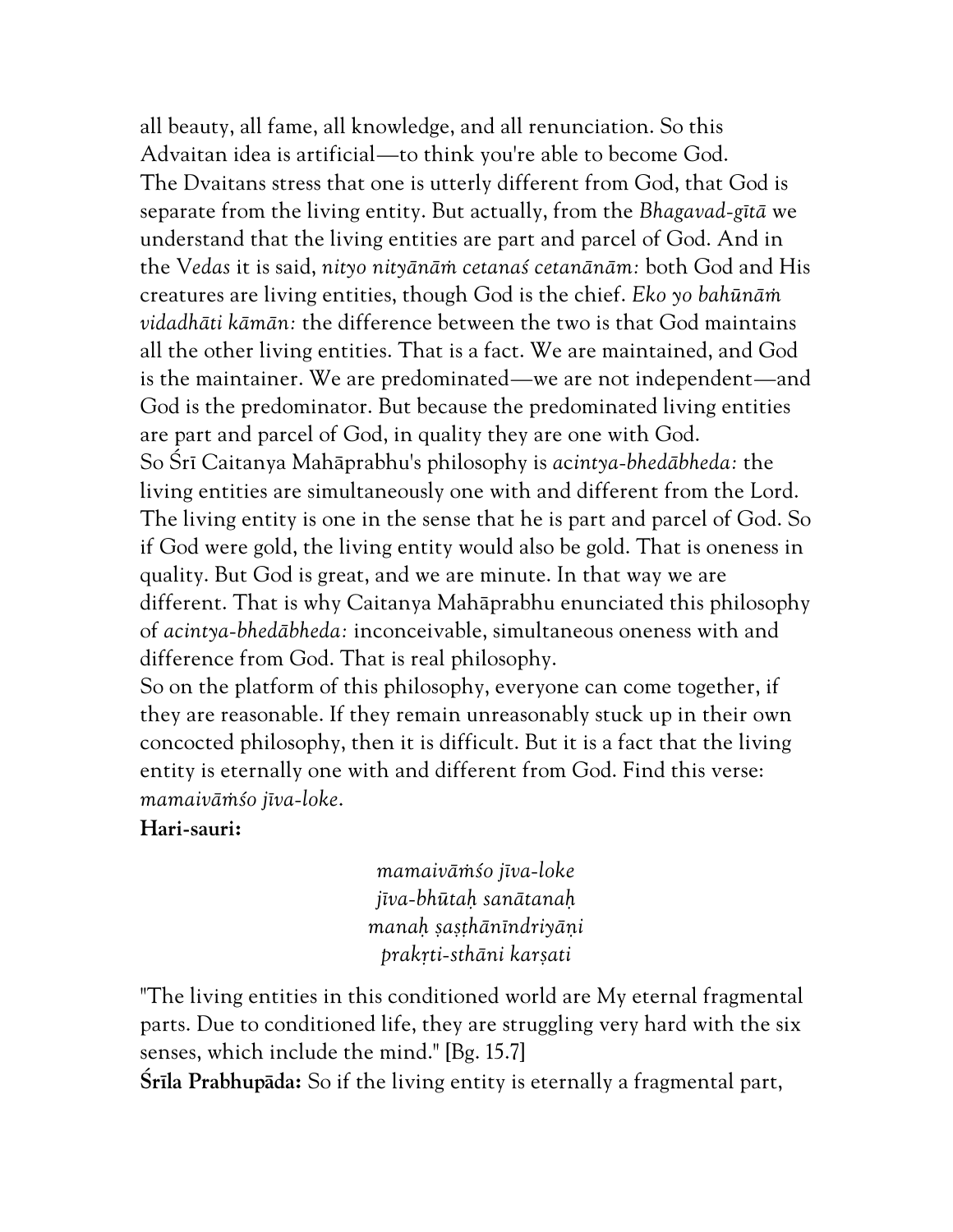all beauty, all fame, all knowledge, and all renunciation. So this Advaitan idea is artificial—to think you're able to become God.

The Dvaitans stress that one is utterly different from God, that God is separate from the living entity. But actually, from the *Bhagavad-gītā* we understand that the living entities are part and parcel of God. And in the *Vedas* it is said, *nityo nityānāṁ cetanaś cetanānām:* both God and His creatures are living entities, though God is the chief. *Eko yo bahūnāṁ vidadhāti kāmān:* the difference between the two is that God maintains all the other living entities. That is a fact. We are maintained, and God is the maintainer. We are predominated—we are not independent—and God is the predominator. But because the predominated living entities are part and parcel of God, in quality they are one with God.

So Śrī Caitanya Mahāprabhu's philosophy is *acintya-bhedābheda:* the living entities are simultaneously one with and different from the Lord. The living entity is one in the sense that he is part and parcel of God. So if God were gold, the living entity would also be gold. That is oneness in quality. But God is great, and we are minute. In that way we are different. That is why Caitanya Mahāprabhu enunciated this philosophy of *acintya-bhedābheda:* inconceivable, simultaneous oneness with and difference from God. That is real philosophy.

So on the platform of this philosophy, everyone can come together, if they are reasonable. If they remain unreasonably stuck up in their own concocted philosophy, then it is difficult. But it is a fact that the living entity is eternally one with and different from God. Find this verse: *mamaivāṁśo jīva-loke.*

**Hari-sauri:**

*mamaivāṁśo jīva-loke*
*jīva-bhūtaḥ sanātanaḥ*
*manaḥ ṣaṣṭhānīndriyāṇi*
*prakṛti-sthāni karṣati*

"The living entities in this conditioned world are My eternal fragmental parts. Due to conditioned life, they are struggling very hard with the six senses, which include the mind." [Bg. 15.7]

**Śrīla Prabhupāda:** So if the living entity is eternally a fragmental part,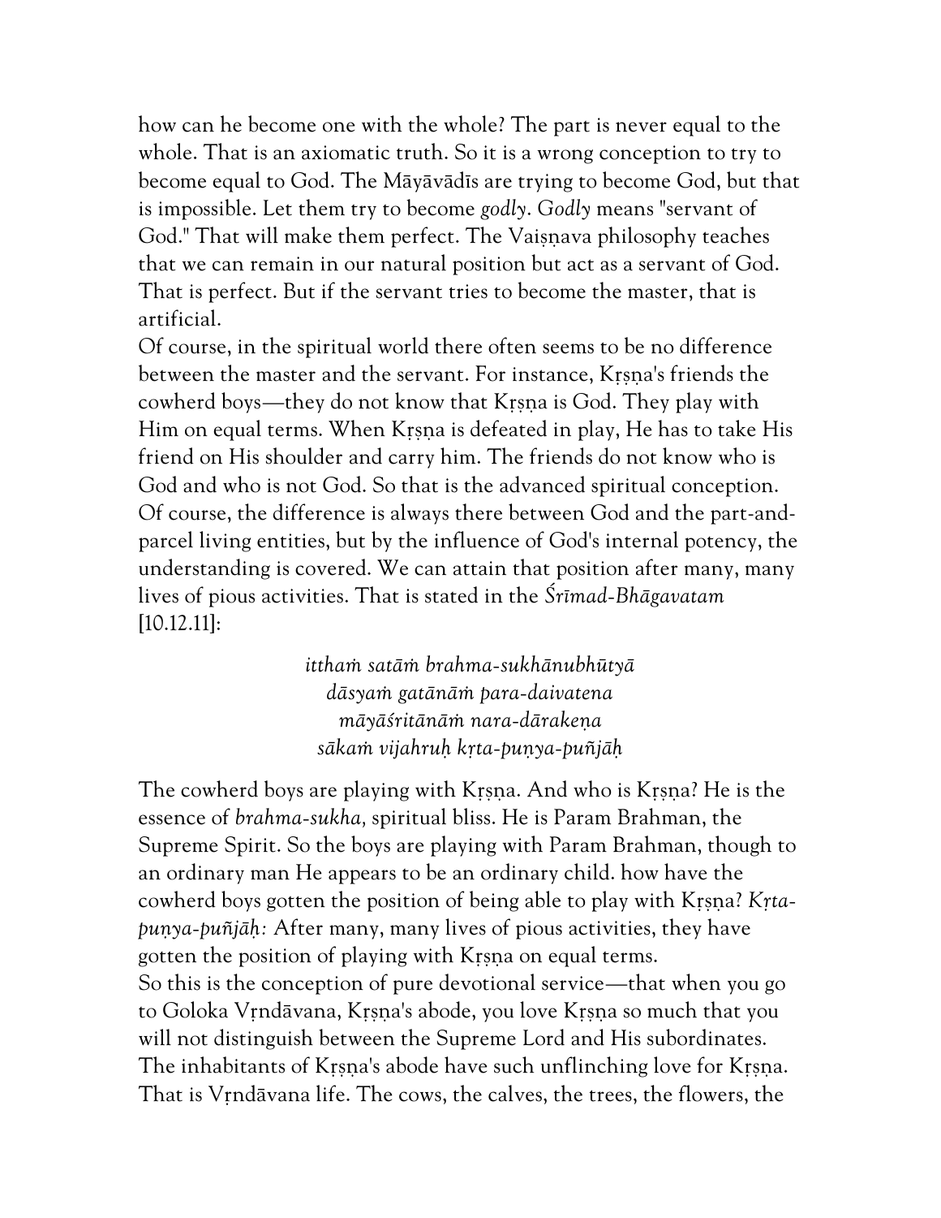how can he become one with the whole? The part is never equal to the whole. That is an axiomatic truth. So it is a wrong conception to try to become equal to God. The Māyāvādīs are trying to become God, but that is impossible. Let them try to become *godly*. *Godly* means "servant of God." That will make them perfect. The Vaiṣṇava philosophy teaches that we can remain in our natural position but act as a servant of God. That is perfect. But if the servant tries to become the master, that is artificial.

Of course, in the spiritual world there often seems to be no difference between the master and the servant. For instance, Kṛṣṇa's friends the cowherd boys—they do not know that Kṛṣṇa is God. They play with Him on equal terms. When Kṛṣṇa is defeated in play, He has to take His friend on His shoulder and carry him. The friends do not know who is God and who is not God. So that is the advanced spiritual conception. Of course, the difference is always there between God and the part-and-parcel living entities, but by the influence of God's internal potency, the understanding is covered. We can attain that position after many, many lives of pious activities. That is stated in the *Śrīmad-Bhāgavatam* [10.12.11]:

> *itthaṁ satāṁ brahma-sukhānubhūtyā*
> *dāsyaṁ gatānāṁ para-daivatena*
> *māyāśritānāṁ nara-dārakeṇa*
> *sākaṁ vijahruḥ kṛta-puṇya-puñjāḥ*

The cowherd boys are playing with Kṛṣṇa. And who is Kṛṣṇa? He is the essence of *brahma-sukha,* spiritual bliss. He is Param Brahman, the Supreme Spirit. So the boys are playing with Param Brahman, though to an ordinary man He appears to be an ordinary child. how have the cowherd boys gotten the position of being able to play with Kṛṣṇa? *Kṛta-puṇya-puñjāḥ:* After many, many lives of pious activities, they have gotten the position of playing with Kṛṣṇa on equal terms.

So this is the conception of pure devotional service—that when you go to Goloka Vṛndāvana, Kṛṣṇa's abode, you love Kṛṣṇa so much that you will not distinguish between the Supreme Lord and His subordinates. The inhabitants of Kṛṣṇa's abode have such unflinching love for Kṛṣṇa. That is Vṛndāvana life. The cows, the calves, the trees, the flowers, the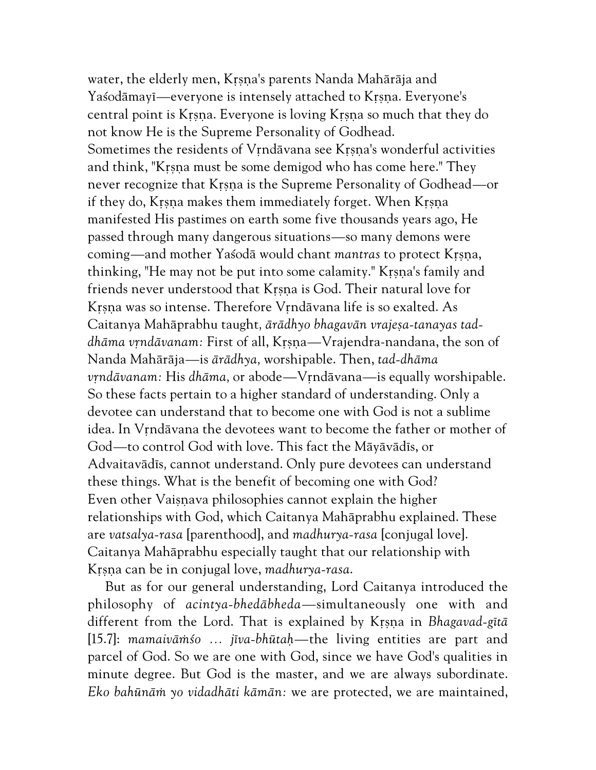water, the elderly men, Kṛṣṇa's parents Nanda Mahārāja and Yaśodāmayī—everyone is intensely attached to Kṛṣṇa. Everyone's central point is Kṛṣṇa. Everyone is loving Kṛṣṇa so much that they do not know He is the Supreme Personality of Godhead.

Sometimes the residents of Vṛndāvana see Kṛṣṇa's wonderful activities and think, "Kṛṣṇa must be some demigod who has come here." They never recognize that Kṛṣṇa is the Supreme Personality of Godhead—or if they do, Kṛṣṇa makes them immediately forget. When Kṛṣṇa manifested His pastimes on earth some five thousands years ago, He passed through many dangerous situations—so many demons were coming—and mother Yaśodā would chant *mantras* to protect Kṛṣṇa, thinking, "He may not be put into some calamity." Kṛṣṇa's family and friends never understood that Kṛṣṇa is God. Their natural love for Kṛṣṇa was so intense. Therefore Vṛndāvana life is so exalted. As Caitanya Mahāprabhu taught, *ārādhyo bhagavān vrajeṣa-tanayas tad-dhāma vṛndāvanam:* First of all, Kṛṣṇa—Vrajendra-nandana, the son of Nanda Mahārāja—is *ārādhya,* worshipable. Then, *tad-dhāma vṛndāvanam:* His *dhāma,* or abode—Vṛndāvana—is equally worshipable. So these facts pertain to a higher standard of understanding. Only a devotee can understand that to become one with God is not a sublime idea. In Vṛndāvana the devotees want to become the father or mother of God—to control God with love. This fact the Māyāvādīs, or Advaitavādīs, cannot understand. Only pure devotees can understand these things. What is the benefit of becoming one with God?

Even other Vaiṣṇava philosophies cannot explain the higher relationships with God, which Caitanya Mahāprabhu explained. These are *vatsalya-rasa* [parenthood], and *madhurya-rasa* [conjugal love]. Caitanya Mahāprabhu especially taught that our relationship with Kṛṣṇa can be in conjugal love, *madhurya-rasa.*

But as for our general understanding, Lord Caitanya introduced the philosophy of *acintya-bhedābheda*—simultaneously one with and different from the Lord. That is explained by Kṛṣṇa in *Bhagavad-gītā* [15.7]: *mamaivāṁśo ... jīva-bhūtaḥ*—the living entities are part and parcel of God. So we are one with God, since we have God's qualities in minute degree. But God is the master, and we are always subordinate. *Eko bahūnāṁ yo vidadhāti kāmān:* we are protected, we are maintained,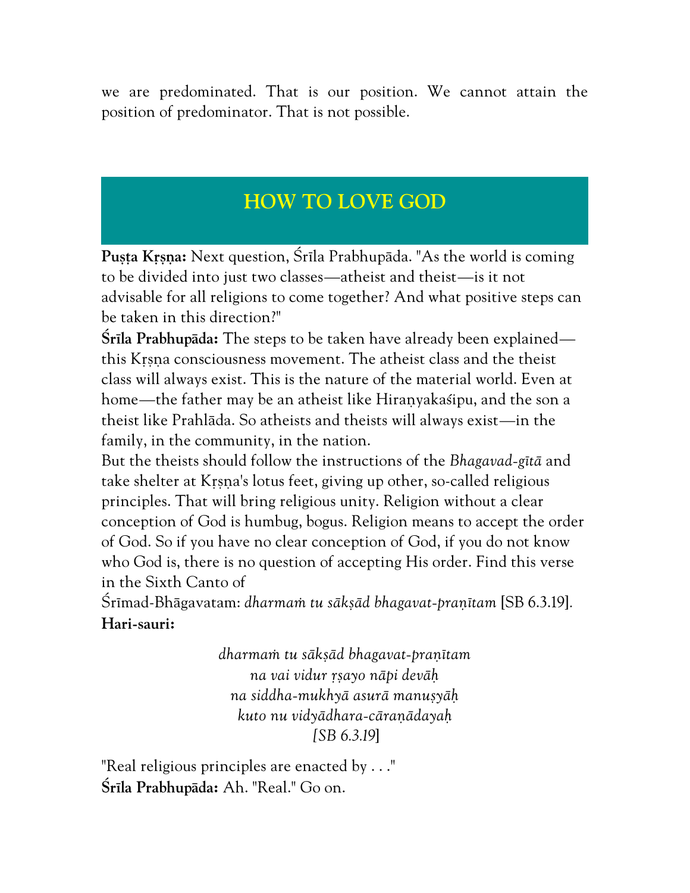we are predominated. That is our position. We cannot attain the position of predominator. That is not possible.

## HOW TO LOVE GOD

**Puṣṭa Kṛṣṇa:** Next question, Śrīla Prabhupāda. "As the world is coming to be divided into just two classes—atheist and theist—is it not advisable for all religions to come together? And what positive steps can be taken in this direction?"

**Śrīla Prabhupāda:** The steps to be taken have already been explained—this Kṛṣṇa consciousness movement. The atheist class and the theist class will always exist. This is the nature of the material world. Even at home—the father may be an atheist like Hiraṇyakaśipu, and the son a theist like Prahlāda. So atheists and theists will always exist—in the family, in the community, in the nation.

But the theists should follow the instructions of the *Bhagavad-gītā* and take shelter at Kṛṣṇa's lotus feet, giving up other, so-called religious principles. That will bring religious unity. Religion without a clear conception of God is humbug, bogus. Religion means to accept the order of God. So if you have no clear conception of God, if you do not know who God is, there is no question of accepting His order. Find this verse in the Sixth Canto of Śrīmad-Bhāgavatam: *dharmaṁ tu sākṣād bhagavat-praṇītam* [SB 6.3.19].

**Hari-sauri:**

*dharmaṁ tu sākṣād bhagavat-praṇītam*
*na vai vidur ṛṣayo nāpi devāḥ*
*na siddha-mukhyā asurā manuṣyāḥ*
*kuto nu vidyādhara-cāraṇādayaḥ*
*[SB 6.3.19]*

"Real religious principles are enacted by . . ."

**Śrīla Prabhupāda:** Ah. "Real." Go on.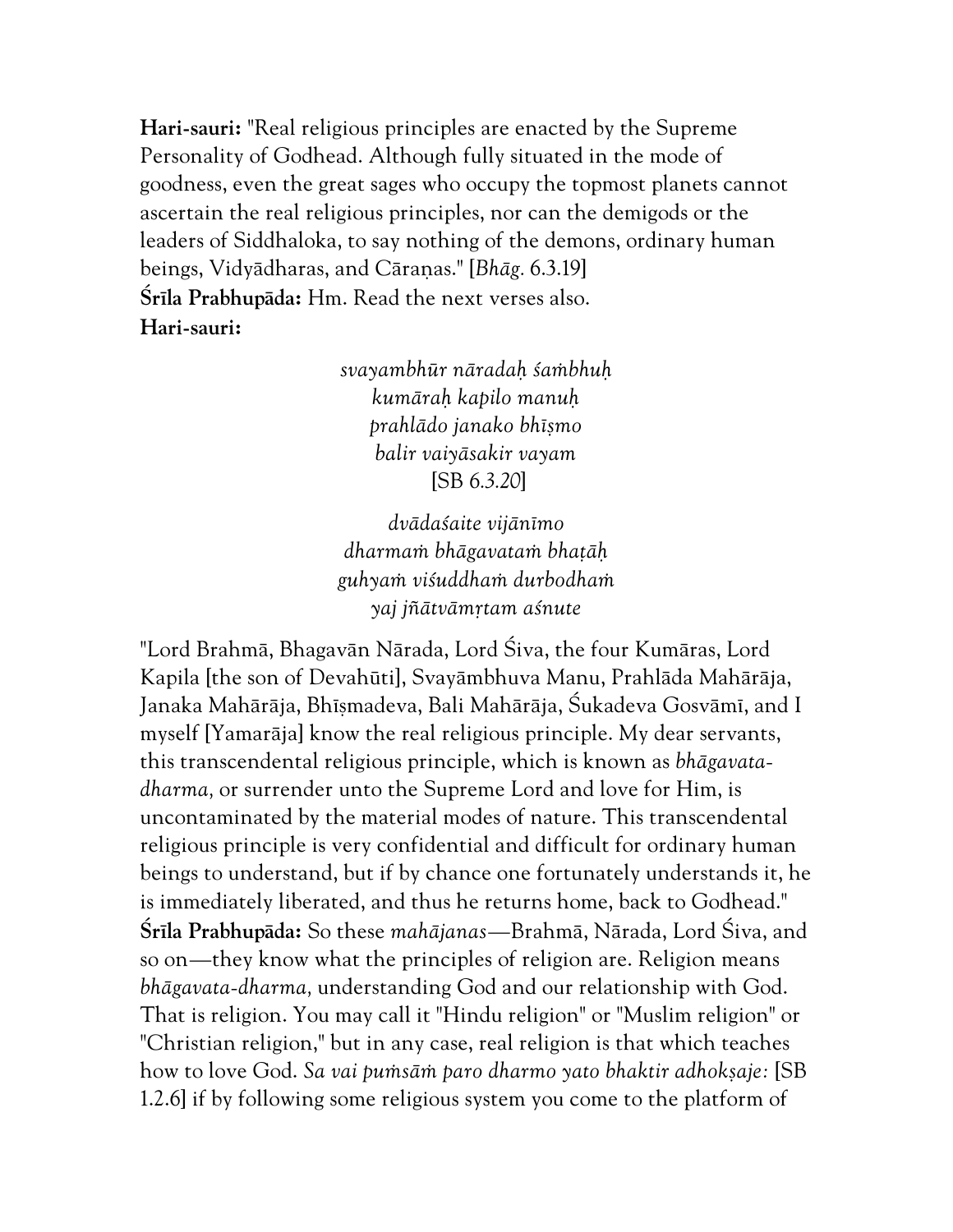**Hari-sauri:** "Real religious principles are enacted by the Supreme Personality of Godhead. Although fully situated in the mode of goodness, even the great sages who occupy the topmost planets cannot ascertain the real religious principles, nor can the demigods or the leaders of Siddhaloka, to say nothing of the demons, ordinary human beings, Vidyādharas, and Cāraṇas." [*Bhāg.* 6.3.19]
**Śrīla Prabhupāda:** Hm. Read the next verses also.
**Hari-sauri:**

> *svayambhūr nāradaḥ śambhuḥ*
> *kumāraḥ kapilo manuḥ*
> *prahlādo janako bhīṣmo*
> *balir vaiyāsakir vayam*
> [SB 6.3.20]
>
> *dvādaśaite vijānīmo*
> *dharmaṁ bhāgavataṁ bhaṭāḥ*
> *guhyaṁ viśuddhaṁ durbodhaṁ*
> *yaj jñātvāmṛtam aśnute*

"Lord Brahmā, Bhagavān Nārada, Lord Śiva, the four Kumāras, Lord Kapila [the son of Devahūti], Svayāmbhuva Manu, Prahlāda Mahārāja, Janaka Mahārāja, Bhīṣmadeva, Bali Mahārāja, Śukadeva Gosvāmī, and I myself [Yamarāja] know the real religious principle. My dear servants, this transcendental religious principle, which is known as *bhāgavata-dharma,* or surrender unto the Supreme Lord and love for Him, is uncontaminated by the material modes of nature. This transcendental religious principle is very confidential and difficult for ordinary human beings to understand, but if by chance one fortunately understands it, he is immediately liberated, and thus he returns home, back to Godhead."
**Śrīla Prabhupāda:** So these *mahājanas*—Brahmā, Nārada, Lord Śiva, and so on—they know what the principles of religion are. Religion means *bhāgavata-dharma,* understanding God and our relationship with God. That is religion. You may call it "Hindu religion" or "Muslim religion" or "Christian religion," but in any case, real religion is that which teaches how to love God. *Sa vai puṁsāṁ paro dharmo yato bhaktir adhokṣaje:* [SB 1.2.6] if by following some religious system you come to the platform of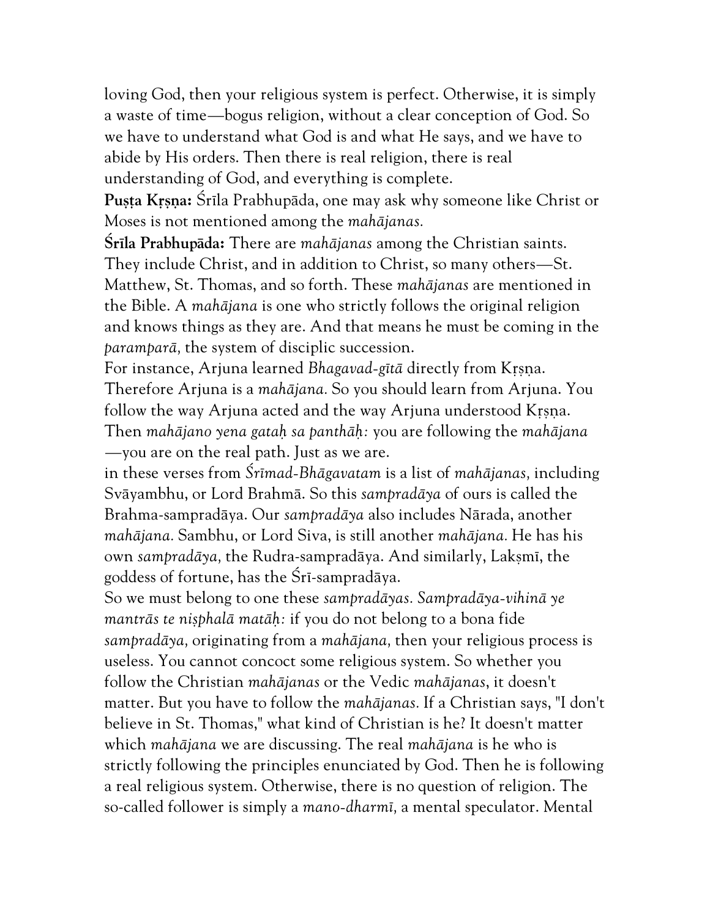loving God, then your religious system is perfect. Otherwise, it is simply a waste of time—bogus religion, without a clear conception of God. So we have to understand what God is and what He says, and we have to abide by His orders. Then there is real religion, there is real understanding of God, and everything is complete.

**Puṣṭa Kṛṣṇa:** Śrīla Prabhupāda, one may ask why someone like Christ or Moses is not mentioned among the *mahājanas.*

**Śrīla Prabhupāda:** There are *mahājanas* among the Christian saints. They include Christ, and in addition to Christ, so many others—St. Matthew, St. Thomas, and so forth. These *mahājanas* are mentioned in the Bible. A *mahājana* is one who strictly follows the original religion and knows things as they are. And that means he must be coming in the *paramparā,* the system of disciplic succession.

For instance, Arjuna learned *Bhagavad-gītā* directly from Kṛṣṇa. Therefore Arjuna is a *mahājana.* So you should learn from Arjuna. You follow the way Arjuna acted and the way Arjuna understood Kṛṣṇa. Then *mahājano yena gataḥ sa panthāḥ:* you are following the *mahājana* —you are on the real path. Just as we are.

in these verses from *Śrīmad-Bhāgavatam* is a list of *mahājanas,* including Svāyambhu, or Lord Brahmā. So this *sampradāya* of ours is called the Brahma-sampradāya. Our *sampradāya* also includes Nārada, another *mahājana.* Sambhu, or Lord Siva, is still another *mahājana.* He has his own *sampradāya,* the Rudra-sampradāya. And similarly, Lakṣmī, the goddess of fortune, has the Śrī-sampradāya.

So we must belong to one these *sampradāyas. Sampradāya-vihinā ye mantrās te niṣphalā matāḥ:* if you do not belong to a bona fide *sampradāya,* originating from a *mahājana,* then your religious process is useless. You cannot concoct some religious system. So whether you follow the Christian *mahājanas* or the Vedic *mahājanas*, it doesn't matter. But you have to follow the *mahājanas.* If a Christian says, "I don't believe in St. Thomas," what kind of Christian is he? It doesn't matter which *mahājana* we are discussing. The real *mahājana* is he who is strictly following the principles enunciated by God. Then he is following a real religious system. Otherwise, there is no question of religion. The so-called follower is simply a *mano-dharmī,* a mental speculator. Mental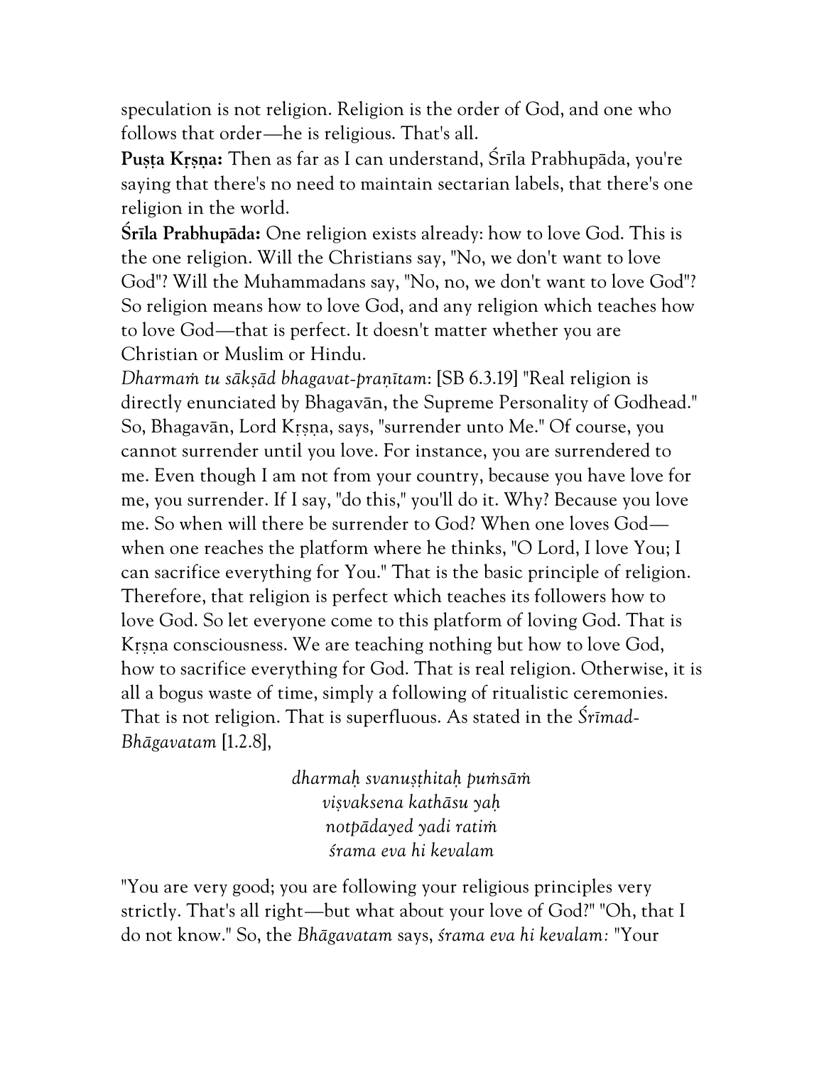speculation is not religion. Religion is the order of God, and one who follows that order—he is religious. That's all.

**Puṣṭa Kṛṣṇa:** Then as far as I can understand, Śrīla Prabhupāda, you're saying that there's no need to maintain sectarian labels, that there's one religion in the world.

**Śrīla Prabhupāda:** One religion exists already: how to love God. This is the one religion. Will the Christians say, "No, we don't want to love God"? Will the Muhammadans say, "No, no, we don't want to love God"? So religion means how to love God, and any religion which teaches how to love God—that is perfect. It doesn't matter whether you are Christian or Muslim or Hindu.

*Dharmaṁ tu sākṣād bhagavat-praṇītam*: [SB 6.3.19] "Real religion is directly enunciated by Bhagavān, the Supreme Personality of Godhead." So, Bhagavān, Lord Kṛṣṇa, says, "surrender unto Me." Of course, you cannot surrender until you love. For instance, you are surrendered to me. Even though I am not from your country, because you have love for me, you surrender. If I say, "do this," you'll do it. Why? Because you love me. So when will there be surrender to God? When one loves God—when one reaches the platform where he thinks, "O Lord, I love You; I can sacrifice everything for You." That is the basic principle of religion. Therefore, that religion is perfect which teaches its followers how to love God. So let everyone come to this platform of loving God. That is Kṛṣṇa consciousness. We are teaching nothing but how to love God, how to sacrifice everything for God. That is real religion. Otherwise, it is all a bogus waste of time, simply a following of ritualistic ceremonies. That is not religion. That is superfluous. As stated in the *Śrīmad-Bhāgavatam* [1.2.8],

*dharmaḥ svanuṣṭhitaḥ puṁsāṁ*
*viṣvaksena kathāsu yaḥ*
*notpādayed yadi ratiṁ*
*śrama eva hi kevalam*

"You are very good; you are following your religious principles very strictly. That's all right—but what about your love of God?" "Oh, that I do not know." So, the *Bhāgavatam* says, *śrama eva hi kevalam:* "Your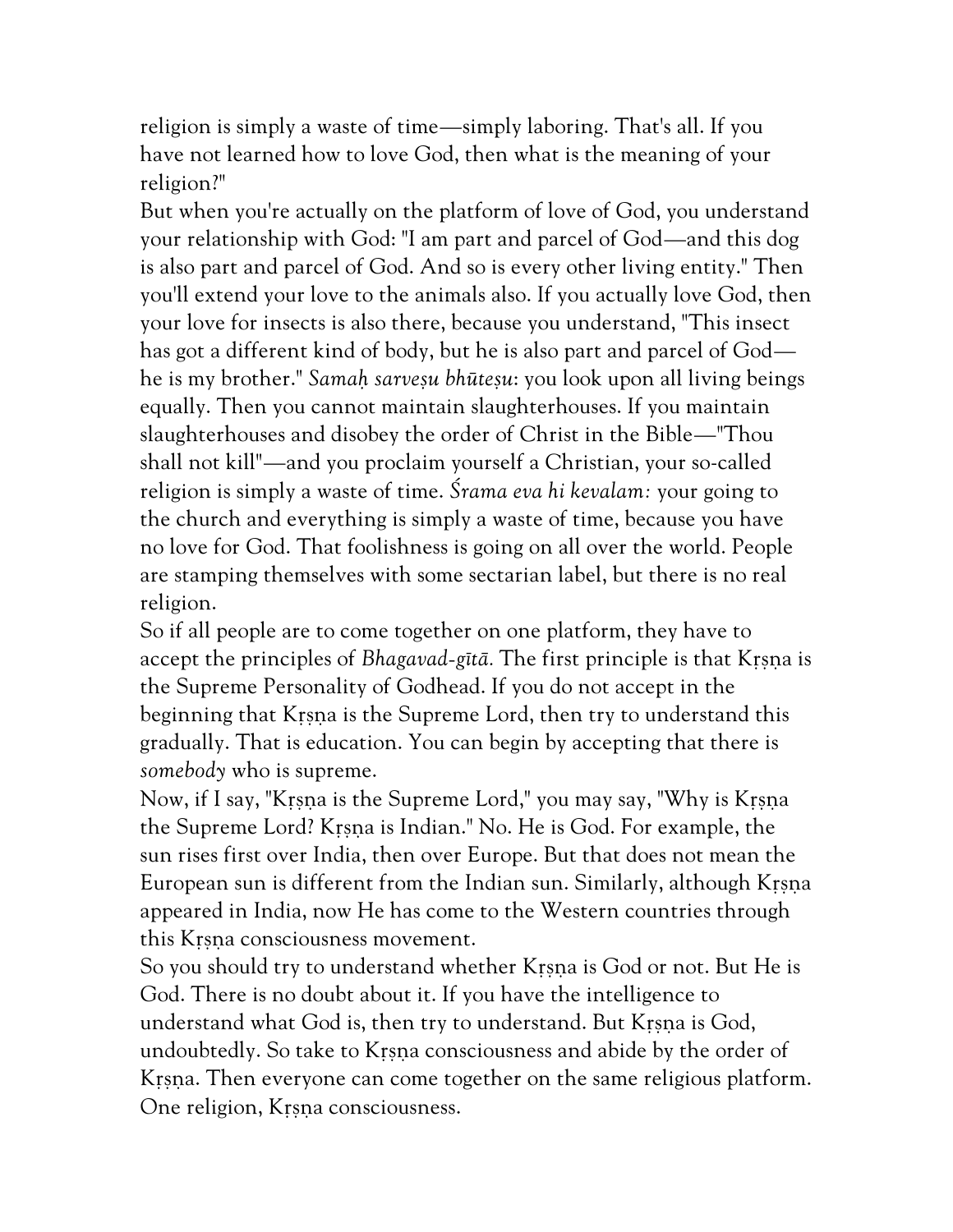religion is simply a waste of time—simply laboring. That's all. If you have not learned how to love God, then what is the meaning of your religion?"

But when you're actually on the platform of love of God, you understand your relationship with God: "I am part and parcel of God—and this dog is also part and parcel of God. And so is every other living entity." Then you'll extend your love to the animals also. If you actually love God, then your love for insects is also there, because you understand, "This insect has got a different kind of body, but he is also part and parcel of God—he is my brother." *Samaḥ sarveṣu bhūteṣu*: you look upon all living beings equally. Then you cannot maintain slaughterhouses. If you maintain slaughterhouses and disobey the order of Christ in the Bible—"Thou shall not kill"—and you proclaim yourself a Christian, your so-called religion is simply a waste of time. *Śrama eva hi kevalam:* your going to the church and everything is simply a waste of time, because you have no love for God. That foolishness is going on all over the world. People are stamping themselves with some sectarian label, but there is no real religion.

So if all people are to come together on one platform, they have to accept the principles of *Bhagavad-gītā.* The first principle is that Kṛṣṇa is the Supreme Personality of Godhead. If you do not accept in the beginning that Kṛṣṇa is the Supreme Lord, then try to understand this gradually. That is education. You can begin by accepting that there is *somebody* who is supreme.

Now, if I say, "Kṛṣṇa is the Supreme Lord," you may say, "Why is Kṛṣṇa the Supreme Lord? Kṛṣṇa is Indian." No. He is God. For example, the sun rises first over India, then over Europe. But that does not mean the European sun is different from the Indian sun. Similarly, although Kṛṣṇa appeared in India, now He has come to the Western countries through this Kṛṣṇa consciousness movement.

So you should try to understand whether Kṛṣṇa is God or not. But He is God. There is no doubt about it. If you have the intelligence to understand what God is, then try to understand. But Kṛṣṇa is God, undoubtedly. So take to Kṛṣṇa consciousness and abide by the order of Kṛṣṇa. Then everyone can come together on the same religious platform. One religion, Kṛṣṇa consciousness.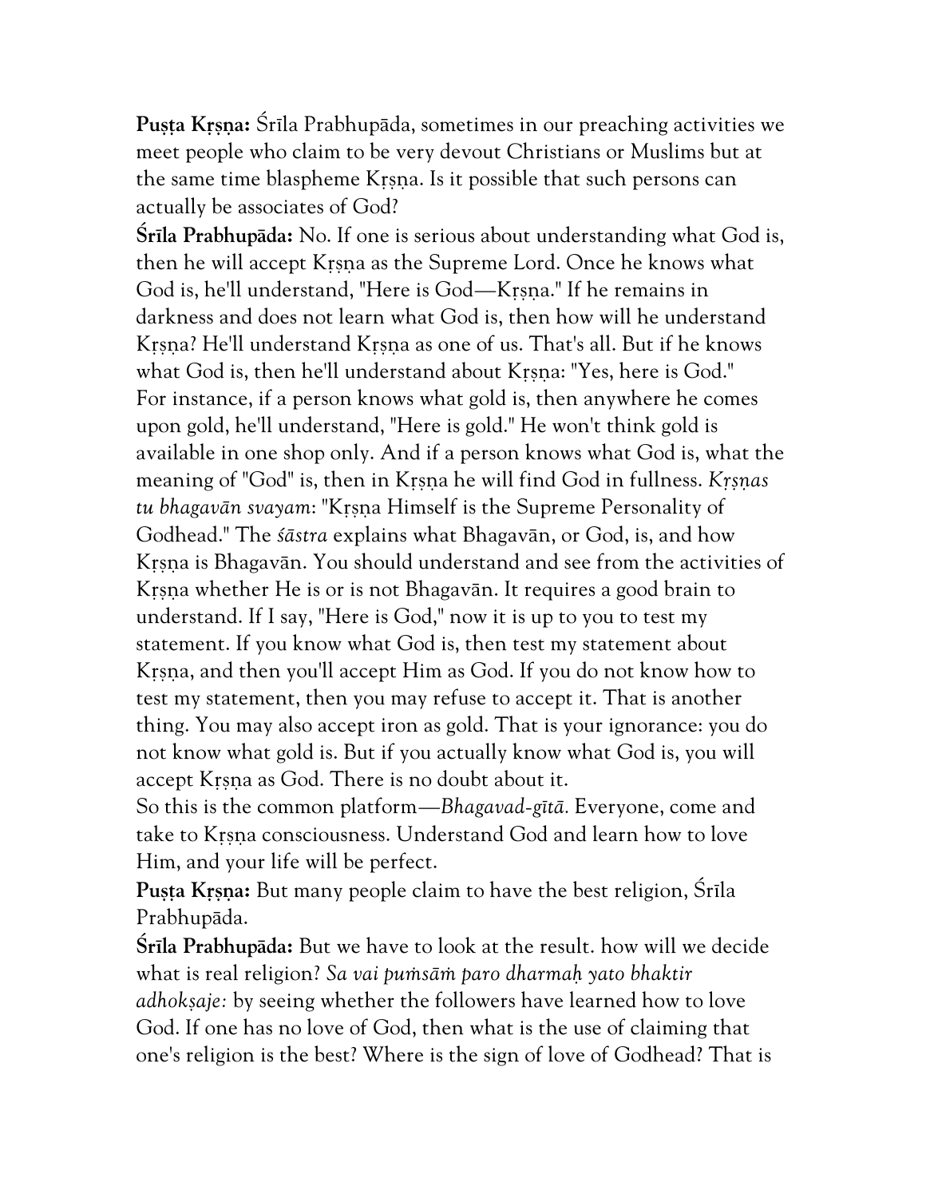**Puṣṭa Kṛṣṇa:** Śrīla Prabhupāda, sometimes in our preaching activities we meet people who claim to be very devout Christians or Muslims but at the same time blaspheme Kṛṣṇa. Is it possible that such persons can actually be associates of God?

**Śrīla Prabhupāda:** No. If one is serious about understanding what God is, then he will accept Kṛṣṇa as the Supreme Lord. Once he knows what God is, he'll understand, "Here is God—Kṛṣṇa." If he remains in darkness and does not learn what God is, then how will he understand Kṛṣṇa? He'll understand Kṛṣṇa as one of us. That's all. But if he knows what God is, then he'll understand about Kṛṣṇa: "Yes, here is God." For instance, if a person knows what gold is, then anywhere he comes upon gold, he'll understand, "Here is gold." He won't think gold is available in one shop only. And if a person knows what God is, what the meaning of "God" is, then in Kṛṣṇa he will find God in fullness. *Kṛṣṇas tu bhagavān svayam*: "Kṛṣṇa Himself is the Supreme Personality of Godhead." The *śāstra* explains what Bhagavān, or God, is, and how Kṛṣṇa is Bhagavān. You should understand and see from the activities of Kṛṣṇa whether He is or is not Bhagavān. It requires a good brain to understand. If I say, "Here is God," now it is up to you to test my statement. If you know what God is, then test my statement about Kṛṣṇa, and then you'll accept Him as God. If you do not know how to test my statement, then you may refuse to accept it. That is another thing. You may also accept iron as gold. That is your ignorance: you do not know what gold is. But if you actually know what God is, you will accept Kṛṣṇa as God. There is no doubt about it.

So this is the common platform—*Bhagavad-gītā.* Everyone, come and take to Kṛṣṇa consciousness. Understand God and learn how to love Him, and your life will be perfect.

**Puṣṭa Kṛṣṇa:** But many people claim to have the best religion, Śrīla Prabhupāda.

**Śrīla Prabhupāda:** But we have to look at the result. how will we decide what is real religion? *Sa vai puṁsāṁ paro dharmaḥ yato bhaktir adhokṣaje:* by seeing whether the followers have learned how to love God. If one has no love of God, then what is the use of claiming that one's religion is the best? Where is the sign of love of Godhead? That is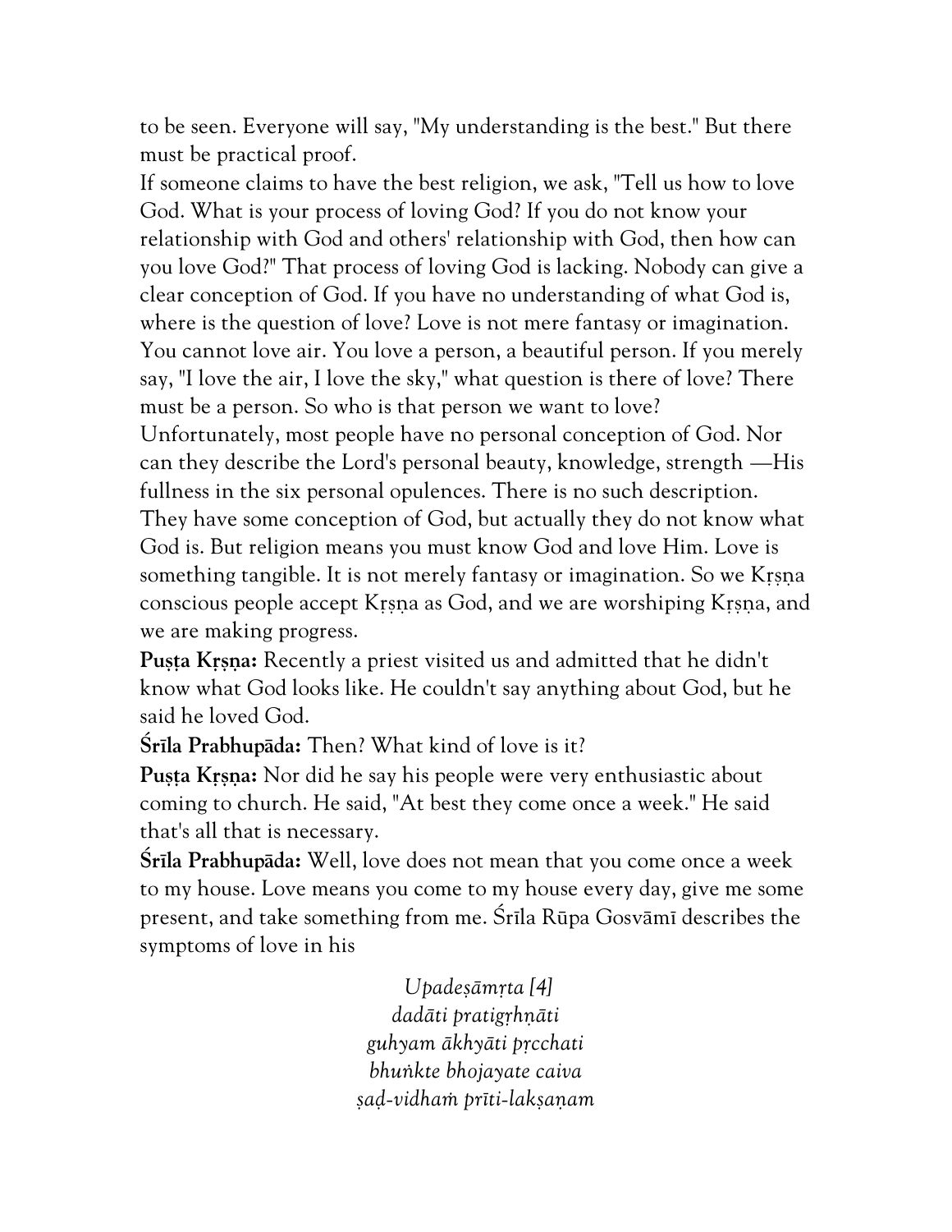to be seen. Everyone will say, "My understanding is the best." But there must be practical proof.

If someone claims to have the best religion, we ask, "Tell us how to love God. What is your process of loving God? If you do not know your relationship with God and others' relationship with God, then how can you love God?" That process of loving God is lacking. Nobody can give a clear conception of God. If you have no understanding of what God is, where is the question of love? Love is not mere fantasy or imagination. You cannot love air. You love a person, a beautiful person. If you merely say, "I love the air, I love the sky," what question is there of love? There must be a person. So who is that person we want to love?

Unfortunately, most people have no personal conception of God. Nor can they describe the Lord's personal beauty, knowledge, strength —His fullness in the six personal opulences. There is no such description. They have some conception of God, but actually they do not know what God is. But religion means you must know God and love Him. Love is something tangible. It is not merely fantasy or imagination. So we Kṛṣṇa conscious people accept Kṛṣṇa as God, and we are worshiping Kṛṣṇa, and we are making progress.

**Puṣṭa Kṛṣṇa:** Recently a priest visited us and admitted that he didn't know what God looks like. He couldn't say anything about God, but he said he loved God.

**Śrīla Prabhupāda:** Then? What kind of love is it?

**Puṣṭa Kṛṣṇa:** Nor did he say his people were very enthusiastic about coming to church. He said, "At best they come once a week." He said that's all that is necessary.

**Śrīla Prabhupāda:** Well, love does not mean that you come once a week to my house. Love means you come to my house every day, give me some present, and take something from me. Śrīla Rūpa Gosvāmī describes the symptoms of love in his

*Upadeṣāmṛta [4]*
*dadāti pratigṛhṇāti*
*guhyam ākhyāti pṛcchati*
*bhuṅkte bhojayate caiva*
*ṣaḍ-vidhaṁ prīti-lakṣaṇam*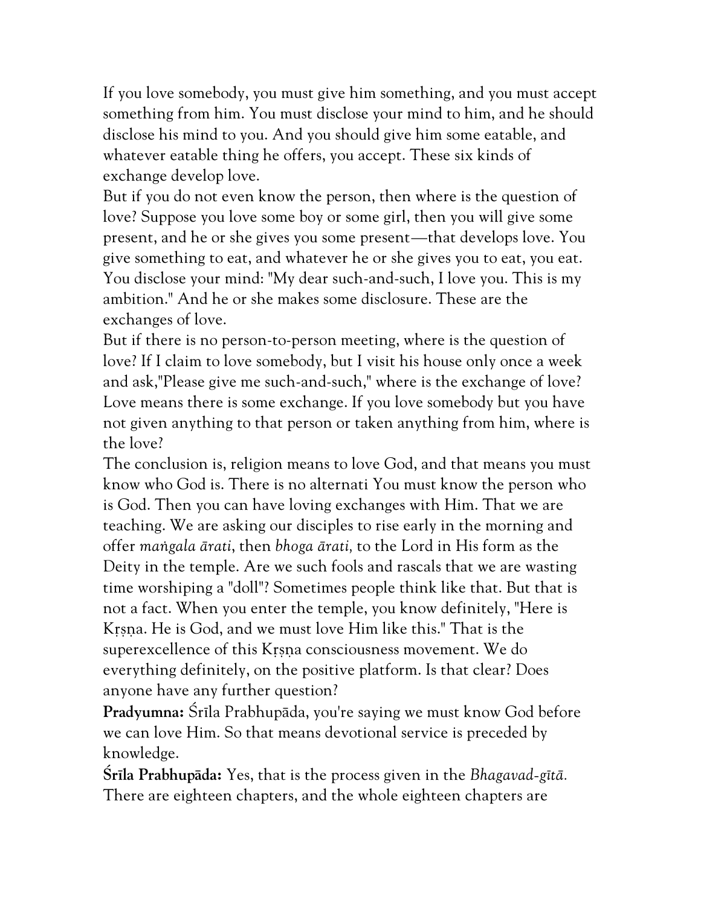If you love somebody, you must give him something, and you must accept something from him. You must disclose your mind to him, and he should disclose his mind to you. And you should give him some eatable, and whatever eatable thing he offers, you accept. These six kinds of exchange develop love.

But if you do not even know the person, then where is the question of love? Suppose you love some boy or some girl, then you will give some present, and he or she gives you some present—that develops love. You give something to eat, and whatever he or she gives you to eat, you eat. You disclose your mind: "My dear such-and-such, I love you. This is my ambition." And he or she makes some disclosure. These are the exchanges of love.

But if there is no person-to-person meeting, where is the question of love? If I claim to love somebody, but I visit his house only once a week and ask,"Please give me such-and-such," where is the exchange of love? Love means there is some exchange. If you love somebody but you have not given anything to that person or taken anything from him, where is the love?

The conclusion is, religion means to love God, and that means you must know who God is. There is no alternati You must know the person who is God. Then you can have loving exchanges with Him. That we are teaching. We are asking our disciples to rise early in the morning and offer *maṅgala ārati*, then *bhoga ārati,* to the Lord in His form as the Deity in the temple. Are we such fools and rascals that we are wasting time worshiping a "doll"? Sometimes people think like that. But that is not a fact. When you enter the temple, you know definitely, "Here is Kṛṣṇa. He is God, and we must love Him like this." That is the superexcellence of this Kṛṣṇa consciousness movement. We do everything definitely, on the positive platform. Is that clear? Does anyone have any further question?

**Pradyumna:** Śrīla Prabhupāda, you're saying we must know God before we can love Him. So that means devotional service is preceded by knowledge.

**Śrīla Prabhupāda:** Yes, that is the process given in the *Bhagavad-gītā.* There are eighteen chapters, and the whole eighteen chapters are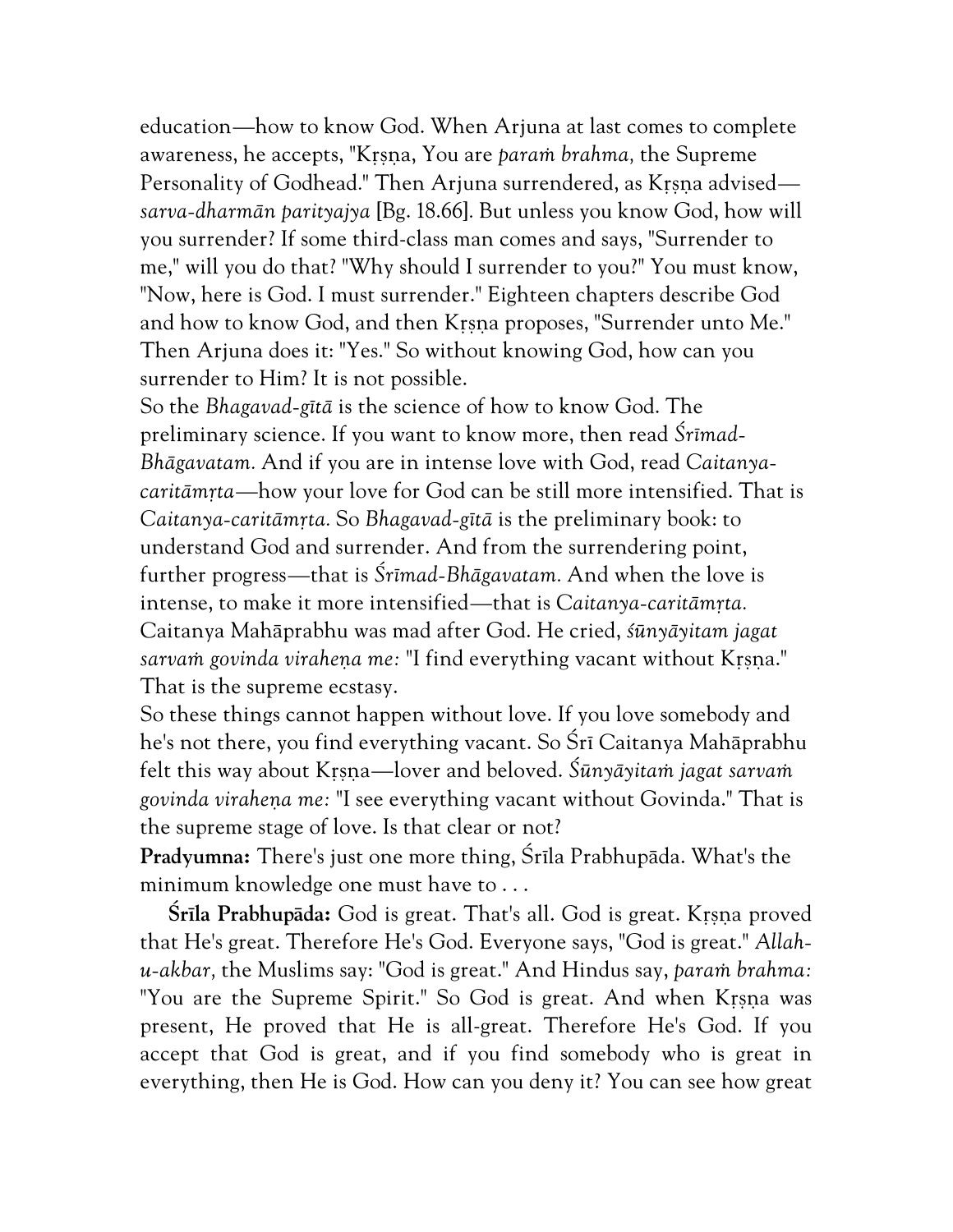education—how to know God. When Arjuna at last comes to complete awareness, he accepts, "Kṛṣṇa, You are *paraṁ brahma,* the Supreme Personality of Godhead." Then Arjuna surrendered, as Kṛṣṇa advised—*sarva-dharmān parityajya* [Bg. 18.66]. But unless you know God, how will you surrender? If some third-class man comes and says, "Surrender to me," will you do that? "Why should I surrender to you?" You must know, "Now, here is God. I must surrender." Eighteen chapters describe God and how to know God, and then Kṛṣṇa proposes, "Surrender unto Me." Then Arjuna does it: "Yes." So without knowing God, how can you surrender to Him? It is not possible.

So the *Bhagavad-gītā* is the science of how to know God. The preliminary science. If you want to know more, then read *Śrīmad-Bhāgavatam.* And if you are in intense love with God, read *Caitanya-caritāmṛta*—how your love for God can be still more intensified. That is *Caitanya-caritāmṛta.* So *Bhagavad-gītā* is the preliminary book: to understand God and surrender. And from the surrendering point, further progress—that is *Śrīmad-Bhāgavatam.* And when the love is intense, to make it more intensified—that is *Caitanya-caritāmṛta.* Caitanya Mahāprabhu was mad after God. He cried, *śūnyāyitam jagat sarvaṁ govinda viraheṇa me:* "I find everything vacant without Kṛṣṇa." That is the supreme ecstasy.

So these things cannot happen without love. If you love somebody and he's not there, you find everything vacant. So Śrī Caitanya Mahāprabhu felt this way about Kṛṣṇa—lover and beloved. *Śūnyāyitaṁ jagat sarvaṁ govinda viraheṇa me:* "I see everything vacant without Govinda." That is the supreme stage of love. Is that clear or not?

**Pradyumna:** There's just one more thing, Śrīla Prabhupāda. What's the minimum knowledge one must have to . . .

**Śrīla Prabhupāda:** God is great. That's all. God is great. Kṛṣṇa proved that He's great. Therefore He's God. Everyone says, "God is great." *Allah-u-akbar,* the Muslims say: "God is great." And Hindus say, *paraṁ brahma:* "You are the Supreme Spirit." So God is great. And when Kṛṣṇa was present, He proved that He is all-great. Therefore He's God. If you accept that God is great, and if you find somebody who is great in everything, then He is God. How can you deny it? You can see how great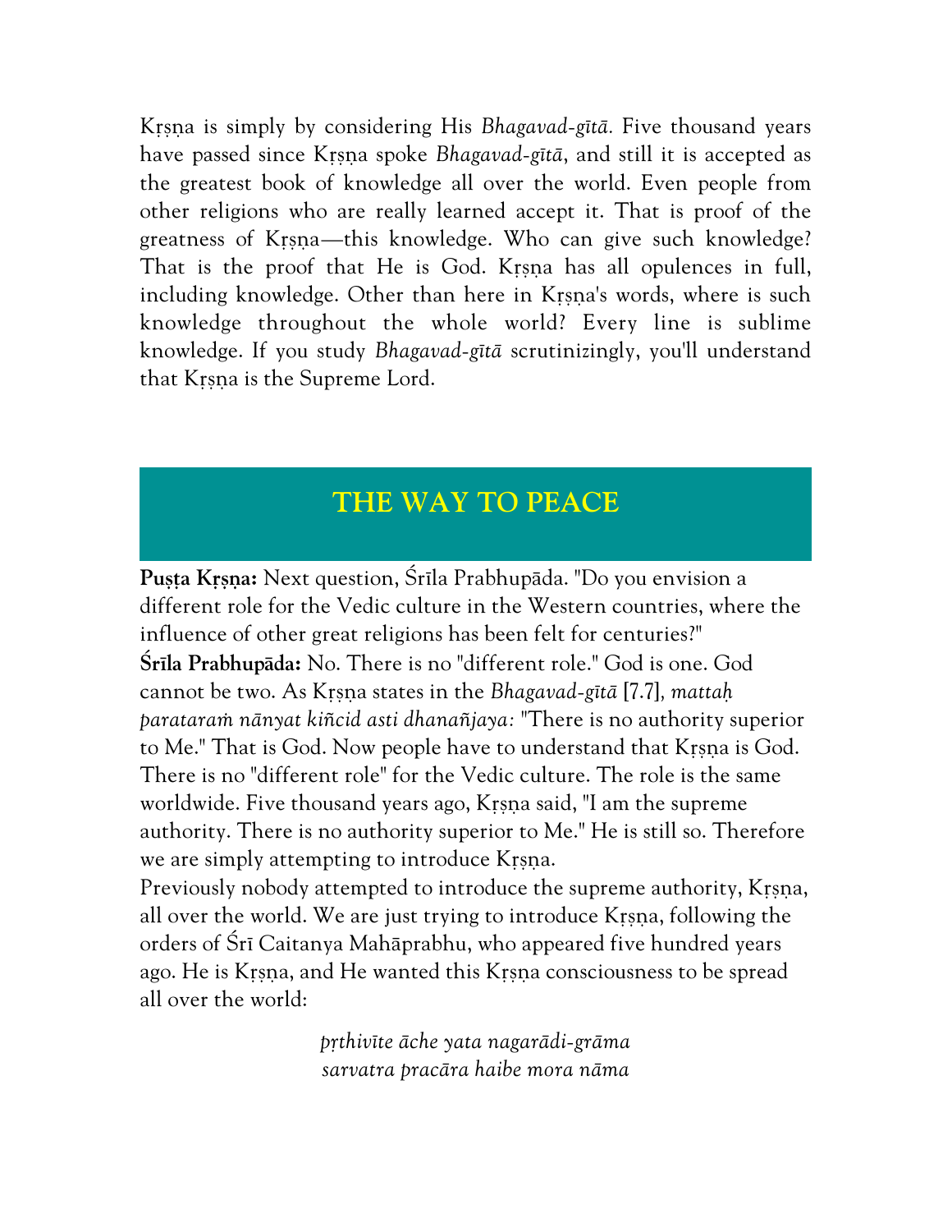Kṛṣṇa is simply by considering His *Bhagavad-gītā.* Five thousand years have passed since Kṛṣṇa spoke *Bhagavad-gītā*, and still it is accepted as the greatest book of knowledge all over the world. Even people from other religions who are really learned accept it. That is proof of the greatness of Kṛṣṇa—this knowledge. Who can give such knowledge? That is the proof that He is God. Kṛṣṇa has all opulences in full, including knowledge. Other than here in Kṛṣṇa's words, where is such knowledge throughout the whole world? Every line is sublime knowledge. If you study *Bhagavad-gītā* scrutinizingly, you'll understand that Kṛṣṇa is the Supreme Lord.

## THE WAY TO PEACE

**Puṣṭa Kṛṣṇa:** Next question, Śrīla Prabhupāda. "Do you envision a different role for the Vedic culture in the Western countries, where the influence of other great religions has been felt for centuries?"

**Śrīla Prabhupāda:** No. There is no "different role." God is one. God cannot be two. As Kṛṣṇa states in the *Bhagavad-gītā* [7.7], *mattaḥ parataraṁ nānyat kiñcid asti dhanañjaya:* "There is no authority superior to Me." That is God. Now people have to understand that Kṛṣṇa is God. There is no "different role" for the Vedic culture. The role is the same worldwide. Five thousand years ago, Kṛṣṇa said, "I am the supreme authority. There is no authority superior to Me." He is still so. Therefore we are simply attempting to introduce Kṛṣṇa.

Previously nobody attempted to introduce the supreme authority, Kṛṣṇa, all over the world. We are just trying to introduce Kṛṣṇa, following the orders of Śrī Caitanya Mahāprabhu, who appeared five hundred years ago. He is Kṛṣṇa, and He wanted this Kṛṣṇa consciousness to be spread all over the world:

*pṛthivīte āche yata nagarādi-grāma*
*sarvatra pracāra haibe mora nāma*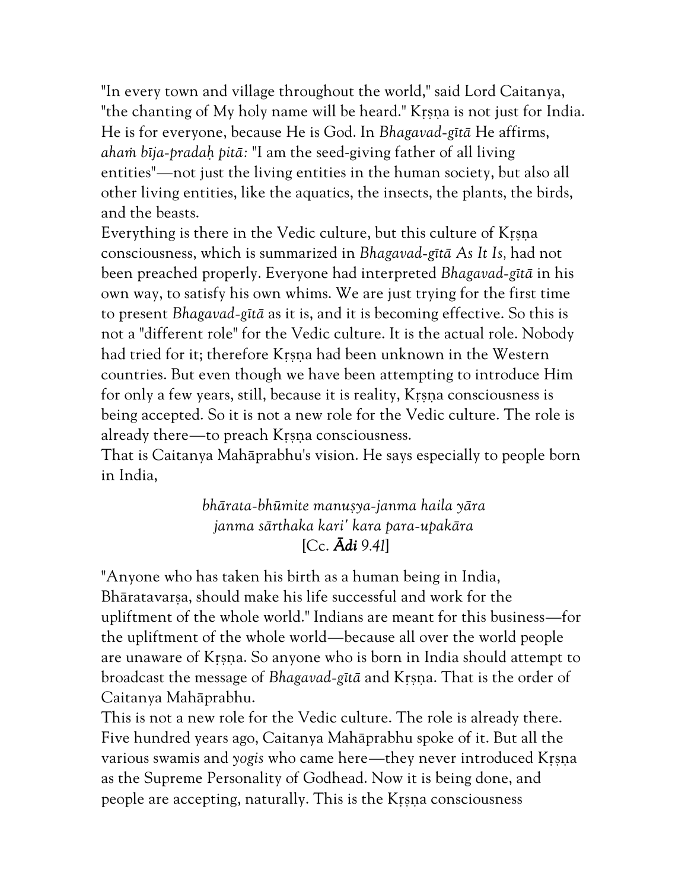"In every town and village throughout the world," said Lord Caitanya, "the chanting of My holy name will be heard." Kṛṣṇa is not just for India. He is for everyone, because He is God. In *Bhagavad-gītā* He affirms, *ahaṁ bīja-pradaḥ pitā:* "I am the seed-giving father of all living entities"—not just the living entities in the human society, but also all other living entities, like the aquatics, the insects, the plants, the birds, and the beasts.

Everything is there in the Vedic culture, but this culture of Kṛṣṇa consciousness, which is summarized in *Bhagavad-gītā As It Is,* had not been preached properly. Everyone had interpreted *Bhagavad-gītā* in his own way, to satisfy his own whims. We are just trying for the first time to present *Bhagavad-gītā* as it is, and it is becoming effective. So this is not a "different role" for the Vedic culture. It is the actual role. Nobody had tried for it; therefore Kṛṣṇa had been unknown in the Western countries. But even though we have been attempting to introduce Him for only a few years, still, because it is reality, Kṛṣṇa consciousness is being accepted. So it is not a new role for the Vedic culture. The role is already there—to preach Kṛṣṇa consciousness.

That is Caitanya Mahāprabhu's vision. He says especially to people born in India,

> *bhārata-bhūmite manuṣya-janma haila yāra*
> *janma sārthaka kari' kara para-upakāra*
> [Cc. ***Ādi*** *9.41*]

"Anyone who has taken his birth as a human being in India, Bhāratavarṣa, should make his life successful and work for the upliftment of the whole world." Indians are meant for this business—for the upliftment of the whole world—because all over the world people are unaware of Kṛṣṇa. So anyone who is born in India should attempt to broadcast the message of *Bhagavad-gītā* and Kṛṣṇa. That is the order of Caitanya Mahāprabhu.

This is not a new role for the Vedic culture. The role is already there. Five hundred years ago, Caitanya Mahāprabhu spoke of it. But all the various swamis and *yogis* who came here—they never introduced Kṛṣṇa as the Supreme Personality of Godhead. Now it is being done, and people are accepting, naturally. This is the Kṛṣṇa consciousness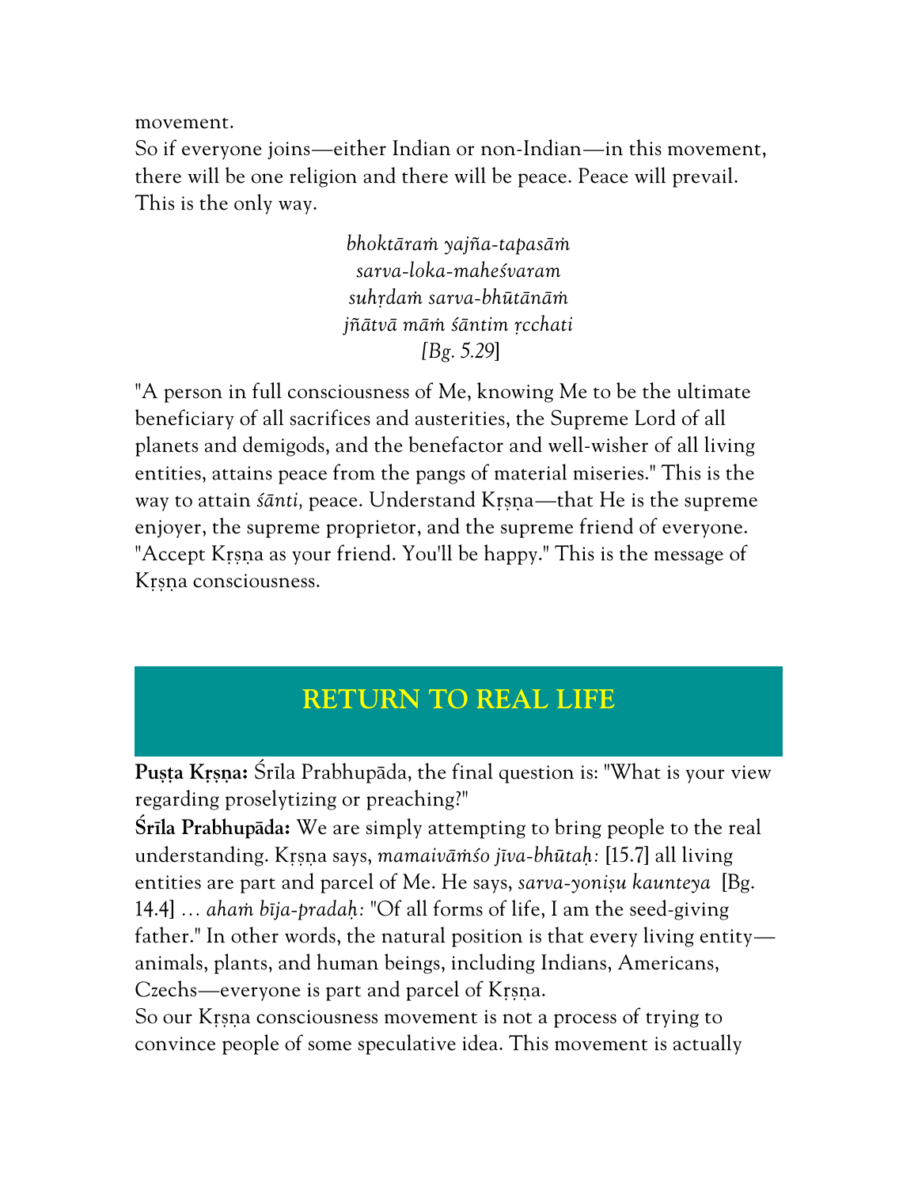movement.

So if everyone joins—either Indian or non-Indian—in this movement, there will be one religion and there will be peace. Peace will prevail. This is the only way.

*bhoktāraṁ yajña-tapasāṁ*
*sarva-loka-maheśvaram*
*suhṛdaṁ sarva-bhūtānāṁ*
*jñātvā māṁ śāntim ṛcchati*
*[Bg. 5.29]*

"A person in full consciousness of Me, knowing Me to be the ultimate beneficiary of all sacrifices and austerities, the Supreme Lord of all planets and demigods, and the benefactor and well-wisher of all living entities, attains peace from the pangs of material miseries." This is the way to attain *śānti,* peace. Understand Kṛṣṇa—that He is the supreme enjoyer, the supreme proprietor, and the supreme friend of everyone. "Accept Kṛṣṇa as your friend. You'll be happy." This is the message of Kṛṣṇa consciousness.

## RETURN TO REAL LIFE

**Puṣṭa Kṛṣṇa:** Śrīla Prabhupāda, the final question is: "What is your view regarding proselytizing or preaching?"

**Śrīla Prabhupāda:** We are simply attempting to bring people to the real understanding. Kṛṣṇa says, *mamaivāṁśo jīva-bhūtaḥ:* [15.7] all living entities are part and parcel of Me. He says, *sarva-yoniṣu kaunteya* [Bg. 14.4] ... *ahaṁ bīja-pradaḥ:* "Of all forms of life, I am the seed-giving father." In other words, the natural position is that every living entity—animals, plants, and human beings, including Indians, Americans, Czechs—everyone is part and parcel of Kṛṣṇa.

So our Kṛṣṇa consciousness movement is not a process of trying to convince people of some speculative idea. This movement is actually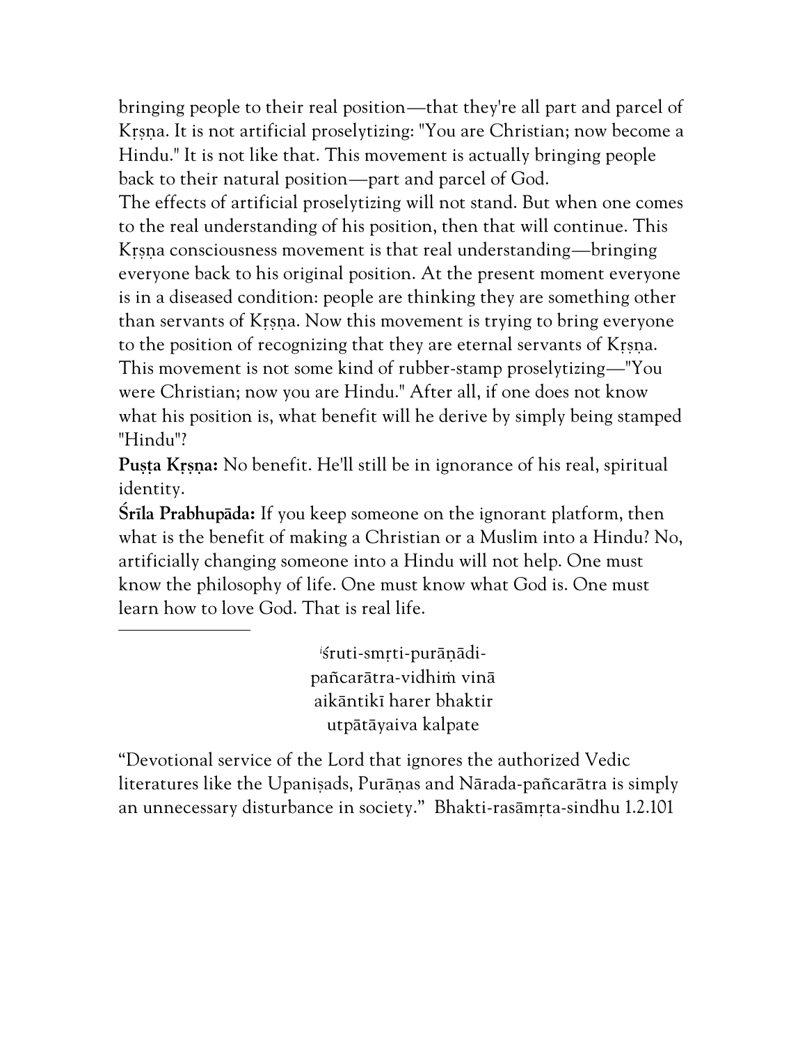bringing people to their real position—that they're all part and parcel of Kṛṣṇa. It is not artificial proselytizing: "You are Christian; now become a Hindu." It is not like that. This movement is actually bringing people back to their natural position—part and parcel of God.

The effects of artificial proselytizing will not stand. But when one comes to the real understanding of his position, then that will continue. This Kṛṣṇa consciousness movement is that real understanding—bringing everyone back to his original position. At the present moment everyone is in a diseased condition: people are thinking they are something other than servants of Kṛṣṇa. Now this movement is trying to bring everyone to the position of recognizing that they are eternal servants of Kṛṣṇa. This movement is not some kind of rubber-stamp proselytizing—"You were Christian; now you are Hindu." After all, if one does not know what his position is, what benefit will he derive by simply being stamped "Hindu"?

**Puṣṭa Kṛṣṇa:** No benefit. He'll still be in ignorance of his real, spiritual identity.

**Śrīla Prabhupāda:** If you keep someone on the ignorant platform, then what is the benefit of making a Christian or a Muslim into a Hindu? No, artificially changing someone into a Hindu will not help. One must know the philosophy of life. One must know what God is. One must learn how to love God. That is real life.

---

[i]śruti-smṛti-purāṇādi-
pañcarātra-vidhiṁ vinā
aikāntikī harer bhaktir
utpātāyaiva kalpate

"Devotional service of the Lord that ignores the authorized Vedic literatures like the Upaniṣads, Purāṇas and Nārada-pañcarātra is simply an unnecessary disturbance in society." Bhakti-rasāmṛta-sindhu 1.2.101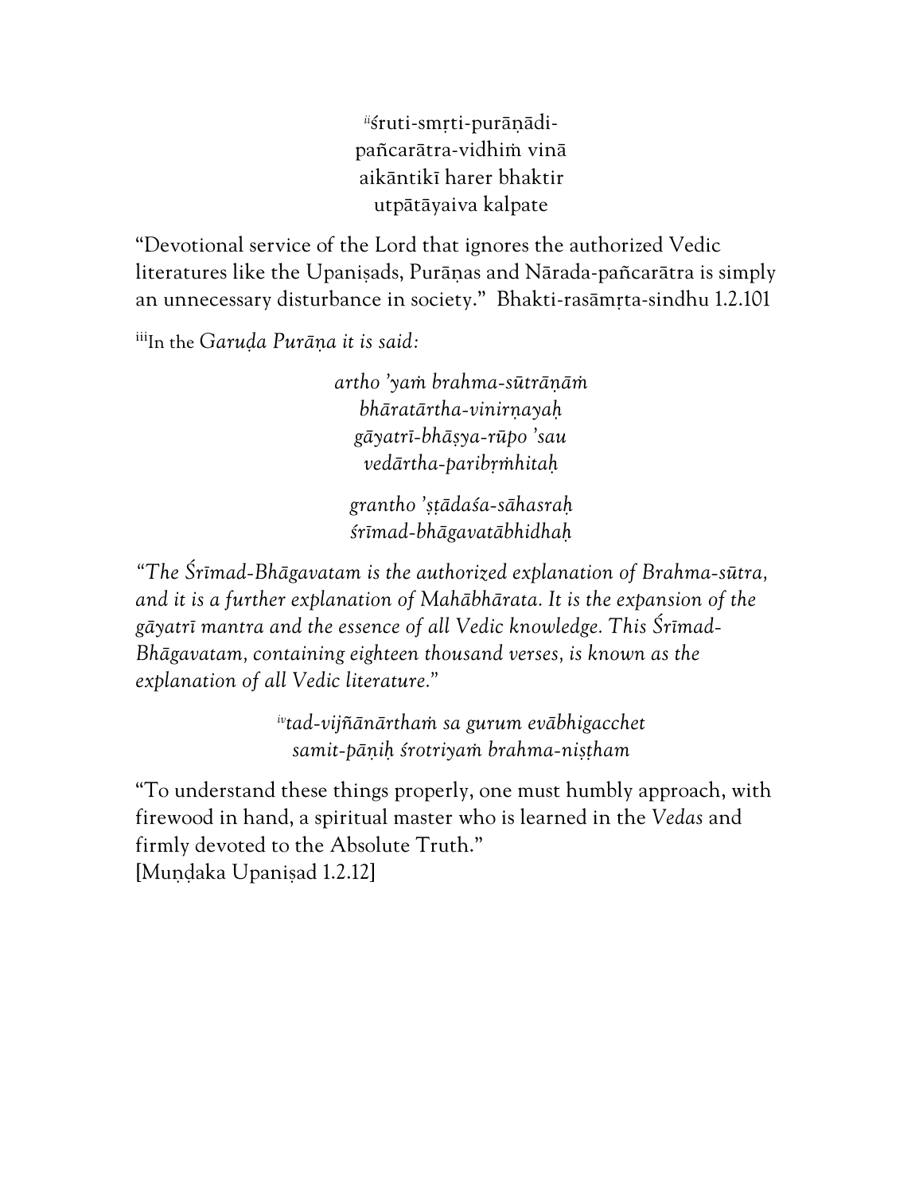[ii]śruti-smṛti-purāṇādi-
pañcarātra-vidhiṁ vinā
aikāntikī harer bhaktir
utpātāyaiva kalpate

"Devotional service of the Lord that ignores the authorized Vedic literatures like the Upaniṣads, Purāṇas and Nārada-pañcarātra is simply an unnecessary disturbance in society." Bhakti-rasāmṛta-sindhu 1.2.101

[iii]In the *Garuḍa Purāṇa it is said:*

*artho 'yaṁ brahma-sūtrāṇāṁ*
*bhāratārtha-vinirṇayaḥ*
*gāyatrī-bhāṣya-rūpo 'sau*
*vedārtha-paribṛṁhitaḥ*

*grantho 'ṣṭādaśa-sāhasraḥ*
*śrīmad-bhāgavatābhidhaḥ*

*"The Śrīmad-Bhāgavatam is the authorized explanation of Brahma-sūtra, and it is a further explanation of Mahābhārata. It is the expansion of the gāyatrī mantra and the essence of all Vedic knowledge. This Śrīmad-Bhāgavatam, containing eighteen thousand verses, is known as the explanation of all Vedic literature."*

[iv]*tad-vijñānārthaṁ sa gurum evābhigacchet*
*samit-pāṇiḥ śrotriyaṁ brahma-niṣṭham*

"To understand these things properly, one must humbly approach, with firewood in hand, a spiritual master who is learned in the *Vedas* and firmly devoted to the Absolute Truth."
[Muṇḍaka Upaniṣad 1.2.12]